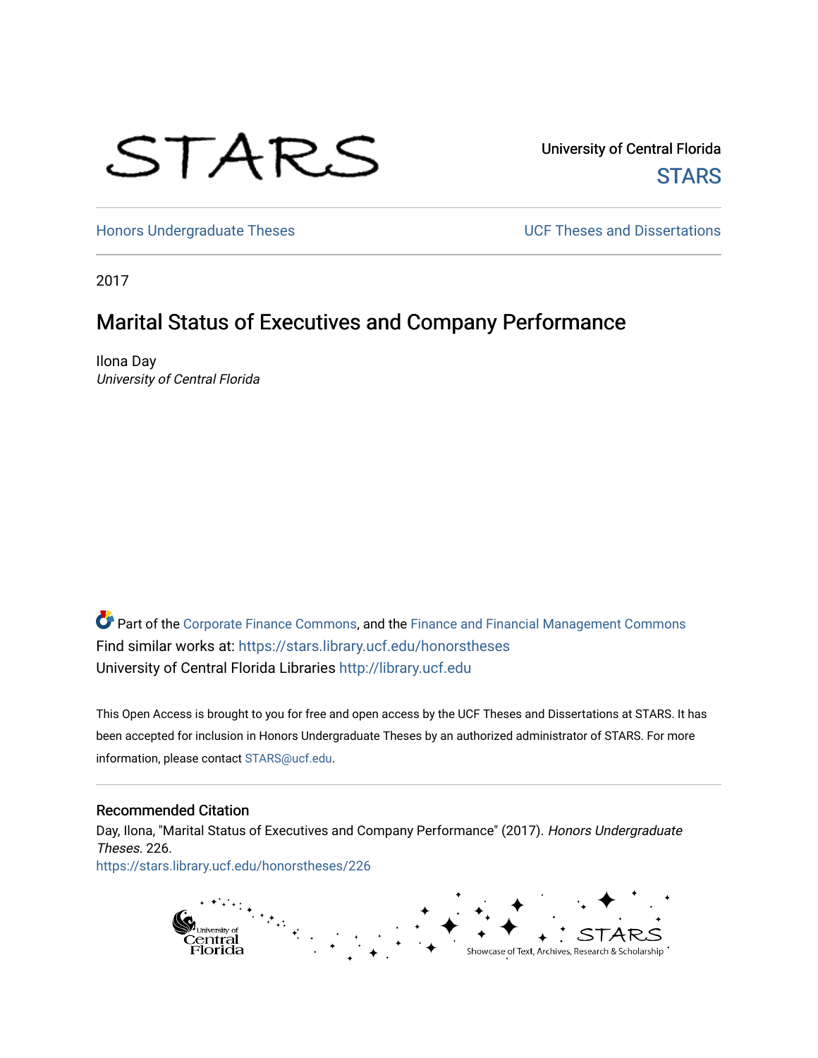STARS

University of Central Florida
STARS

Honors Undergraduate Theses | UCF Theses and Dissertations

2017

# Marital Status of Executives and Company Performance

Ilona Day
*University of Central Florida*

Part of the Corporate Finance Commons, and the Finance and Financial Management Commons
Find similar works at: https://stars.library.ucf.edu/honorstheses
University of Central Florida Libraries http://library.ucf.edu

This Open Access is brought to you for free and open access by the UCF Theses and Dissertations at STARS. It has been accepted for inclusion in Honors Undergraduate Theses by an authorized administrator of STARS. For more information, please contact STARS@ucf.edu.

## Recommended Citation

Day, Ilona, "Marital Status of Executives and Company Performance" (2017). *Honors Undergraduate Theses*. 226.
https://stars.library.ucf.edu/honorstheses/226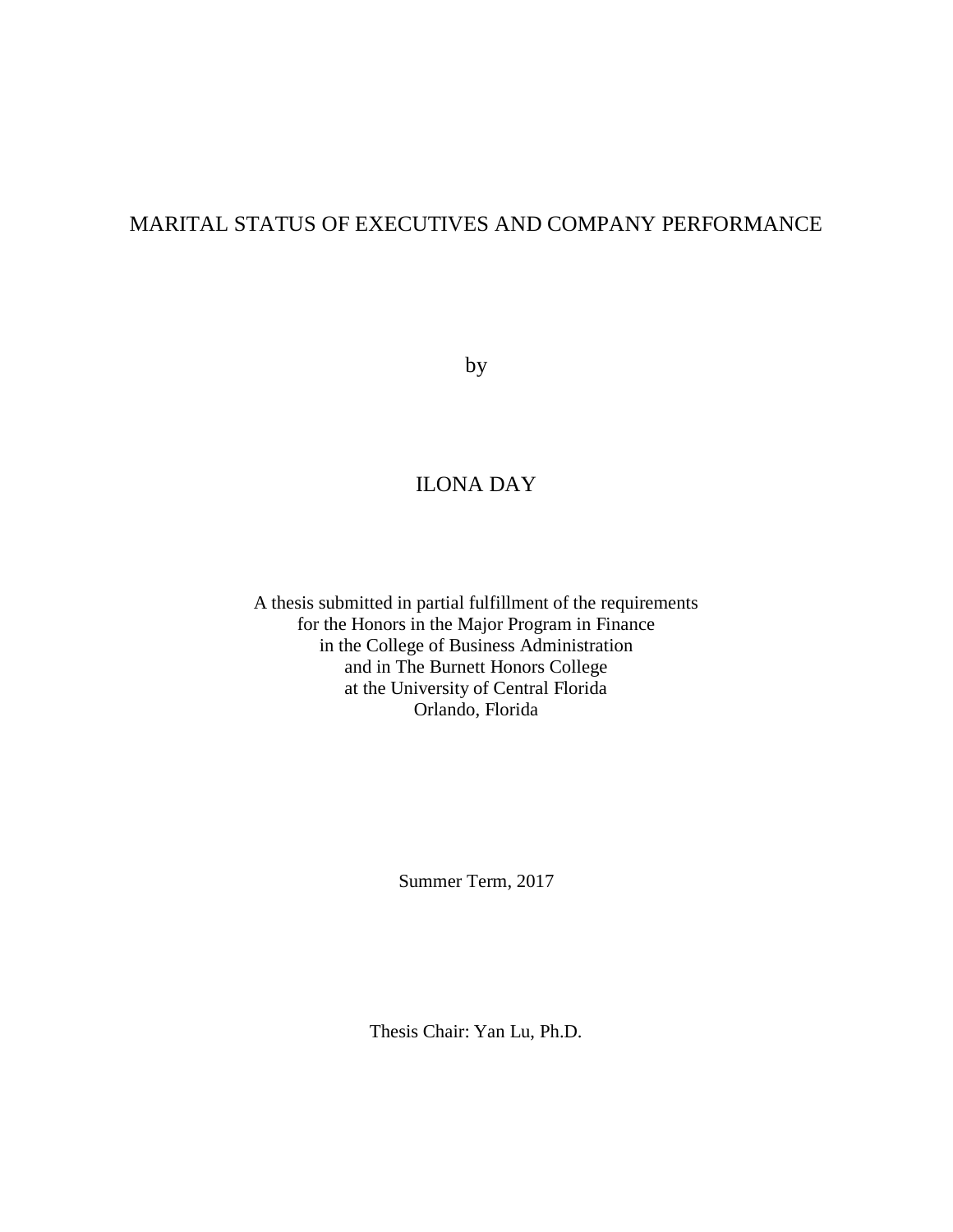# MARITAL STATUS OF EXECUTIVES AND COMPANY PERFORMANCE

by

ILONA DAY

A thesis submitted in partial fulfillment of the requirements
for the Honors in the Major Program in Finance
in the College of Business Administration
and in The Burnett Honors College
at the University of Central Florida
Orlando, Florida

Summer Term, 2017

Thesis Chair: Yan Lu, Ph.D.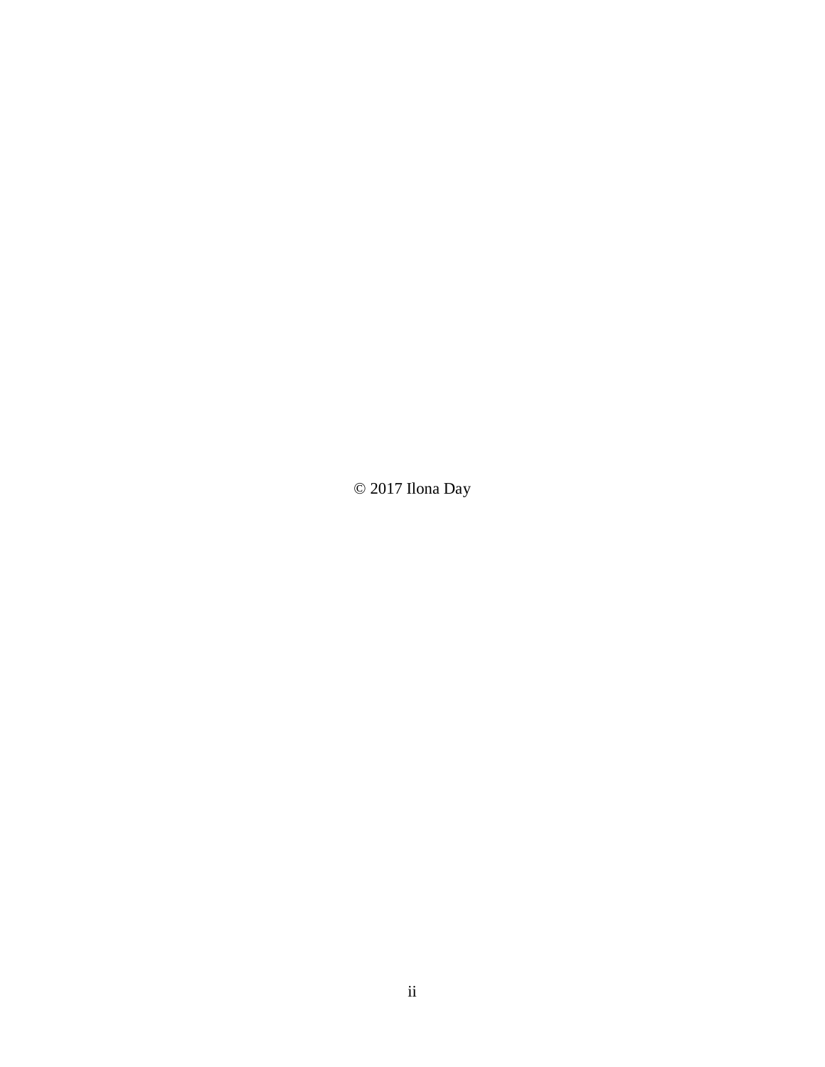© 2017 Ilona Day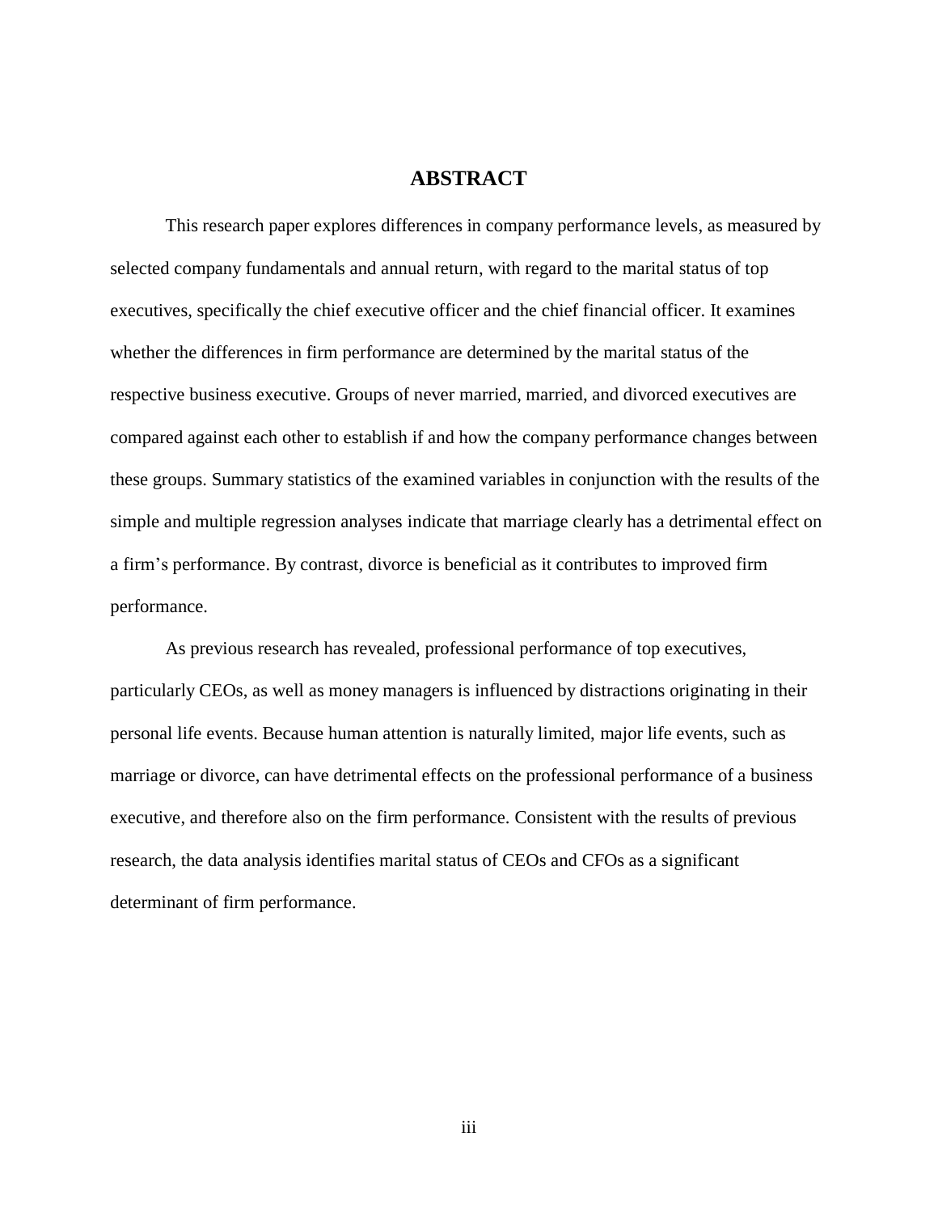# ABSTRACT

This research paper explores differences in company performance levels, as measured by selected company fundamentals and annual return, with regard to the marital status of top executives, specifically the chief executive officer and the chief financial officer. It examines whether the differences in firm performance are determined by the marital status of the respective business executive. Groups of never married, married, and divorced executives are compared against each other to establish if and how the company performance changes between these groups. Summary statistics of the examined variables in conjunction with the results of the simple and multiple regression analyses indicate that marriage clearly has a detrimental effect on a firm's performance. By contrast, divorce is beneficial as it contributes to improved firm performance.

As previous research has revealed, professional performance of top executives, particularly CEOs, as well as money managers is influenced by distractions originating in their personal life events. Because human attention is naturally limited, major life events, such as marriage or divorce, can have detrimental effects on the professional performance of a business executive, and therefore also on the firm performance. Consistent with the results of previous research, the data analysis identifies marital status of CEOs and CFOs as a significant determinant of firm performance.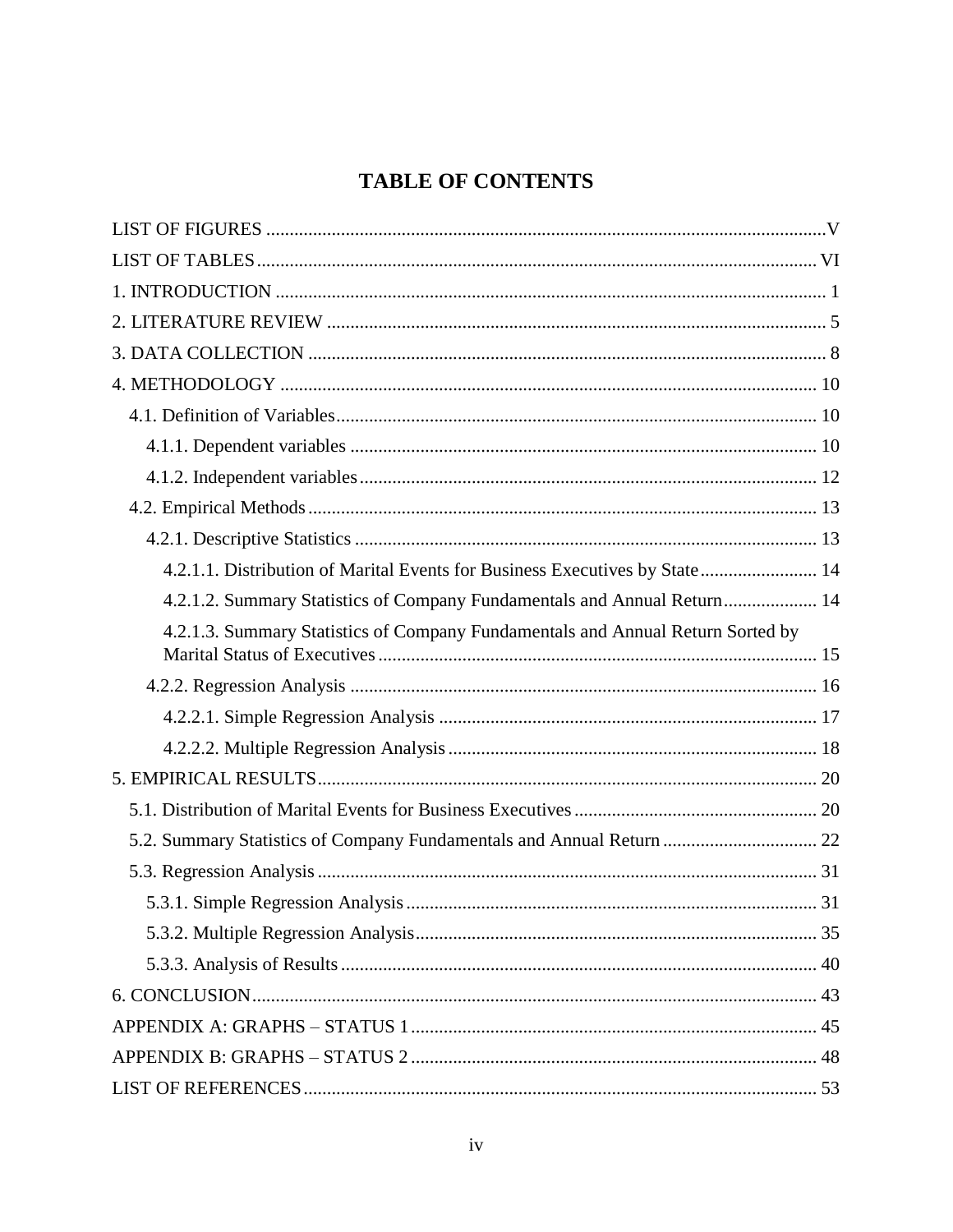# TABLE OF CONTENTS

LIST OF FIGURES ....................................................................................................... V

LIST OF TABLES ....................................................................................................... VI

1. INTRODUCTION ....................................................................................................... 1

2. LITERATURE REVIEW ............................................................................................. 5

3. DATA COLLECTION .................................................................................................. 8

4. METHODOLOGY ...................................................................................................... 10

- 4.1. Definition of Variables ....................................................................................... 10
  - 4.1.1. Dependent variables .................................................................................... 10
  - 4.1.2. Independent variables .................................................................................. 12
- 4.2. Empirical Methods ............................................................................................. 13
  - 4.2.1. Descriptive Statistics ................................................................................... 13
    - 4.2.1.1. Distribution of Marital Events for Business Executives by State ......................... 14
    - 4.2.1.2. Summary Statistics of Company Fundamentals and Annual Return .................... 14
    - 4.2.1.3. Summary Statistics of Company Fundamentals and Annual Return Sorted by Marital Status of Executives ............................................................................. 15
  - 4.2.2. Regression Analysis .................................................................................... 16
    - 4.2.2.1. Simple Regression Analysis ................................................................. 17
    - 4.2.2.2. Multiple Regression Analysis ............................................................... 18

5. EMPIRICAL RESULTS ............................................................................................. 20

- 5.1. Distribution of Marital Events for Business Executives .................................................... 20
- 5.2. Summary Statistics of Company Fundamentals and Annual Return ................................. 22
- 5.3. Regression Analysis ........................................................................................... 31
  - 5.3.1. Simple Regression Analysis ........................................................................ 31
  - 5.3.2. Multiple Regression Analysis ...................................................................... 35
  - 5.3.3. Analysis of Results ...................................................................................... 40

6. CONCLUSION ........................................................................................................... 43

APPENDIX A: GRAPHS – STATUS 1 ....................................................................... 45

APPENDIX B: GRAPHS – STATUS 2 ....................................................................... 48

LIST OF REFERENCES ............................................................................................... 53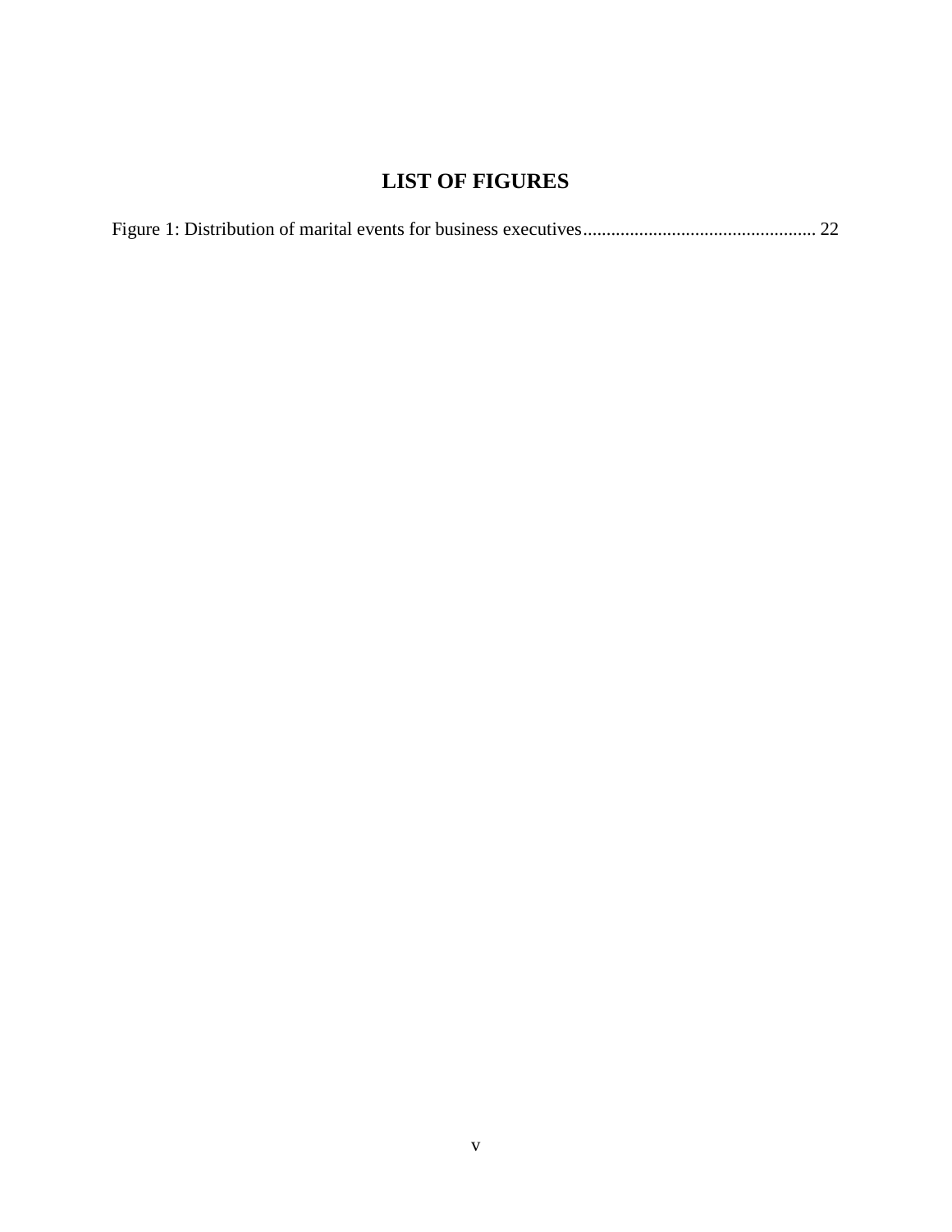# LIST OF FIGURES

Figure 1: Distribution of marital events for business executives.................................................. 22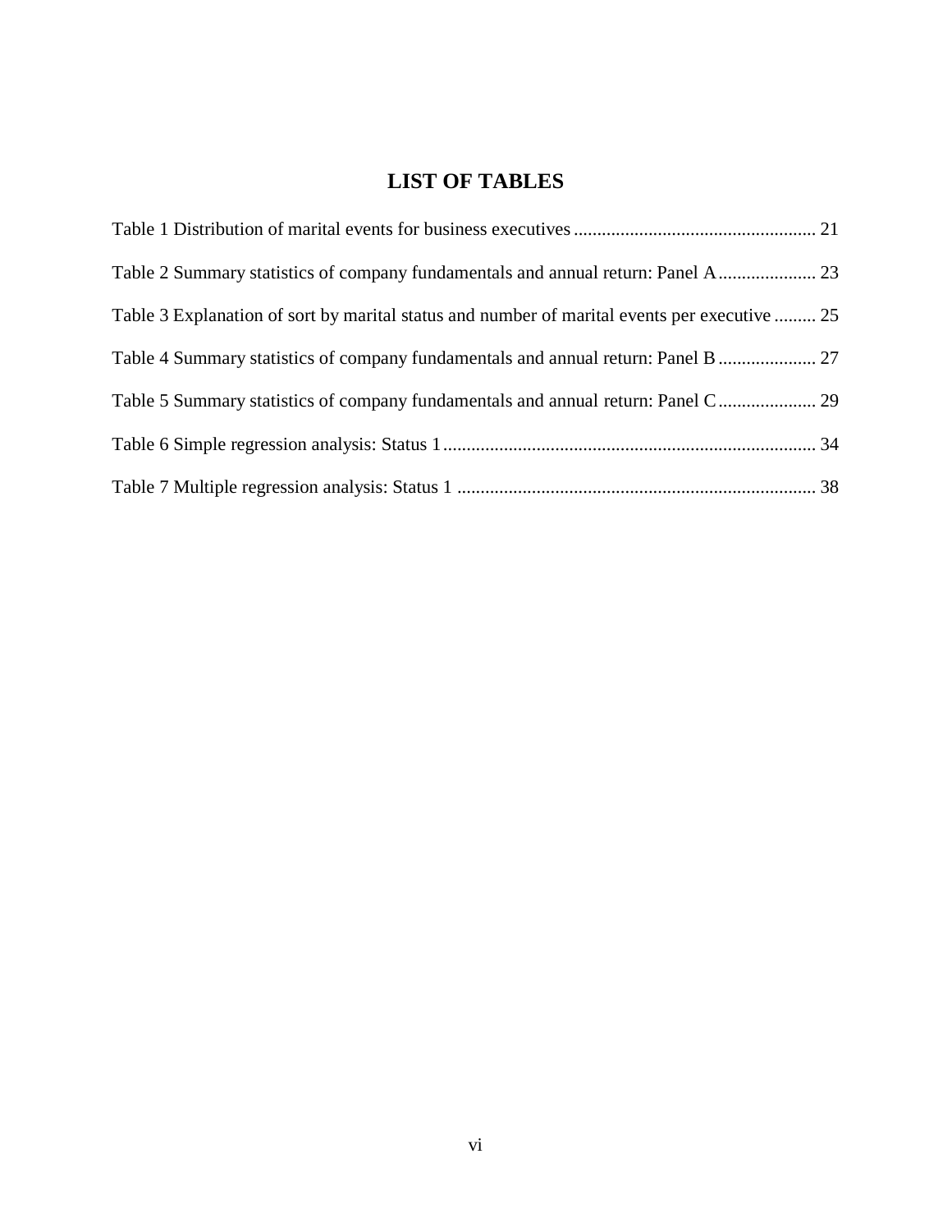# LIST OF TABLES

Table 1 Distribution of marital events for business executives .................................................... 21

Table 2 Summary statistics of company fundamentals and annual return: Panel A ..................... 23

Table 3 Explanation of sort by marital status and number of marital events per executive ......... 25

Table 4 Summary statistics of company fundamentals and annual return: Panel B ..................... 27

Table 5 Summary statistics of company fundamentals and annual return: Panel C ..................... 29

Table 6 Simple regression analysis: Status 1 ................................................................................ 34

Table 7 Multiple regression analysis: Status 1 ............................................................................. 38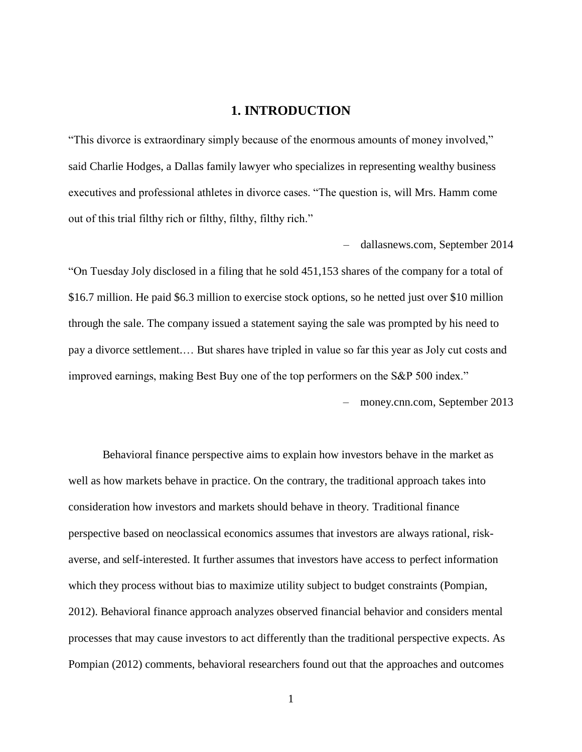# 1. INTRODUCTION

"This divorce is extraordinary simply because of the enormous amounts of money involved," said Charlie Hodges, a Dallas family lawyer who specializes in representing wealthy business executives and professional athletes in divorce cases. "The question is, will Mrs. Hamm come out of this trial filthy rich or filthy, filthy, filthy rich."

– dallasnews.com, September 2014

"On Tuesday Joly disclosed in a filing that he sold 451,153 shares of the company for a total of \$16.7 million. He paid \$6.3 million to exercise stock options, so he netted just over \$10 million through the sale. The company issued a statement saying the sale was prompted by his need to pay a divorce settlement.… But shares have tripled in value so far this year as Joly cut costs and improved earnings, making Best Buy one of the top performers on the S&P 500 index."

– money.cnn.com, September 2013

Behavioral finance perspective aims to explain how investors behave in the market as well as how markets behave in practice. On the contrary, the traditional approach takes into consideration how investors and markets should behave in theory. Traditional finance perspective based on neoclassical economics assumes that investors are always rational, risk-averse, and self-interested. It further assumes that investors have access to perfect information which they process without bias to maximize utility subject to budget constraints (Pompian, 2012). Behavioral finance approach analyzes observed financial behavior and considers mental processes that may cause investors to act differently than the traditional perspective expects. As Pompian (2012) comments, behavioral researchers found out that the approaches and outcomes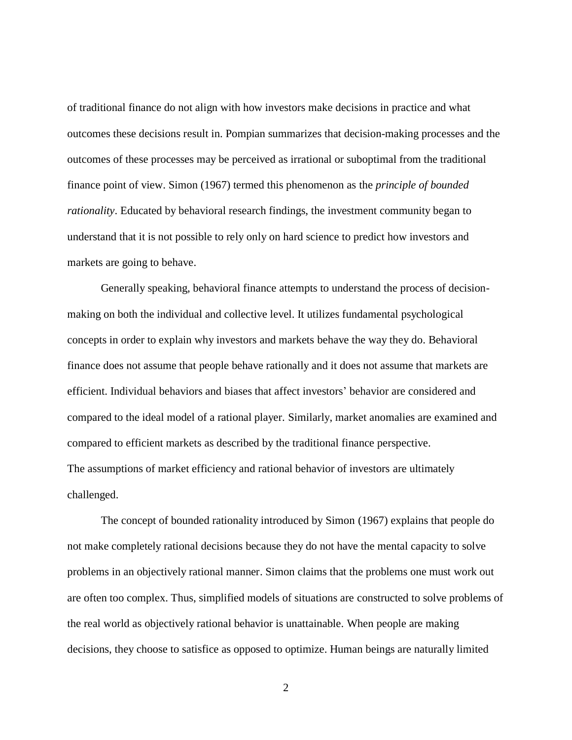of traditional finance do not align with how investors make decisions in practice and what outcomes these decisions result in. Pompian summarizes that decision-making processes and the outcomes of these processes may be perceived as irrational or suboptimal from the traditional finance point of view. Simon (1967) termed this phenomenon as the *principle of bounded rationality*. Educated by behavioral research findings, the investment community began to understand that it is not possible to rely only on hard science to predict how investors and markets are going to behave.

Generally speaking, behavioral finance attempts to understand the process of decision-making on both the individual and collective level. It utilizes fundamental psychological concepts in order to explain why investors and markets behave the way they do. Behavioral finance does not assume that people behave rationally and it does not assume that markets are efficient. Individual behaviors and biases that affect investors' behavior are considered and compared to the ideal model of a rational player. Similarly, market anomalies are examined and compared to efficient markets as described by the traditional finance perspective. The assumptions of market efficiency and rational behavior of investors are ultimately challenged.

The concept of bounded rationality introduced by Simon (1967) explains that people do not make completely rational decisions because they do not have the mental capacity to solve problems in an objectively rational manner. Simon claims that the problems one must work out are often too complex. Thus, simplified models of situations are constructed to solve problems of the real world as objectively rational behavior is unattainable. When people are making decisions, they choose to satisfice as opposed to optimize. Human beings are naturally limited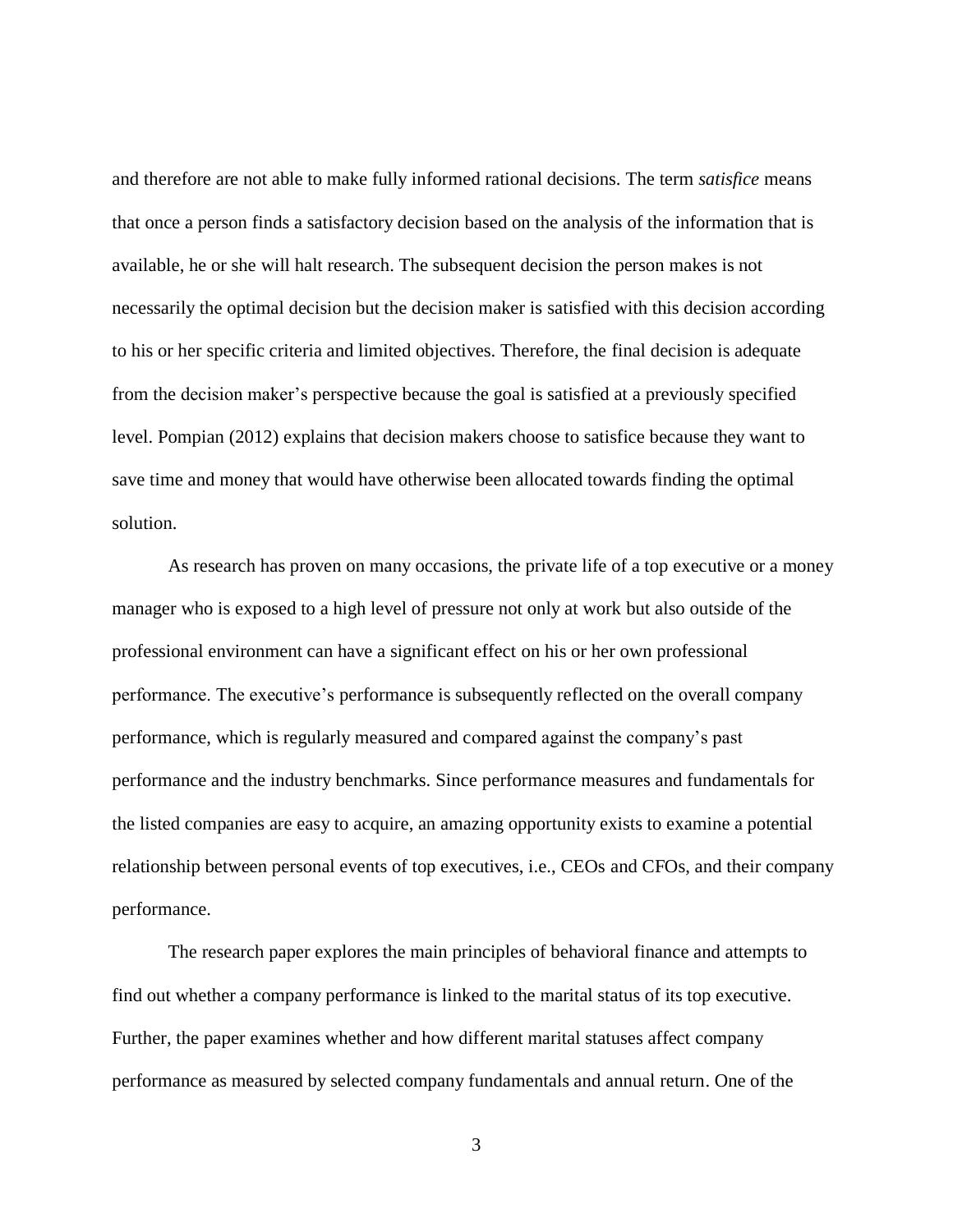and therefore are not able to make fully informed rational decisions. The term *satisfice* means that once a person finds a satisfactory decision based on the analysis of the information that is available, he or she will halt research. The subsequent decision the person makes is not necessarily the optimal decision but the decision maker is satisfied with this decision according to his or her specific criteria and limited objectives. Therefore, the final decision is adequate from the decision maker's perspective because the goal is satisfied at a previously specified level. Pompian (2012) explains that decision makers choose to satisfice because they want to save time and money that would have otherwise been allocated towards finding the optimal solution.

As research has proven on many occasions, the private life of a top executive or a money manager who is exposed to a high level of pressure not only at work but also outside of the professional environment can have a significant effect on his or her own professional performance. The executive's performance is subsequently reflected on the overall company performance, which is regularly measured and compared against the company's past performance and the industry benchmarks. Since performance measures and fundamentals for the listed companies are easy to acquire, an amazing opportunity exists to examine a potential relationship between personal events of top executives, i.e., CEOs and CFOs, and their company performance.

The research paper explores the main principles of behavioral finance and attempts to find out whether a company performance is linked to the marital status of its top executive. Further, the paper examines whether and how different marital statuses affect company performance as measured by selected company fundamentals and annual return. One of the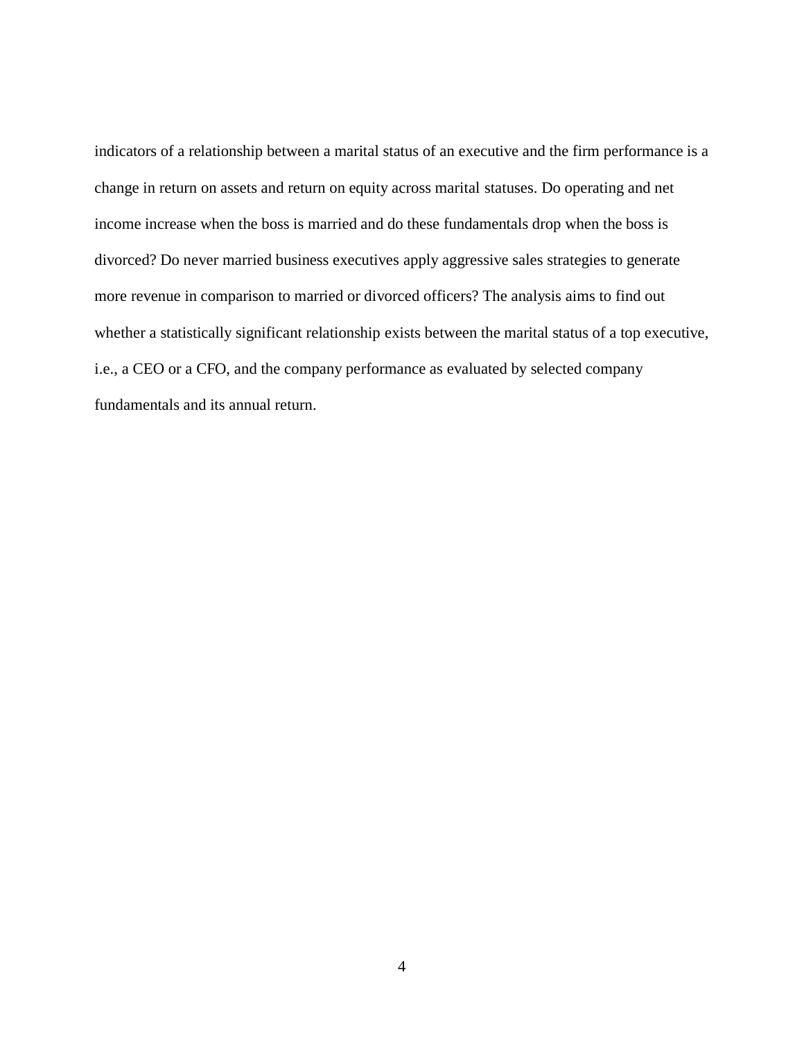indicators of a relationship between a marital status of an executive and the firm performance is a change in return on assets and return on equity across marital statuses. Do operating and net income increase when the boss is married and do these fundamentals drop when the boss is divorced? Do never married business executives apply aggressive sales strategies to generate more revenue in comparison to married or divorced officers? The analysis aims to find out whether a statistically significant relationship exists between the marital status of a top executive, i.e., a CEO or a CFO, and the company performance as evaluated by selected company fundamentals and its annual return.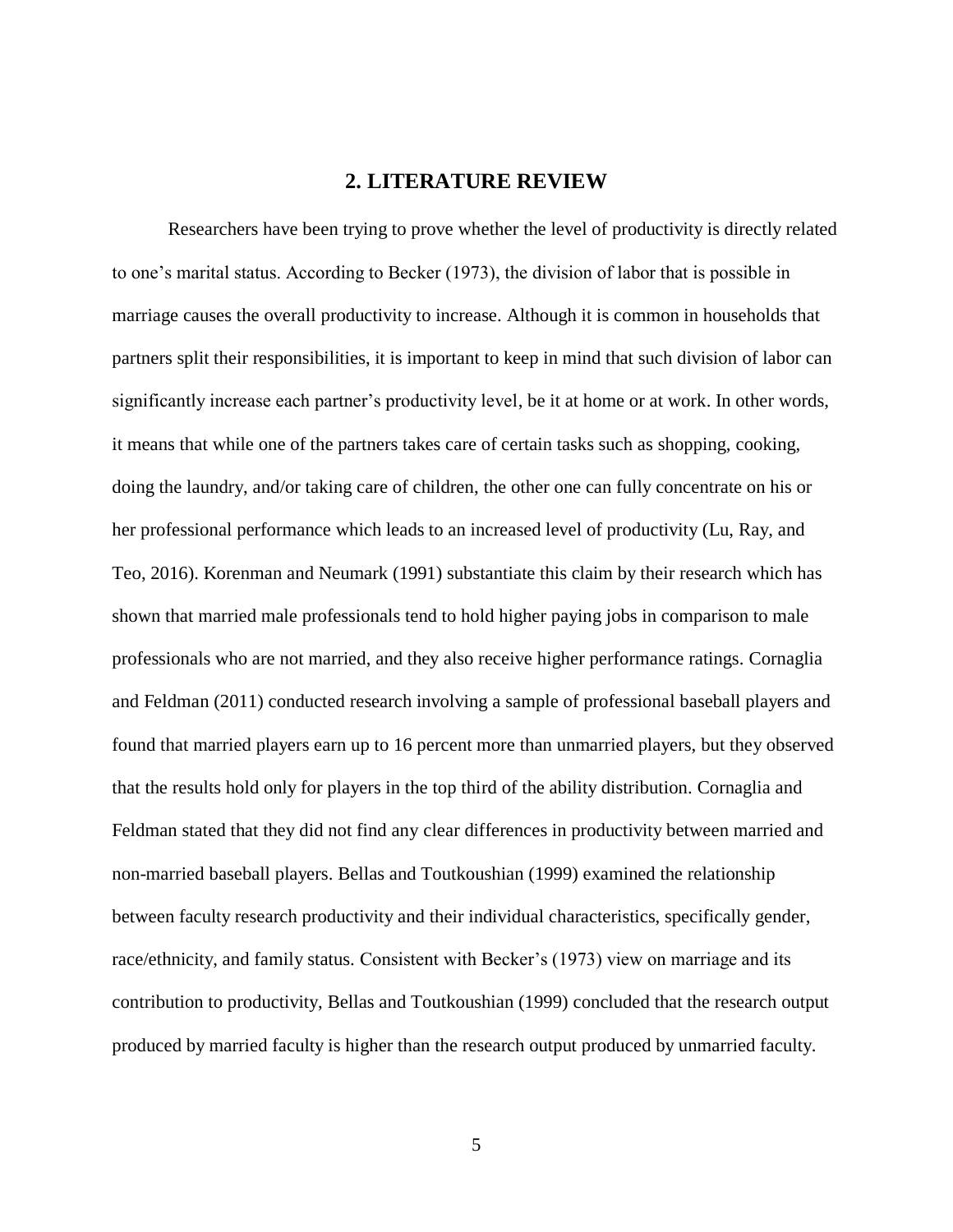# 2. LITERATURE REVIEW

Researchers have been trying to prove whether the level of productivity is directly related to one's marital status. According to Becker (1973), the division of labor that is possible in marriage causes the overall productivity to increase. Although it is common in households that partners split their responsibilities, it is important to keep in mind that such division of labor can significantly increase each partner's productivity level, be it at home or at work. In other words, it means that while one of the partners takes care of certain tasks such as shopping, cooking, doing the laundry, and/or taking care of children, the other one can fully concentrate on his or her professional performance which leads to an increased level of productivity (Lu, Ray, and Teo, 2016). Korenman and Neumark (1991) substantiate this claim by their research which has shown that married male professionals tend to hold higher paying jobs in comparison to male professionals who are not married, and they also receive higher performance ratings. Cornaglia and Feldman (2011) conducted research involving a sample of professional baseball players and found that married players earn up to 16 percent more than unmarried players, but they observed that the results hold only for players in the top third of the ability distribution. Cornaglia and Feldman stated that they did not find any clear differences in productivity between married and non-married baseball players. Bellas and Toutkoushian (1999) examined the relationship between faculty research productivity and their individual characteristics, specifically gender, race/ethnicity, and family status. Consistent with Becker's (1973) view on marriage and its contribution to productivity, Bellas and Toutkoushian (1999) concluded that the research output produced by married faculty is higher than the research output produced by unmarried faculty.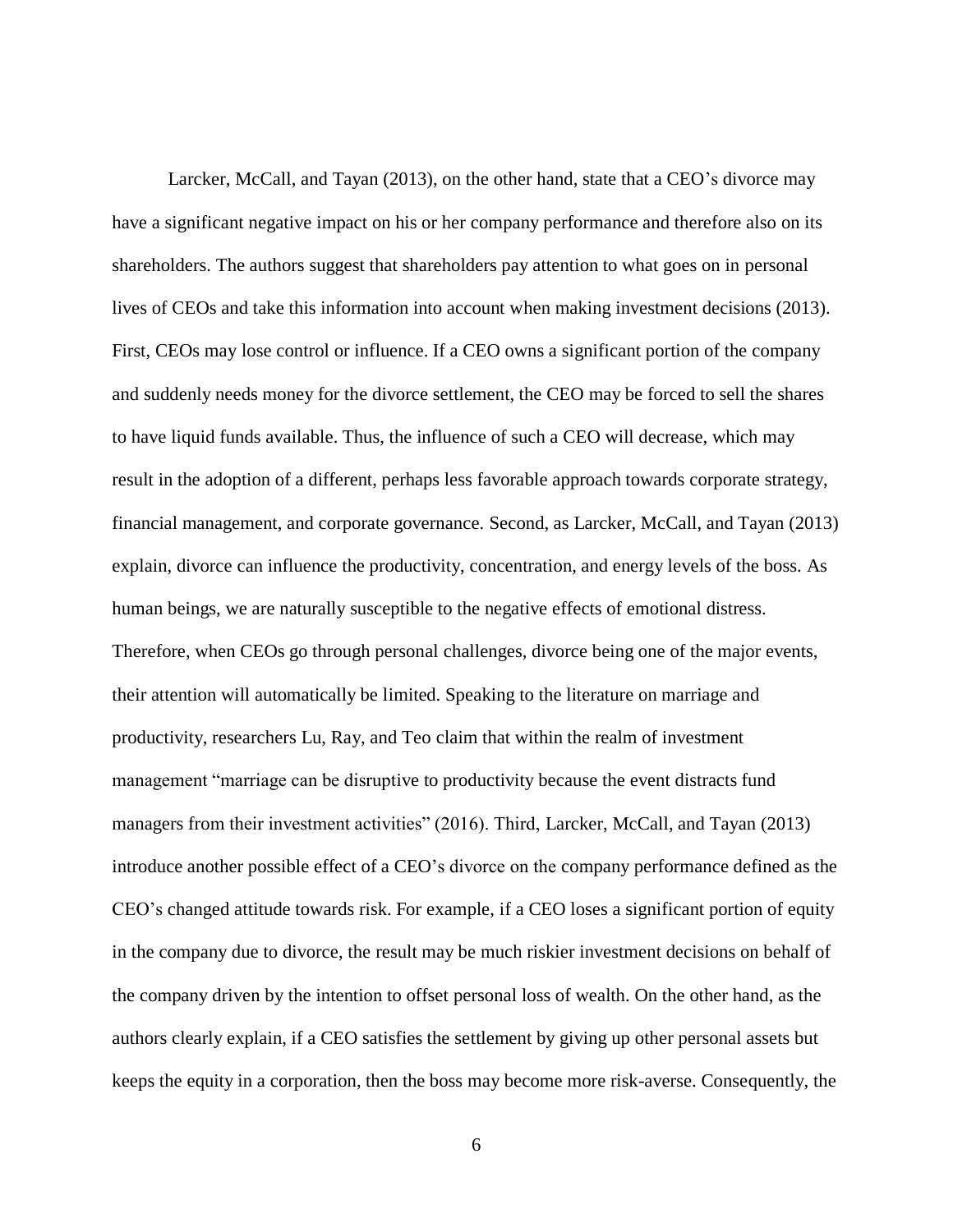Larcker, McCall, and Tayan (2013), on the other hand, state that a CEO's divorce may have a significant negative impact on his or her company performance and therefore also on its shareholders. The authors suggest that shareholders pay attention to what goes on in personal lives of CEOs and take this information into account when making investment decisions (2013). First, CEOs may lose control or influence. If a CEO owns a significant portion of the company and suddenly needs money for the divorce settlement, the CEO may be forced to sell the shares to have liquid funds available. Thus, the influence of such a CEO will decrease, which may result in the adoption of a different, perhaps less favorable approach towards corporate strategy, financial management, and corporate governance. Second, as Larcker, McCall, and Tayan (2013) explain, divorce can influence the productivity, concentration, and energy levels of the boss. As human beings, we are naturally susceptible to the negative effects of emotional distress. Therefore, when CEOs go through personal challenges, divorce being one of the major events, their attention will automatically be limited. Speaking to the literature on marriage and productivity, researchers Lu, Ray, and Teo claim that within the realm of investment management "marriage can be disruptive to productivity because the event distracts fund managers from their investment activities" (2016). Third, Larcker, McCall, and Tayan (2013) introduce another possible effect of a CEO's divorce on the company performance defined as the CEO's changed attitude towards risk. For example, if a CEO loses a significant portion of equity in the company due to divorce, the result may be much riskier investment decisions on behalf of the company driven by the intention to offset personal loss of wealth. On the other hand, as the authors clearly explain, if a CEO satisfies the settlement by giving up other personal assets but keeps the equity in a corporation, then the boss may become more risk-averse. Consequently, the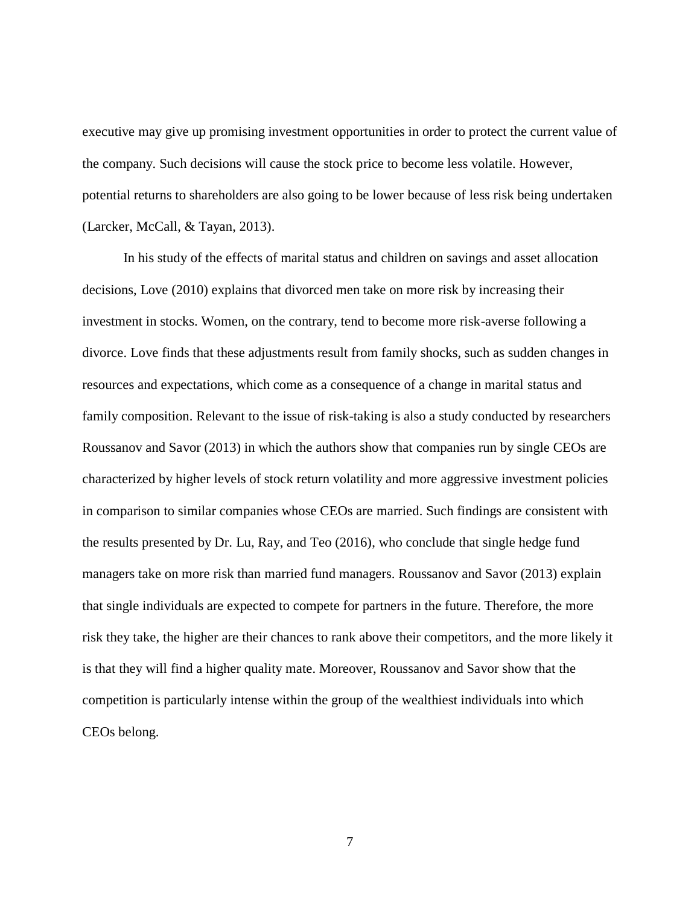executive may give up promising investment opportunities in order to protect the current value of the company. Such decisions will cause the stock price to become less volatile. However, potential returns to shareholders are also going to be lower because of less risk being undertaken (Larcker, McCall, & Tayan, 2013).

In his study of the effects of marital status and children on savings and asset allocation decisions, Love (2010) explains that divorced men take on more risk by increasing their investment in stocks. Women, on the contrary, tend to become more risk-averse following a divorce. Love finds that these adjustments result from family shocks, such as sudden changes in resources and expectations, which come as a consequence of a change in marital status and family composition. Relevant to the issue of risk-taking is also a study conducted by researchers Roussanov and Savor (2013) in which the authors show that companies run by single CEOs are characterized by higher levels of stock return volatility and more aggressive investment policies in comparison to similar companies whose CEOs are married. Such findings are consistent with the results presented by Dr. Lu, Ray, and Teo (2016), who conclude that single hedge fund managers take on more risk than married fund managers. Roussanov and Savor (2013) explain that single individuals are expected to compete for partners in the future. Therefore, the more risk they take, the higher are their chances to rank above their competitors, and the more likely it is that they will find a higher quality mate. Moreover, Roussanov and Savor show that the competition is particularly intense within the group of the wealthiest individuals into which CEOs belong.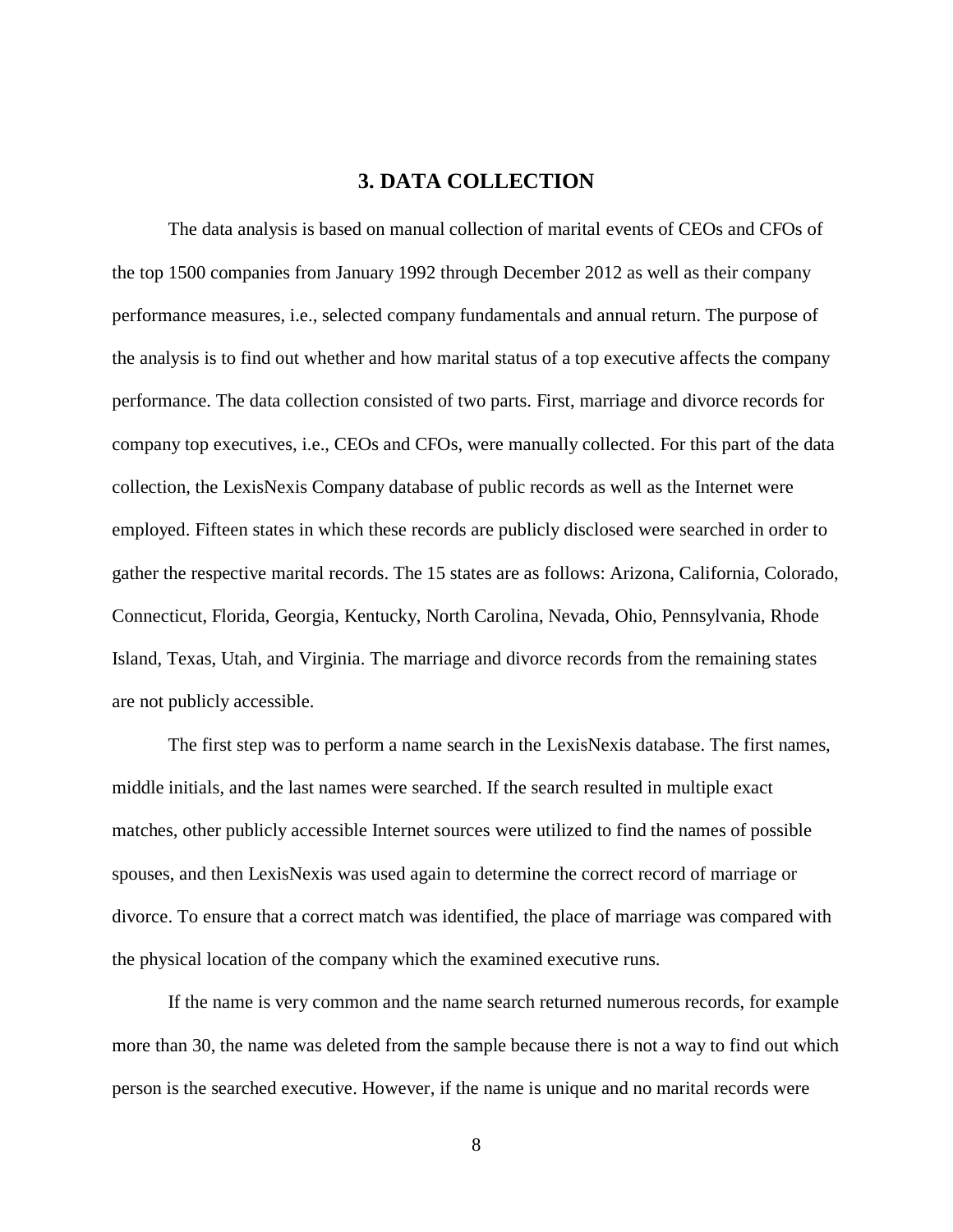# 3. DATA COLLECTION

The data analysis is based on manual collection of marital events of CEOs and CFOs of the top 1500 companies from January 1992 through December 2012 as well as their company performance measures, i.e., selected company fundamentals and annual return. The purpose of the analysis is to find out whether and how marital status of a top executive affects the company performance. The data collection consisted of two parts. First, marriage and divorce records for company top executives, i.e., CEOs and CFOs, were manually collected. For this part of the data collection, the LexisNexis Company database of public records as well as the Internet were employed. Fifteen states in which these records are publicly disclosed were searched in order to gather the respective marital records. The 15 states are as follows: Arizona, California, Colorado, Connecticut, Florida, Georgia, Kentucky, North Carolina, Nevada, Ohio, Pennsylvania, Rhode Island, Texas, Utah, and Virginia. The marriage and divorce records from the remaining states are not publicly accessible.

The first step was to perform a name search in the LexisNexis database. The first names, middle initials, and the last names were searched. If the search resulted in multiple exact matches, other publicly accessible Internet sources were utilized to find the names of possible spouses, and then LexisNexis was used again to determine the correct record of marriage or divorce. To ensure that a correct match was identified, the place of marriage was compared with the physical location of the company which the examined executive runs.

If the name is very common and the name search returned numerous records, for example more than 30, the name was deleted from the sample because there is not a way to find out which person is the searched executive. However, if the name is unique and no marital records were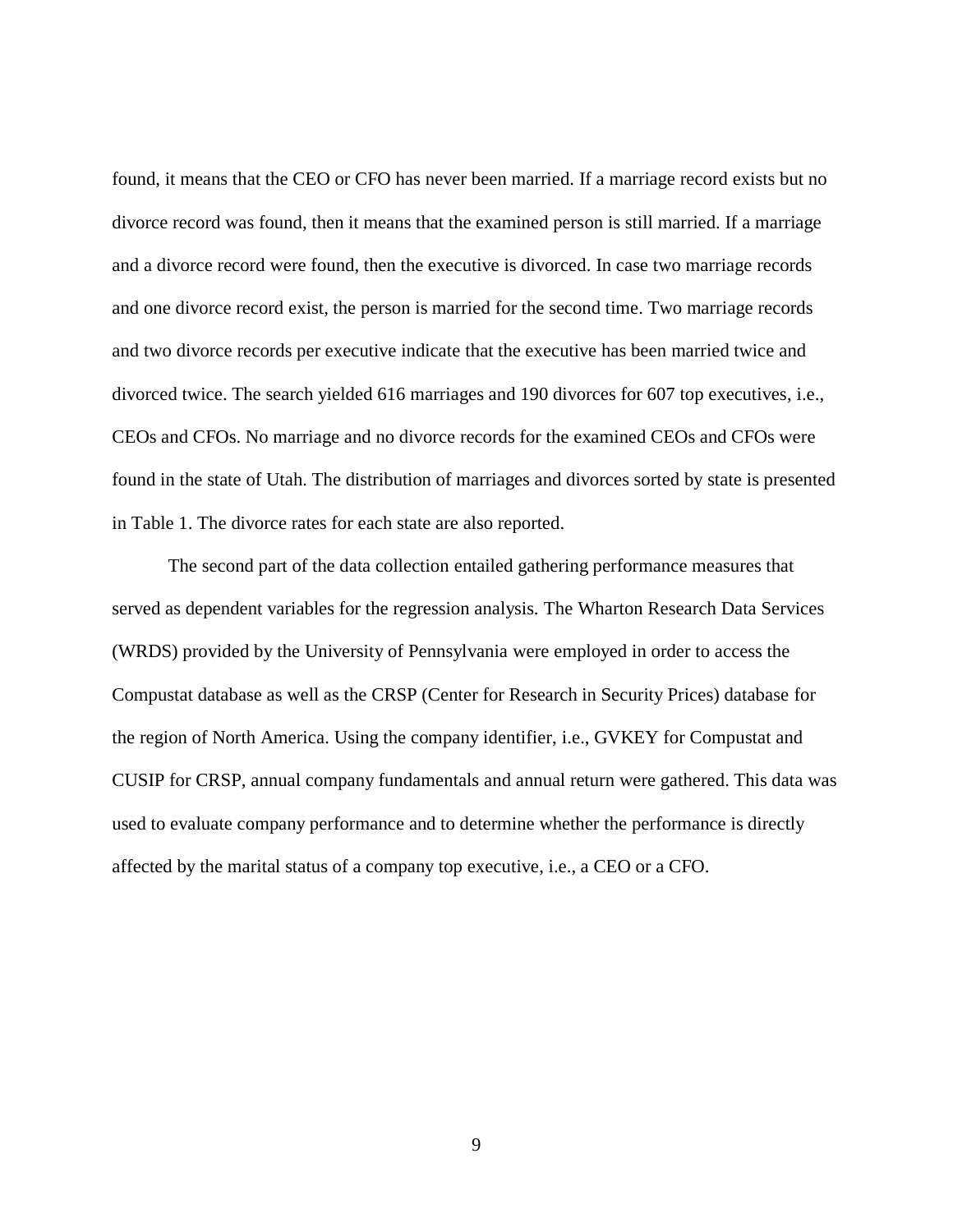found, it means that the CEO or CFO has never been married. If a marriage record exists but no divorce record was found, then it means that the examined person is still married. If a marriage and a divorce record were found, then the executive is divorced. In case two marriage records and one divorce record exist, the person is married for the second time. Two marriage records and two divorce records per executive indicate that the executive has been married twice and divorced twice. The search yielded 616 marriages and 190 divorces for 607 top executives, i.e., CEOs and CFOs. No marriage and no divorce records for the examined CEOs and CFOs were found in the state of Utah. The distribution of marriages and divorces sorted by state is presented in Table 1. The divorce rates for each state are also reported.

The second part of the data collection entailed gathering performance measures that served as dependent variables for the regression analysis. The Wharton Research Data Services (WRDS) provided by the University of Pennsylvania were employed in order to access the Compustat database as well as the CRSP (Center for Research in Security Prices) database for the region of North America. Using the company identifier, i.e., GVKEY for Compustat and CUSIP for CRSP, annual company fundamentals and annual return were gathered. This data was used to evaluate company performance and to determine whether the performance is directly affected by the marital status of a company top executive, i.e., a CEO or a CFO.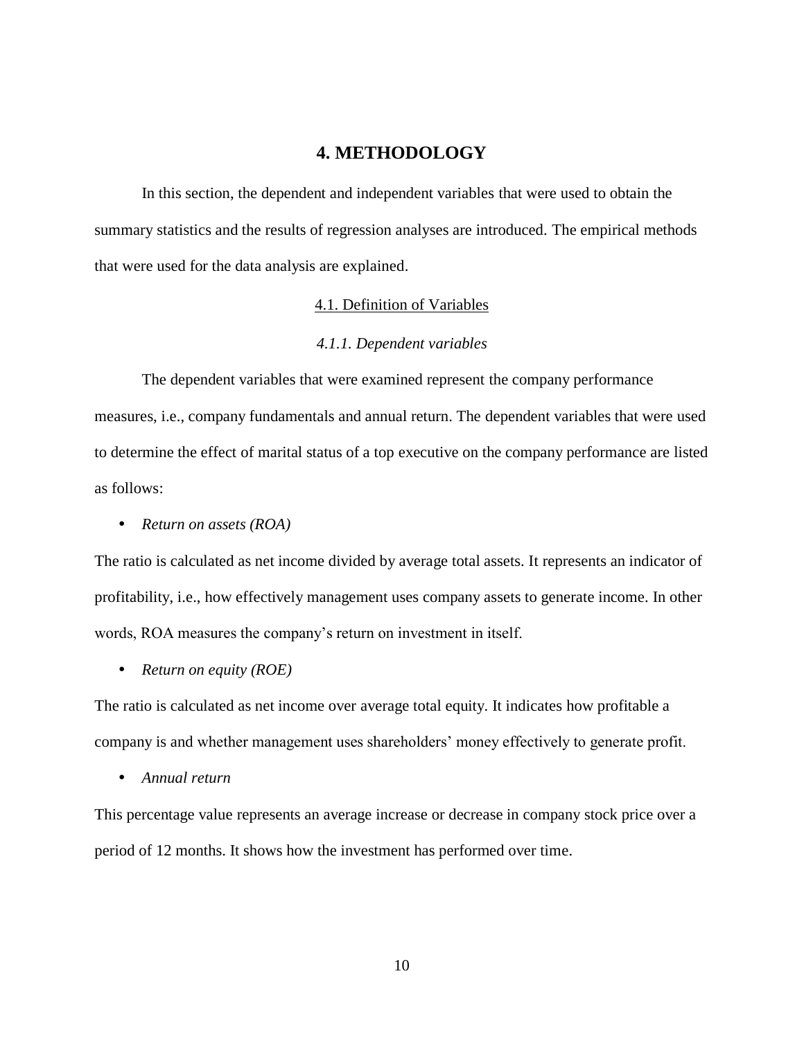# 4. METHODOLOGY

In this section, the dependent and independent variables that were used to obtain the summary statistics and the results of regression analyses are introduced. The empirical methods that were used for the data analysis are explained.

## 4.1. Definition of Variables

### *4.1.1. Dependent variables*

The dependent variables that were examined represent the company performance measures, i.e., company fundamentals and annual return. The dependent variables that were used to determine the effect of marital status of a top executive on the company performance are listed as follows:

- *Return on assets (ROA)*

The ratio is calculated as net income divided by average total assets. It represents an indicator of profitability, i.e., how effectively management uses company assets to generate income. In other words, ROA measures the company's return on investment in itself.

- *Return on equity (ROE)*

The ratio is calculated as net income over average total equity. It indicates how profitable a company is and whether management uses shareholders' money effectively to generate profit.

- *Annual return*

This percentage value represents an average increase or decrease in company stock price over a period of 12 months. It shows how the investment has performed over time.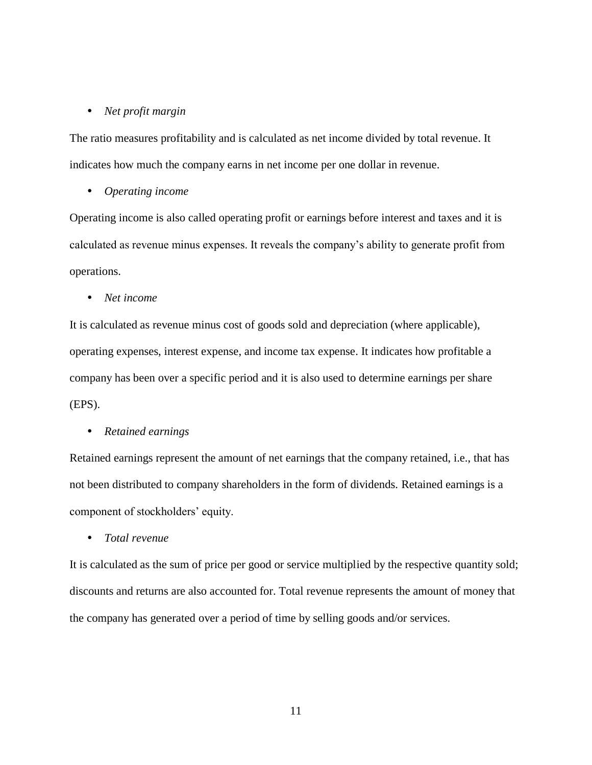- *Net profit margin*

The ratio measures profitability and is calculated as net income divided by total revenue. It indicates how much the company earns in net income per one dollar in revenue.

- *Operating income*

Operating income is also called operating profit or earnings before interest and taxes and it is calculated as revenue minus expenses. It reveals the company's ability to generate profit from operations.

- *Net income*

It is calculated as revenue minus cost of goods sold and depreciation (where applicable), operating expenses, interest expense, and income tax expense. It indicates how profitable a company has been over a specific period and it is also used to determine earnings per share (EPS).

- *Retained earnings*

Retained earnings represent the amount of net earnings that the company retained, i.e., that has not been distributed to company shareholders in the form of dividends. Retained earnings is a component of stockholders' equity.

- *Total revenue*

It is calculated as the sum of price per good or service multiplied by the respective quantity sold; discounts and returns are also accounted for. Total revenue represents the amount of money that the company has generated over a period of time by selling goods and/or services.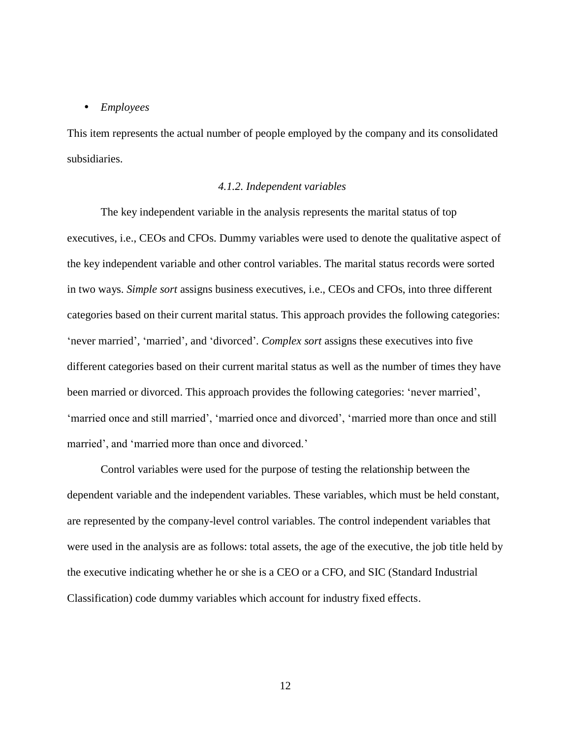- *Employees*

This item represents the actual number of people employed by the company and its consolidated subsidiaries.

#### *4.1.2. Independent variables*

The key independent variable in the analysis represents the marital status of top executives, i.e., CEOs and CFOs. Dummy variables were used to denote the qualitative aspect of the key independent variable and other control variables. The marital status records were sorted in two ways. *Simple sort* assigns business executives, i.e., CEOs and CFOs, into three different categories based on their current marital status. This approach provides the following categories: 'never married', 'married', and 'divorced'. *Complex sort* assigns these executives into five different categories based on their current marital status as well as the number of times they have been married or divorced. This approach provides the following categories: 'never married', 'married once and still married', 'married once and divorced', 'married more than once and still married', and 'married more than once and divorced.'

Control variables were used for the purpose of testing the relationship between the dependent variable and the independent variables. These variables, which must be held constant, are represented by the company-level control variables. The control independent variables that were used in the analysis are as follows: total assets, the age of the executive, the job title held by the executive indicating whether he or she is a CEO or a CFO, and SIC (Standard Industrial Classification) code dummy variables which account for industry fixed effects.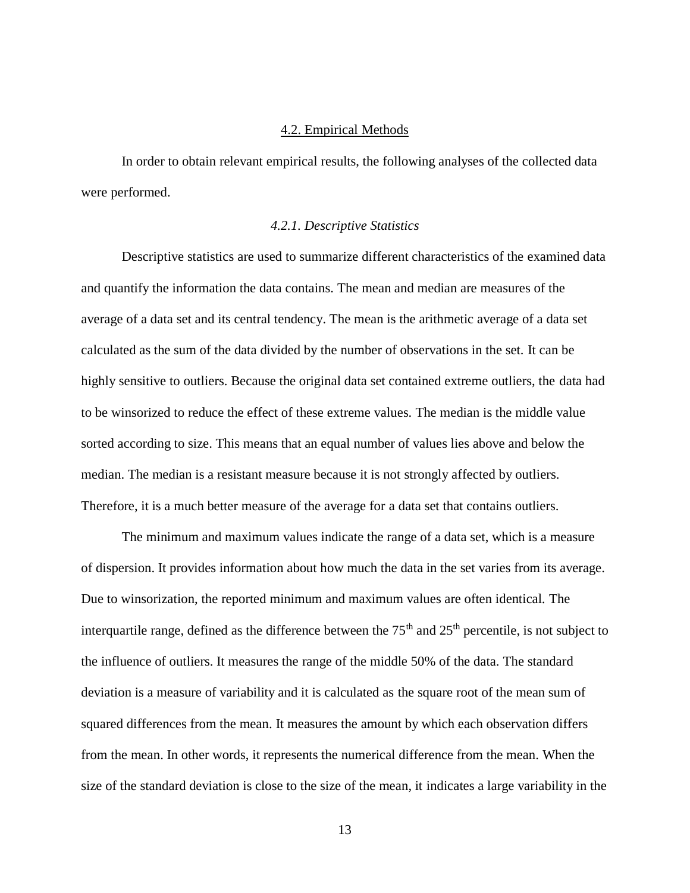## 4.2. Empirical Methods

In order to obtain relevant empirical results, the following analyses of the collected data were performed.

### *4.2.1. Descriptive Statistics*

Descriptive statistics are used to summarize different characteristics of the examined data and quantify the information the data contains. The mean and median are measures of the average of a data set and its central tendency. The mean is the arithmetic average of a data set calculated as the sum of the data divided by the number of observations in the set. It can be highly sensitive to outliers. Because the original data set contained extreme outliers, the data had to be winsorized to reduce the effect of these extreme values. The median is the middle value sorted according to size. This means that an equal number of values lies above and below the median. The median is a resistant measure because it is not strongly affected by outliers. Therefore, it is a much better measure of the average for a data set that contains outliers.

The minimum and maximum values indicate the range of a data set, which is a measure of dispersion. It provides information about how much the data in the set varies from its average. Due to winsorization, the reported minimum and maximum values are often identical. The interquartile range, defined as the difference between the $75^{th}$ and $25^{th}$ percentile, is not subject to the influence of outliers. It measures the range of the middle 50% of the data. The standard deviation is a measure of variability and it is calculated as the square root of the mean sum of squared differences from the mean. It measures the amount by which each observation differs from the mean. In other words, it represents the numerical difference from the mean. When the size of the standard deviation is close to the size of the mean, it indicates a large variability in the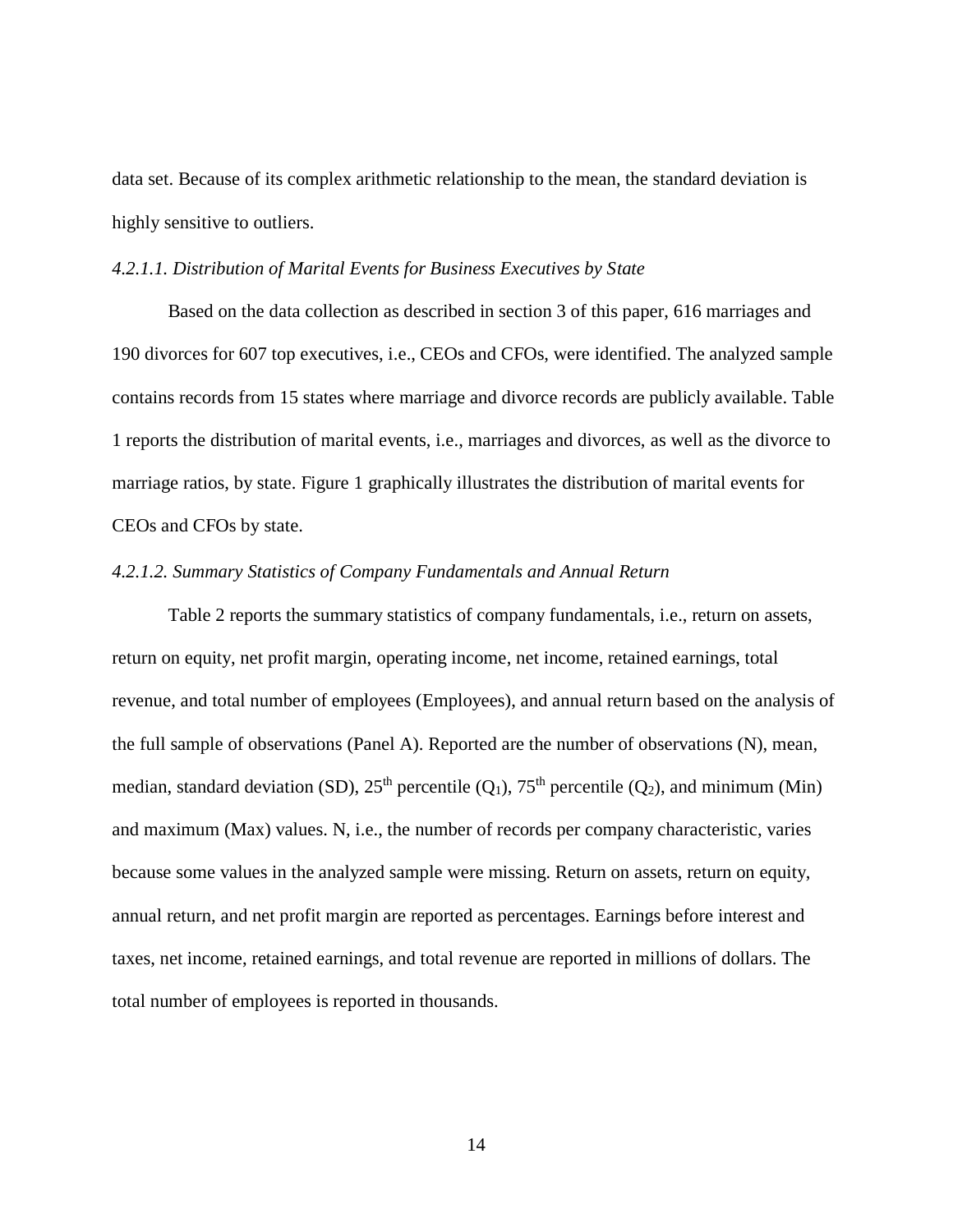data set. Because of its complex arithmetic relationship to the mean, the standard deviation is highly sensitive to outliers.

#### *4.2.1.1. Distribution of Marital Events for Business Executives by State*

Based on the data collection as described in section 3 of this paper, 616 marriages and 190 divorces for 607 top executives, i.e., CEOs and CFOs, were identified. The analyzed sample contains records from 15 states where marriage and divorce records are publicly available. Table 1 reports the distribution of marital events, i.e., marriages and divorces, as well as the divorce to marriage ratios, by state. Figure 1 graphically illustrates the distribution of marital events for CEOs and CFOs by state.

#### *4.2.1.2. Summary Statistics of Company Fundamentals and Annual Return*

Table 2 reports the summary statistics of company fundamentals, i.e., return on assets, return on equity, net profit margin, operating income, net income, retained earnings, total revenue, and total number of employees (Employees), and annual return based on the analysis of the full sample of observations (Panel A). Reported are the number of observations (N), mean, median, standard deviation (SD), 25th percentile ($Q_1$), 75th percentile ($Q_2$), and minimum (Min) and maximum (Max) values. N, i.e., the number of records per company characteristic, varies because some values in the analyzed sample were missing. Return on assets, return on equity, annual return, and net profit margin are reported as percentages. Earnings before interest and taxes, net income, retained earnings, and total revenue are reported in millions of dollars. The total number of employees is reported in thousands.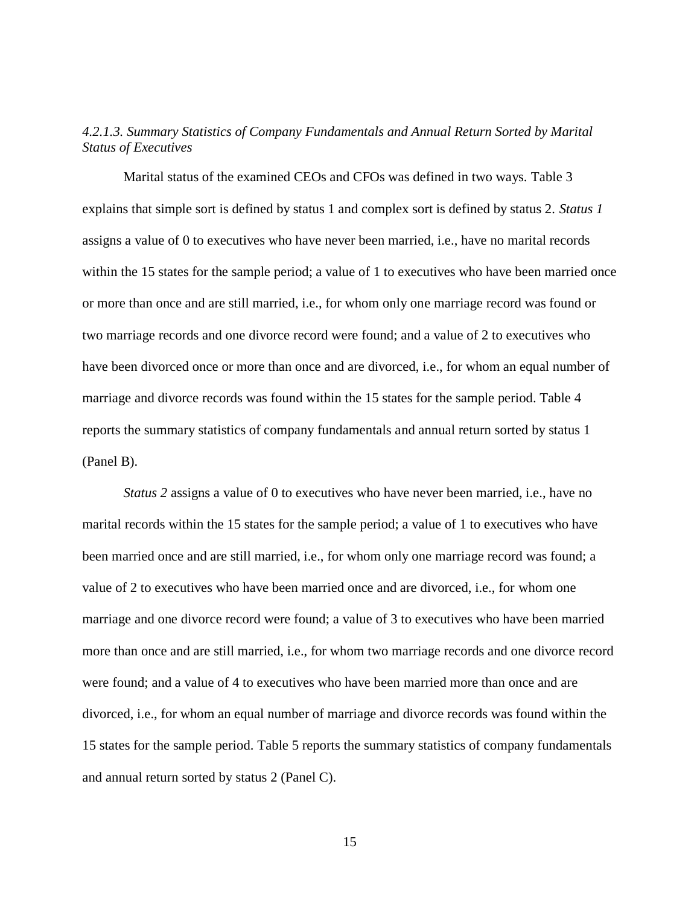#### *4.2.1.3. Summary Statistics of Company Fundamentals and Annual Return Sorted by Marital Status of Executives*

Marital status of the examined CEOs and CFOs was defined in two ways. Table 3 explains that simple sort is defined by status 1 and complex sort is defined by status 2. *Status 1* assigns a value of 0 to executives who have never been married, i.e., have no marital records within the 15 states for the sample period; a value of 1 to executives who have been married once or more than once and are still married, i.e., for whom only one marriage record was found or two marriage records and one divorce record were found; and a value of 2 to executives who have been divorced once or more than once and are divorced, i.e., for whom an equal number of marriage and divorce records was found within the 15 states for the sample period. Table 4 reports the summary statistics of company fundamentals and annual return sorted by status 1 (Panel B).

*Status 2* assigns a value of 0 to executives who have never been married, i.e., have no marital records within the 15 states for the sample period; a value of 1 to executives who have been married once and are still married, i.e., for whom only one marriage record was found; a value of 2 to executives who have been married once and are divorced, i.e., for whom one marriage and one divorce record were found; a value of 3 to executives who have been married more than once and are still married, i.e., for whom two marriage records and one divorce record were found; and a value of 4 to executives who have been married more than once and are divorced, i.e., for whom an equal number of marriage and divorce records was found within the 15 states for the sample period. Table 5 reports the summary statistics of company fundamentals and annual return sorted by status 2 (Panel C).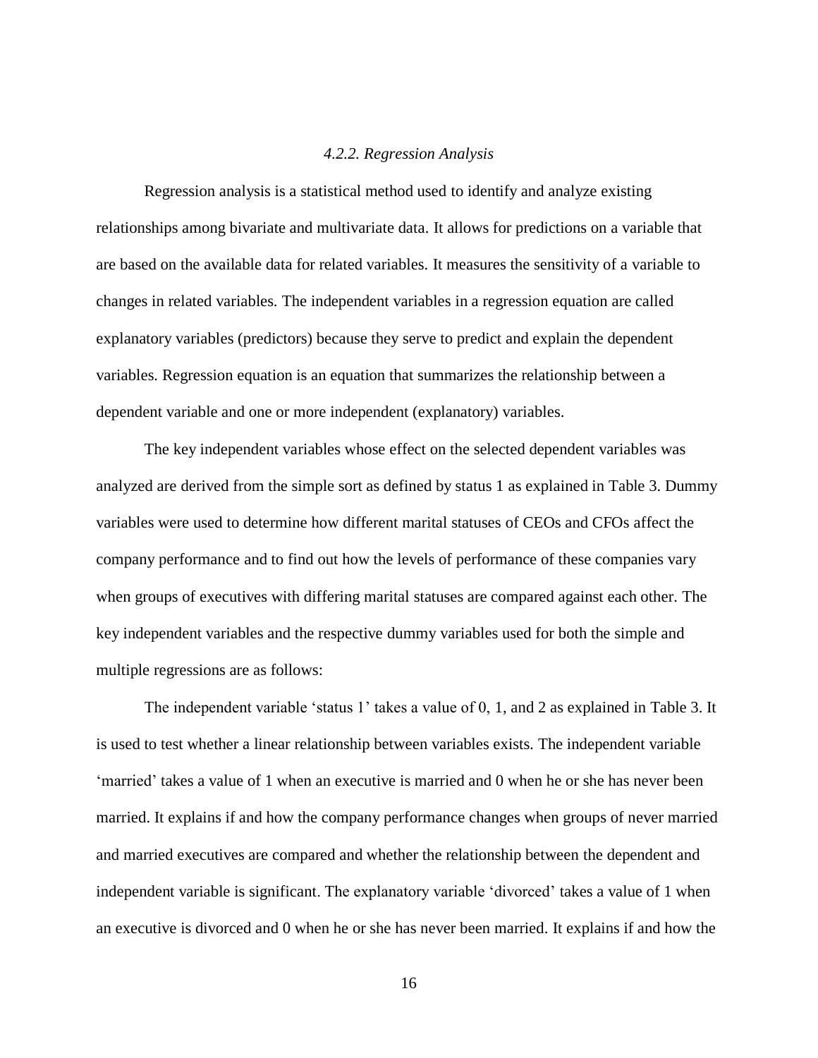#### *4.2.2. Regression Analysis*

Regression analysis is a statistical method used to identify and analyze existing relationships among bivariate and multivariate data. It allows for predictions on a variable that are based on the available data for related variables. It measures the sensitivity of a variable to changes in related variables. The independent variables in a regression equation are called explanatory variables (predictors) because they serve to predict and explain the dependent variables. Regression equation is an equation that summarizes the relationship between a dependent variable and one or more independent (explanatory) variables.

The key independent variables whose effect on the selected dependent variables was analyzed are derived from the simple sort as defined by status 1 as explained in Table 3. Dummy variables were used to determine how different marital statuses of CEOs and CFOs affect the company performance and to find out how the levels of performance of these companies vary when groups of executives with differing marital statuses are compared against each other. The key independent variables and the respective dummy variables used for both the simple and multiple regressions are as follows:

The independent variable 'status 1' takes a value of 0, 1, and 2 as explained in Table 3. It is used to test whether a linear relationship between variables exists. The independent variable 'married' takes a value of 1 when an executive is married and 0 when he or she has never been married. It explains if and how the company performance changes when groups of never married and married executives are compared and whether the relationship between the dependent and independent variable is significant. The explanatory variable 'divorced' takes a value of 1 when an executive is divorced and 0 when he or she has never been married. It explains if and how the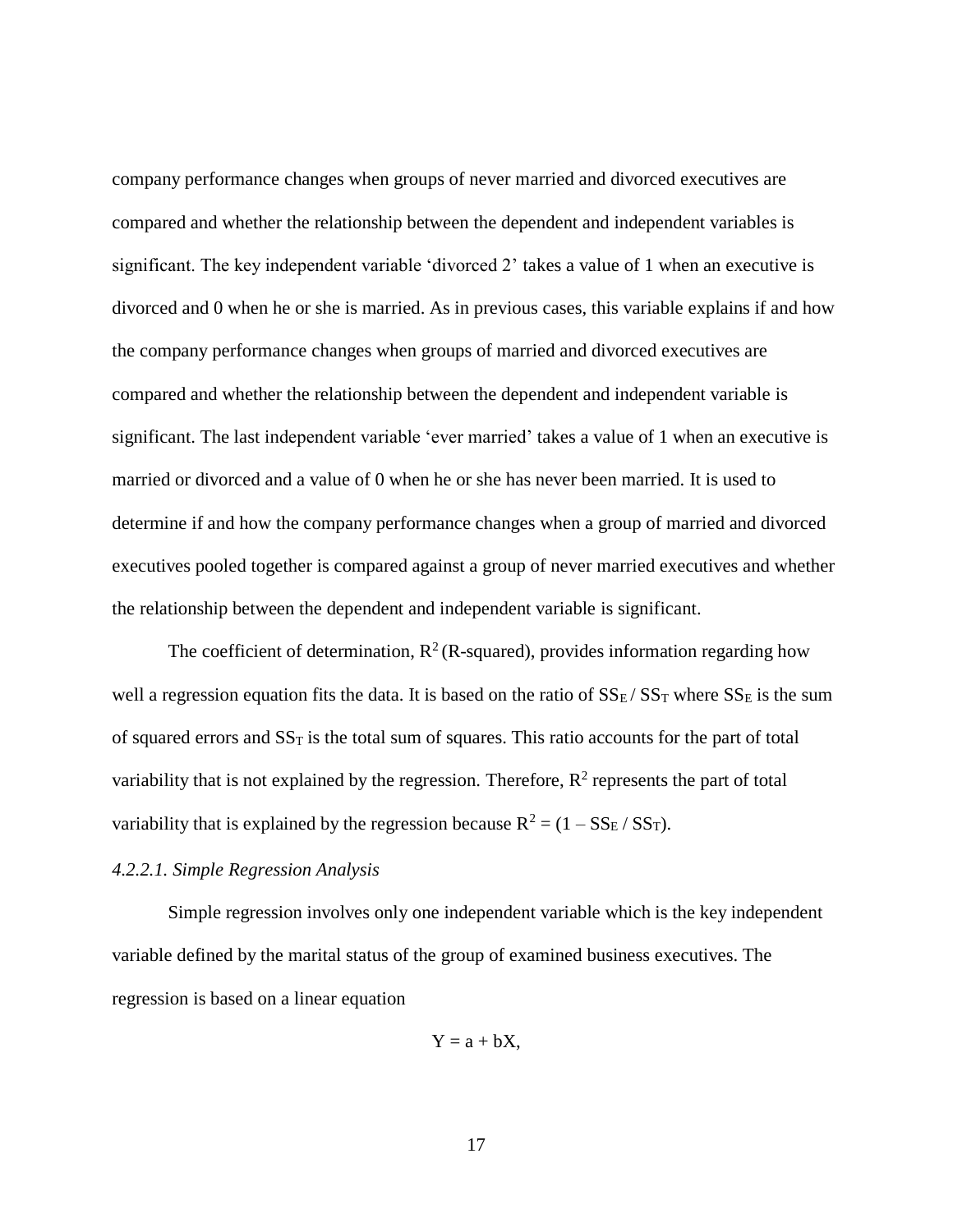company performance changes when groups of never married and divorced executives are compared and whether the relationship between the dependent and independent variables is significant. The key independent variable 'divorced 2' takes a value of 1 when an executive is divorced and 0 when he or she is married. As in previous cases, this variable explains if and how the company performance changes when groups of married and divorced executives are compared and whether the relationship between the dependent and independent variable is significant. The last independent variable 'ever married' takes a value of 1 when an executive is married or divorced and a value of 0 when he or she has never been married. It is used to determine if and how the company performance changes when a group of married and divorced executives pooled together is compared against a group of never married executives and whether the relationship between the dependent and independent variable is significant.

The coefficient of determination, $R^2$ (R-squared), provides information regarding how well a regression equation fits the data. It is based on the ratio of $SS_E / SS_T$ where $SS_E$ is the sum of squared errors and $SS_T$ is the total sum of squares. This ratio accounts for the part of total variability that is not explained by the regression. Therefore, $R^2$ represents the part of total variability that is explained by the regression because $R^2 = (1 - SS_E / SS_T)$.

*4.2.2.1. Simple Regression Analysis*

Simple regression involves only one independent variable which is the key independent variable defined by the marital status of the group of examined business executives. The regression is based on a linear equation

$$Y = a + bX,$$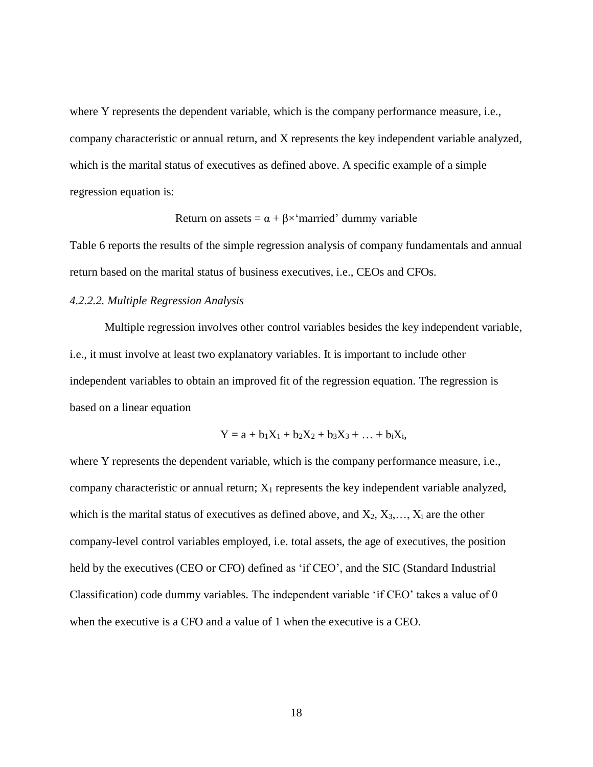where Y represents the dependent variable, which is the company performance measure, i.e., company characteristic or annual return, and X represents the key independent variable analyzed, which is the marital status of executives as defined above. A specific example of a simple regression equation is:

$$\text{Return on assets} = \alpha + \beta \times \text{‘married’ dummy variable}$$

Table 6 reports the results of the simple regression analysis of company fundamentals and annual return based on the marital status of business executives, i.e., CEOs and CFOs.

*4.2.2.2. Multiple Regression Analysis*

Multiple regression involves other control variables besides the key independent variable, i.e., it must involve at least two explanatory variables. It is important to include other independent variables to obtain an improved fit of the regression equation. The regression is based on a linear equation

$$Y = a + b_1X_1 + b_2X_2 + b_3X_3 + \ldots + b_iX_i,$$

where Y represents the dependent variable, which is the company performance measure, i.e., company characteristic or annual return; $X_1$ represents the key independent variable analyzed, which is the marital status of executives as defined above, and $X_2$, $X_3$,…, $X_i$ are the other company-level control variables employed, i.e. total assets, the age of executives, the position held by the executives (CEO or CFO) defined as ‘if CEO’, and the SIC (Standard Industrial Classification) code dummy variables. The independent variable ‘if CEO’ takes a value of 0 when the executive is a CFO and a value of 1 when the executive is a CEO.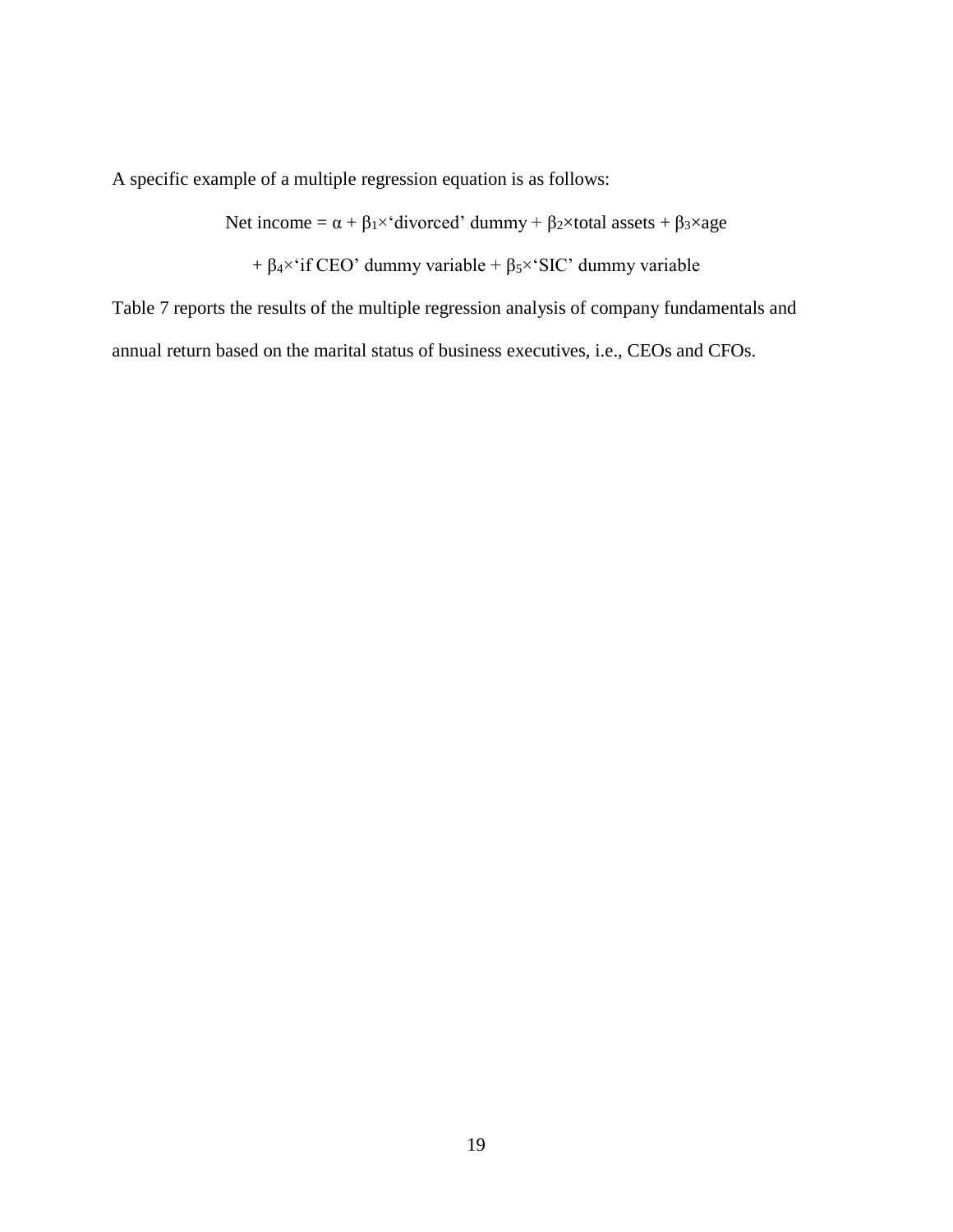A specific example of a multiple regression equation is as follows:

$$\text{Net income} = \alpha + \beta_1 \times \text{'divorced' dummy} + \beta_2 \times \text{total assets} + \beta_3 \times \text{age}$$

$$+ \beta_4 \times \text{'if CEO' dummy variable} + \beta_5 \times \text{'SIC' dummy variable}$$

Table 7 reports the results of the multiple regression analysis of company fundamentals and annual return based on the marital status of business executives, i.e., CEOs and CFOs.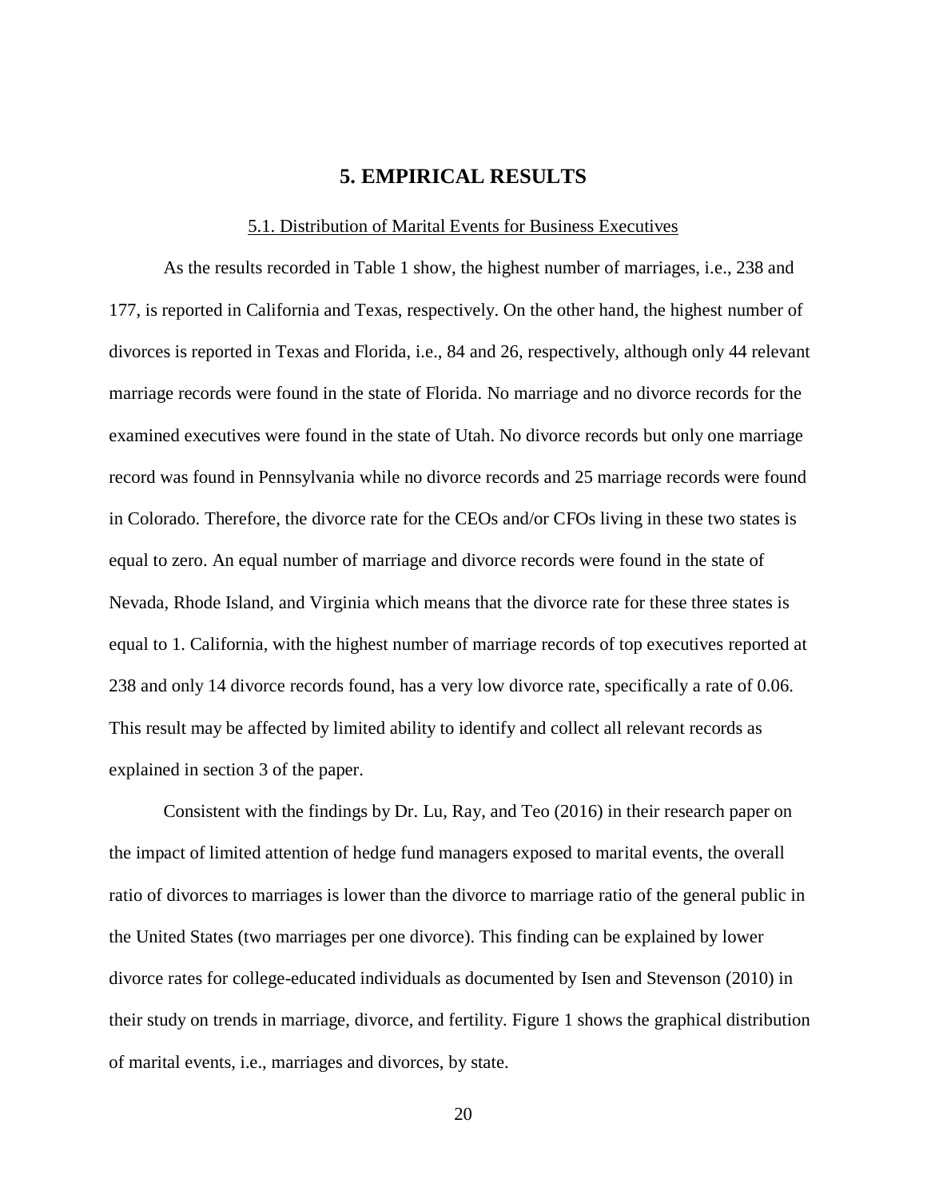# 5. EMPIRICAL RESULTS

## 5.1. Distribution of Marital Events for Business Executives

As the results recorded in Table 1 show, the highest number of marriages, i.e., 238 and 177, is reported in California and Texas, respectively. On the other hand, the highest number of divorces is reported in Texas and Florida, i.e., 84 and 26, respectively, although only 44 relevant marriage records were found in the state of Florida. No marriage and no divorce records for the examined executives were found in the state of Utah. No divorce records but only one marriage record was found in Pennsylvania while no divorce records and 25 marriage records were found in Colorado. Therefore, the divorce rate for the CEOs and/or CFOs living in these two states is equal to zero. An equal number of marriage and divorce records were found in the state of Nevada, Rhode Island, and Virginia which means that the divorce rate for these three states is equal to 1. California, with the highest number of marriage records of top executives reported at 238 and only 14 divorce records found, has a very low divorce rate, specifically a rate of 0.06. This result may be affected by limited ability to identify and collect all relevant records as explained in section 3 of the paper.

Consistent with the findings by Dr. Lu, Ray, and Teo (2016) in their research paper on the impact of limited attention of hedge fund managers exposed to marital events, the overall ratio of divorces to marriages is lower than the divorce to marriage ratio of the general public in the United States (two marriages per one divorce). This finding can be explained by lower divorce rates for college-educated individuals as documented by Isen and Stevenson (2010) in their study on trends in marriage, divorce, and fertility. Figure 1 shows the graphical distribution of marital events, i.e., marriages and divorces, by state.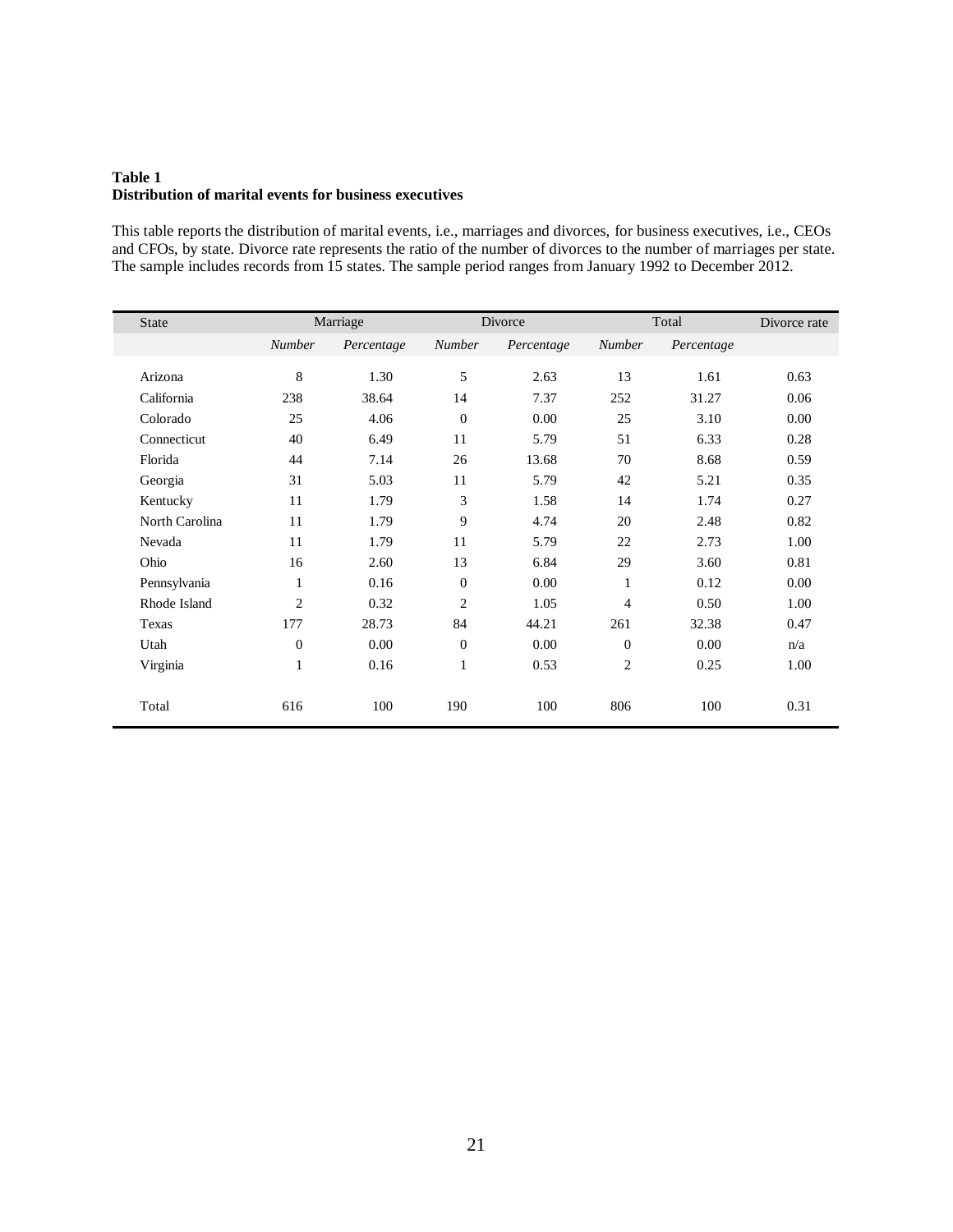**Table 1**
**Distribution of marital events for business executives**

This table reports the distribution of marital events, i.e., marriages and divorces, for business executives, i.e., CEOs and CFOs, by state. Divorce rate represents the ratio of the number of divorces to the number of marriages per state. The sample includes records from 15 states. The sample period ranges from January 1992 to December 2012.

| State | Marriage | | Divorce | | Total | | Divorce rate |
|---|---|---|---|---|---|---|---|
| | *Number* | *Percentage* | *Number* | *Percentage* | *Number* | *Percentage* | |
| Arizona | 8 | 1.30 | 5 | 2.63 | 13 | 1.61 | 0.63 |
| California | 238 | 38.64 | 14 | 7.37 | 252 | 31.27 | 0.06 |
| Colorado | 25 | 4.06 | 0 | 0.00 | 25 | 3.10 | 0.00 |
| Connecticut | 40 | 6.49 | 11 | 5.79 | 51 | 6.33 | 0.28 |
| Florida | 44 | 7.14 | 26 | 13.68 | 70 | 8.68 | 0.59 |
| Georgia | 31 | 5.03 | 11 | 5.79 | 42 | 5.21 | 0.35 |
| Kentucky | 11 | 1.79 | 3 | 1.58 | 14 | 1.74 | 0.27 |
| North Carolina | 11 | 1.79 | 9 | 4.74 | 20 | 2.48 | 0.82 |
| Nevada | 11 | 1.79 | 11 | 5.79 | 22 | 2.73 | 1.00 |
| Ohio | 16 | 2.60 | 13 | 6.84 | 29 | 3.60 | 0.81 |
| Pennsylvania | 1 | 0.16 | 0 | 0.00 | 1 | 0.12 | 0.00 |
| Rhode Island | 2 | 0.32 | 2 | 1.05 | 4 | 0.50 | 1.00 |
| Texas | 177 | 28.73 | 84 | 44.21 | 261 | 32.38 | 0.47 |
| Utah | 0 | 0.00 | 0 | 0.00 | 0 | 0.00 | n/a |
| Virginia | 1 | 0.16 | 1 | 0.53 | 2 | 0.25 | 1.00 |
| Total | 616 | 100 | 190 | 100 | 806 | 100 | 0.31 |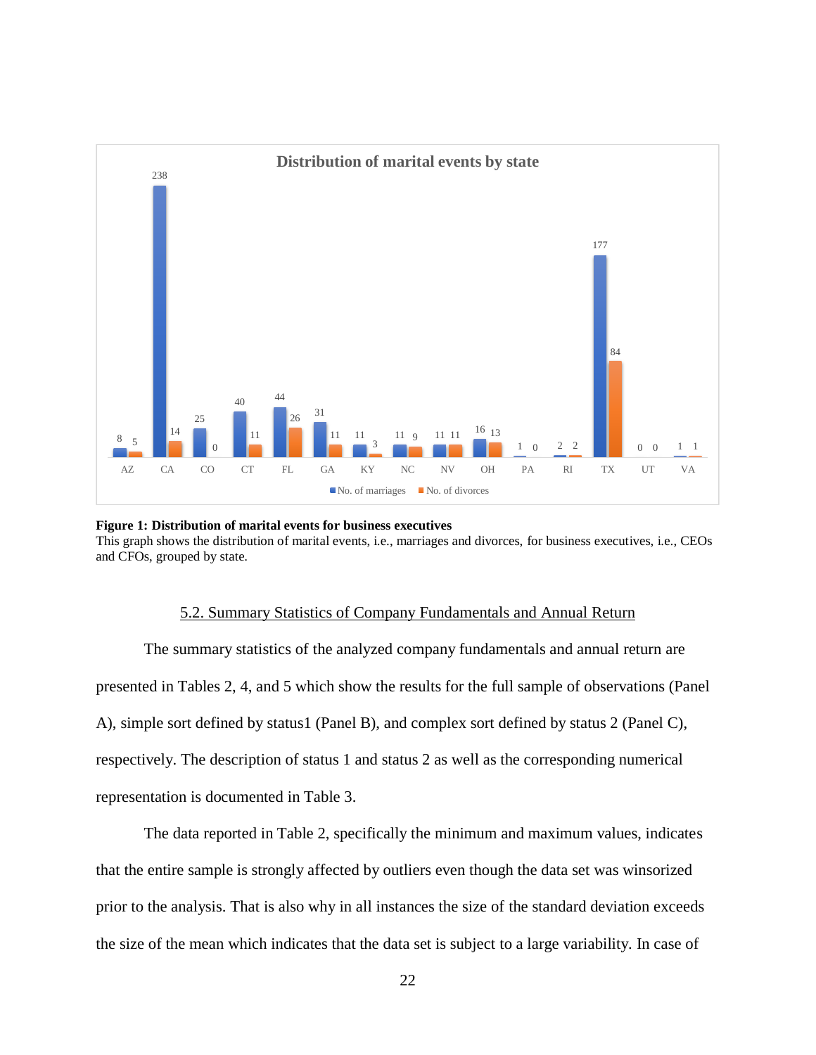**Figure 1: Distribution of marital events for business executives**
This graph shows the distribution of marital events, i.e., marriages and divorces, for business executives, i.e., CEOs and CFOs, grouped by state.

## 5.2. Summary Statistics of Company Fundamentals and Annual Return

The summary statistics of the analyzed company fundamentals and annual return are presented in Tables 2, 4, and 5 which show the results for the full sample of observations (Panel A), simple sort defined by status1 (Panel B), and complex sort defined by status 2 (Panel C), respectively. The description of status 1 and status 2 as well as the corresponding numerical representation is documented in Table 3.

The data reported in Table 2, specifically the minimum and maximum values, indicates that the entire sample is strongly affected by outliers even though the data set was winsorized prior to the analysis. That is also why in all instances the size of the standard deviation exceeds the size of the mean which indicates that the data set is subject to a large variability. In case of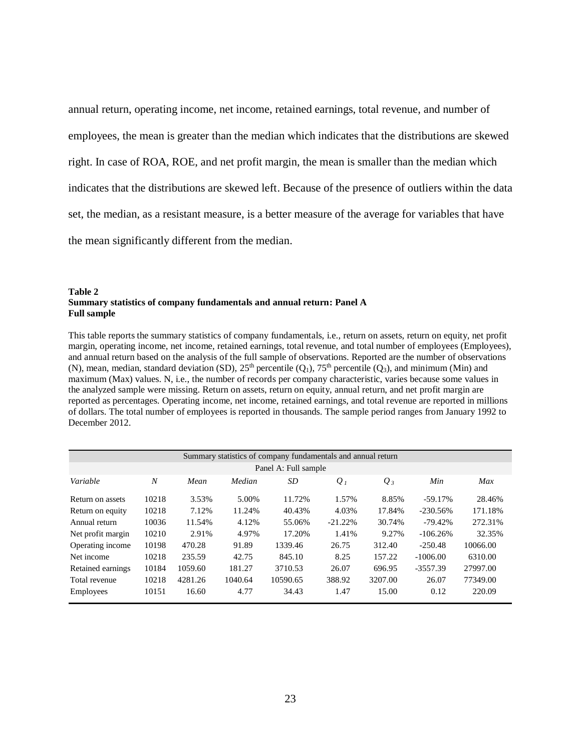annual return, operating income, net income, retained earnings, total revenue, and number of employees, the mean is greater than the median which indicates that the distributions are skewed right. In case of ROA, ROE, and net profit margin, the mean is smaller than the median which indicates that the distributions are skewed left. Because of the presence of outliers within the data set, the median, as a resistant measure, is a better measure of the average for variables that have the mean significantly different from the median.

**Table 2**
**Summary statistics of company fundamentals and annual return: Panel A**
**Full sample**

This table reports the summary statistics of company fundamentals, i.e., return on assets, return on equity, net profit margin, operating income, net income, retained earnings, total revenue, and total number of employees (Employees), and annual return based on the analysis of the full sample of observations. Reported are the number of observations (N), mean, median, standard deviation (SD), 25th percentile ($Q_1$), 75th percentile ($Q_3$), and minimum (Min) and maximum (Max) values. N, i.e., the number of records per company characteristic, varies because some values in the analyzed sample were missing. Return on assets, return on equity, annual return, and net profit margin are reported as percentages. Operating income, net income, retained earnings, and total revenue are reported in millions of dollars. The total number of employees is reported in thousands. The sample period ranges from January 1992 to December 2012.

| Summary statistics of company fundamentals and annual return | | | | | | | | |
|---|---|---|---|---|---|---|---|---|
| Panel A: Full sample | | | | | | | | |
| *Variable* | *N* | *Mean* | *Median* | *SD* | $Q_1$ | $Q_3$ | *Min* | *Max* |
| Return on assets | 10218 | 3.53% | 5.00% | 11.72% | 1.57% | 8.85% | -59.17% | 28.46% |
| Return on equity | 10218 | 7.12% | 11.24% | 40.43% | 4.03% | 17.84% | -230.56% | 171.18% |
| Annual return | 10036 | 11.54% | 4.12% | 55.06% | -21.22% | 30.74% | -79.42% | 272.31% |
| Net profit margin | 10210 | 2.91% | 4.97% | 17.20% | 1.41% | 9.27% | -106.26% | 32.35% |
| Operating income | 10198 | 470.28 | 91.89 | 1339.46 | 26.75 | 312.40 | -250.48 | 10066.00 |
| Net income | 10218 | 235.59 | 42.75 | 845.10 | 8.25 | 157.22 | -1006.00 | 6310.00 |
| Retained earnings | 10184 | 1059.60 | 181.27 | 3710.53 | 26.07 | 696.95 | -3557.39 | 27997.00 |
| Total revenue | 10218 | 4281.26 | 1040.64 | 10590.65 | 388.92 | 3207.00 | 26.07 | 77349.00 |
| Employees | 10151 | 16.60 | 4.77 | 34.43 | 1.47 | 15.00 | 0.12 | 220.09 |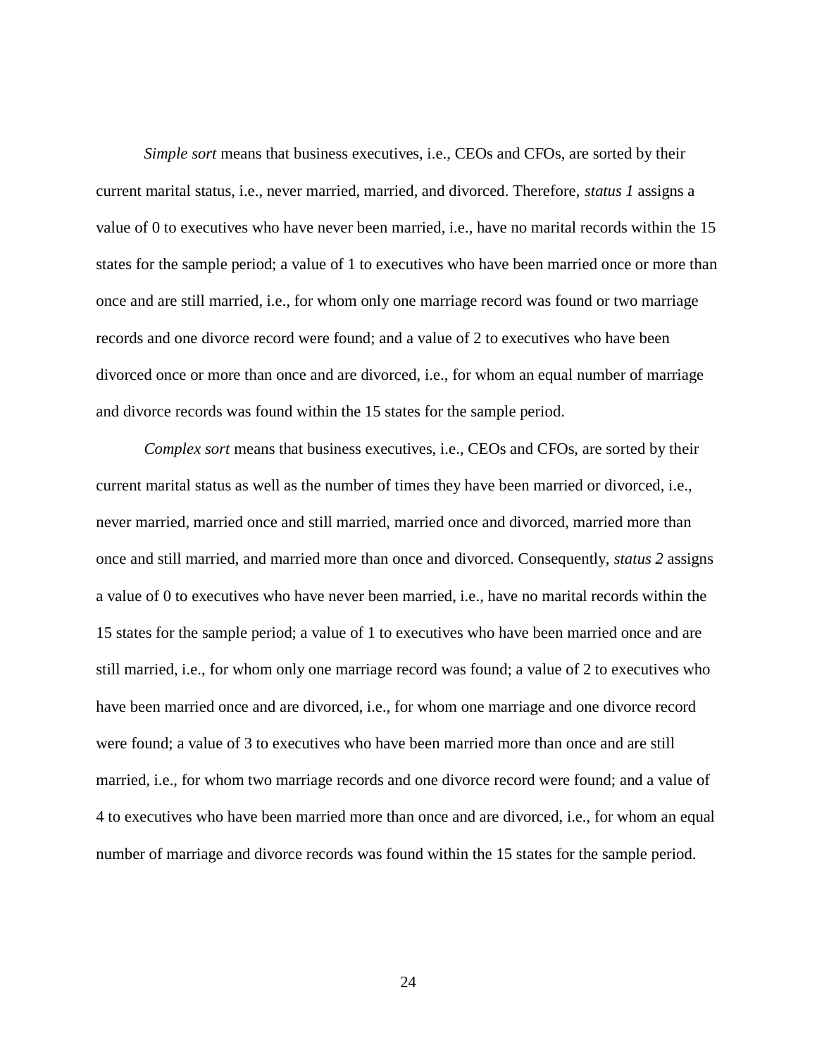*Simple sort* means that business executives, i.e., CEOs and CFOs, are sorted by their current marital status, i.e., never married, married, and divorced. Therefore, *status 1* assigns a value of 0 to executives who have never been married, i.e., have no marital records within the 15 states for the sample period; a value of 1 to executives who have been married once or more than once and are still married, i.e., for whom only one marriage record was found or two marriage records and one divorce record were found; and a value of 2 to executives who have been divorced once or more than once and are divorced, i.e., for whom an equal number of marriage and divorce records was found within the 15 states for the sample period.

*Complex sort* means that business executives, i.e., CEOs and CFOs, are sorted by their current marital status as well as the number of times they have been married or divorced, i.e., never married, married once and still married, married once and divorced, married more than once and still married, and married more than once and divorced. Consequently, *status 2* assigns a value of 0 to executives who have never been married, i.e., have no marital records within the 15 states for the sample period; a value of 1 to executives who have been married once and are still married, i.e., for whom only one marriage record was found; a value of 2 to executives who have been married once and are divorced, i.e., for whom one marriage and one divorce record were found; a value of 3 to executives who have been married more than once and are still married, i.e., for whom two marriage records and one divorce record were found; and a value of 4 to executives who have been married more than once and are divorced, i.e., for whom an equal number of marriage and divorce records was found within the 15 states for the sample period.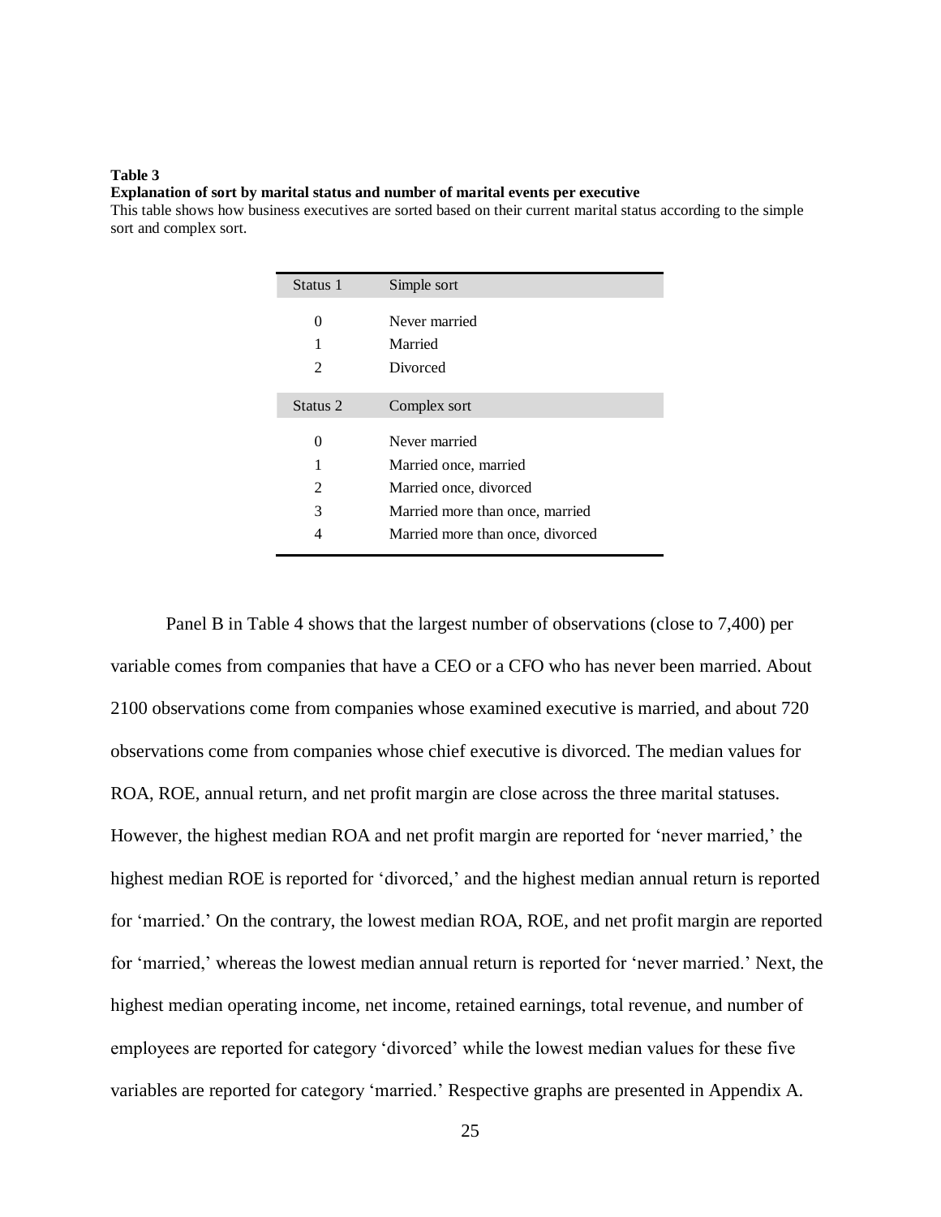**Table 3**
**Explanation of sort by marital status and number of marital events per executive**
This table shows how business executives are sorted based on their current marital status according to the simple sort and complex sort.

| Status 1 | Simple sort |
|---|---|
| 0 | Never married |
| 1 | Married |
| 2 | Divorced |
| **Status 2** | **Complex sort** |
| 0 | Never married |
| 1 | Married once, married |
| 2 | Married once, divorced |
| 3 | Married more than once, married |
| 4 | Married more than once, divorced |

Panel B in Table 4 shows that the largest number of observations (close to 7,400) per variable comes from companies that have a CEO or a CFO who has never been married. About 2100 observations come from companies whose examined executive is married, and about 720 observations come from companies whose chief executive is divorced. The median values for ROA, ROE, annual return, and net profit margin are close across the three marital statuses. However, the highest median ROA and net profit margin are reported for 'never married,' the highest median ROE is reported for 'divorced,' and the highest median annual return is reported for 'married.' On the contrary, the lowest median ROA, ROE, and net profit margin are reported for 'married,' whereas the lowest median annual return is reported for 'never married.' Next, the highest median operating income, net income, retained earnings, total revenue, and number of employees are reported for category 'divorced' while the lowest median values for these five variables are reported for category 'married.' Respective graphs are presented in Appendix A.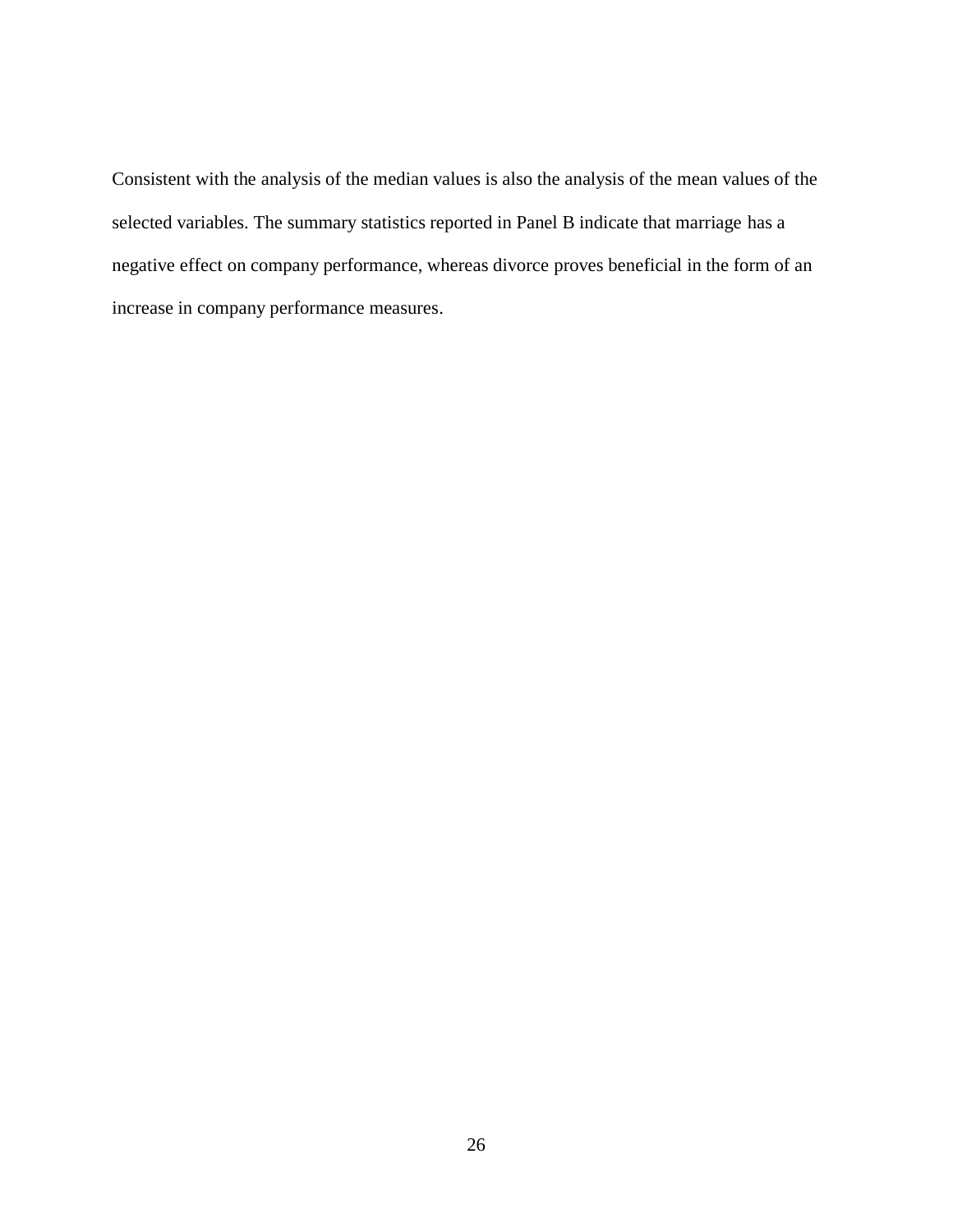Consistent with the analysis of the median values is also the analysis of the mean values of the selected variables. The summary statistics reported in Panel B indicate that marriage has a negative effect on company performance, whereas divorce proves beneficial in the form of an increase in company performance measures.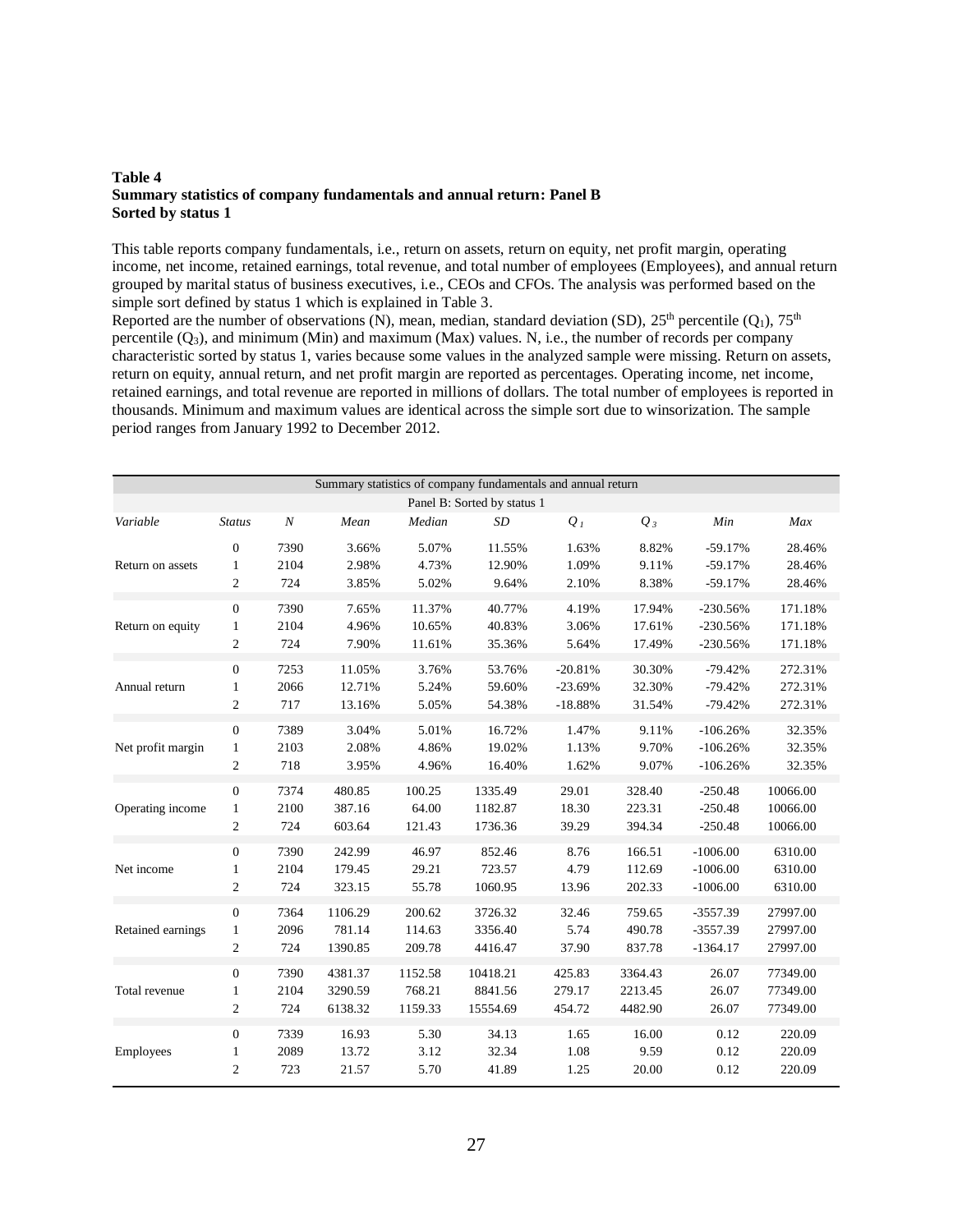**Table 4**
**Summary statistics of company fundamentals and annual return: Panel B**
**Sorted by status 1**

This table reports company fundamentals, i.e., return on assets, return on equity, net profit margin, operating income, net income, retained earnings, total revenue, and total number of employees (Employees), and annual return grouped by marital status of business executives, i.e., CEOs and CFOs. The analysis was performed based on the simple sort defined by status 1 which is explained in Table 3.
Reported are the number of observations (N), mean, median, standard deviation (SD), 25[th] percentile ($Q_1$), 75[th] percentile ($Q_3$), and minimum (Min) and maximum (Max) values. N, i.e., the number of records per company characteristic sorted by status 1, varies because some values in the analyzed sample were missing. Return on assets, return on equity, annual return, and net profit margin are reported as percentages. Operating income, net income, retained earnings, and total revenue are reported in millions of dollars. The total number of employees is reported in thousands. Minimum and maximum values are identical across the simple sort due to winsorization. The sample period ranges from January 1992 to December 2012.

| Summary statistics of company fundamentals and annual return | | | | | | | | | |
|---|---|---|---|---|---|---|---|---|---|
| Panel B: Sorted by status 1 | | | | | | | | | |
| *Variable* | *Status* | *N* | *Mean* | *Median* | *SD* | $Q_1$ | $Q_3$ | *Min* | *Max* |
| | 0 | 7390 | 3.66% | 5.07% | 11.55% | 1.63% | 8.82% | -59.17% | 28.46% |
| Return on assets | 1 | 2104 | 2.98% | 4.73% | 12.90% | 1.09% | 9.11% | -59.17% | 28.46% |
| | 2 | 724 | 3.85% | 5.02% | 9.64% | 2.10% | 8.38% | -59.17% | 28.46% |
| | 0 | 7390 | 7.65% | 11.37% | 40.77% | 4.19% | 17.94% | -230.56% | 171.18% |
| Return on equity | 1 | 2104 | 4.96% | 10.65% | 40.83% | 3.06% | 17.61% | -230.56% | 171.18% |
| | 2 | 724 | 7.90% | 11.61% | 35.36% | 5.64% | 17.49% | -230.56% | 171.18% |
| | 0 | 7253 | 11.05% | 3.76% | 53.76% | -20.81% | 30.30% | -79.42% | 272.31% |
| Annual return | 1 | 2066 | 12.71% | 5.24% | 59.60% | -23.69% | 32.30% | -79.42% | 272.31% |
| | 2 | 717 | 13.16% | 5.05% | 54.38% | -18.88% | 31.54% | -79.42% | 272.31% |
| | 0 | 7389 | 3.04% | 5.01% | 16.72% | 1.47% | 9.11% | -106.26% | 32.35% |
| Net profit margin | 1 | 2103 | 2.08% | 4.86% | 19.02% | 1.13% | 9.70% | -106.26% | 32.35% |
| | 2 | 718 | 3.95% | 4.96% | 16.40% | 1.62% | 9.07% | -106.26% | 32.35% |
| | 0 | 7374 | 480.85 | 100.25 | 1335.49 | 29.01 | 328.40 | -250.48 | 10066.00 |
| Operating income | 1 | 2100 | 387.16 | 64.00 | 1182.87 | 18.30 | 223.31 | -250.48 | 10066.00 |
| | 2 | 724 | 603.64 | 121.43 | 1736.36 | 39.29 | 394.34 | -250.48 | 10066.00 |
| | 0 | 7390 | 242.99 | 46.97 | 852.46 | 8.76 | 166.51 | -1006.00 | 6310.00 |
| Net income | 1 | 2104 | 179.45 | 29.21 | 723.57 | 4.79 | 112.69 | -1006.00 | 6310.00 |
| | 2 | 724 | 323.15 | 55.78 | 1060.95 | 13.96 | 202.33 | -1006.00 | 6310.00 |
| | 0 | 7364 | 1106.29 | 200.62 | 3726.32 | 32.46 | 759.65 | -3557.39 | 27997.00 |
| Retained earnings | 1 | 2096 | 781.14 | 114.63 | 3356.40 | 5.74 | 490.78 | -3557.39 | 27997.00 |
| | 2 | 724 | 1390.85 | 209.78 | 4416.47 | 37.90 | 837.78 | -1364.17 | 27997.00 |
| | 0 | 7390 | 4381.37 | 1152.58 | 10418.21 | 425.83 | 3364.43 | 26.07 | 77349.00 |
| Total revenue | 1 | 2104 | 3290.59 | 768.21 | 8841.56 | 279.17 | 2213.45 | 26.07 | 77349.00 |
| | 2 | 724 | 6138.32 | 1159.33 | 15554.69 | 454.72 | 4482.90 | 26.07 | 77349.00 |
| | 0 | 7339 | 16.93 | 5.30 | 34.13 | 1.65 | 16.00 | 0.12 | 220.09 |
| Employees | 1 | 2089 | 13.72 | 3.12 | 32.34 | 1.08 | 9.59 | 0.12 | 220.09 |
| | 2 | 723 | 21.57 | 5.70 | 41.89 | 1.25 | 20.00 | 0.12 | 220.09 |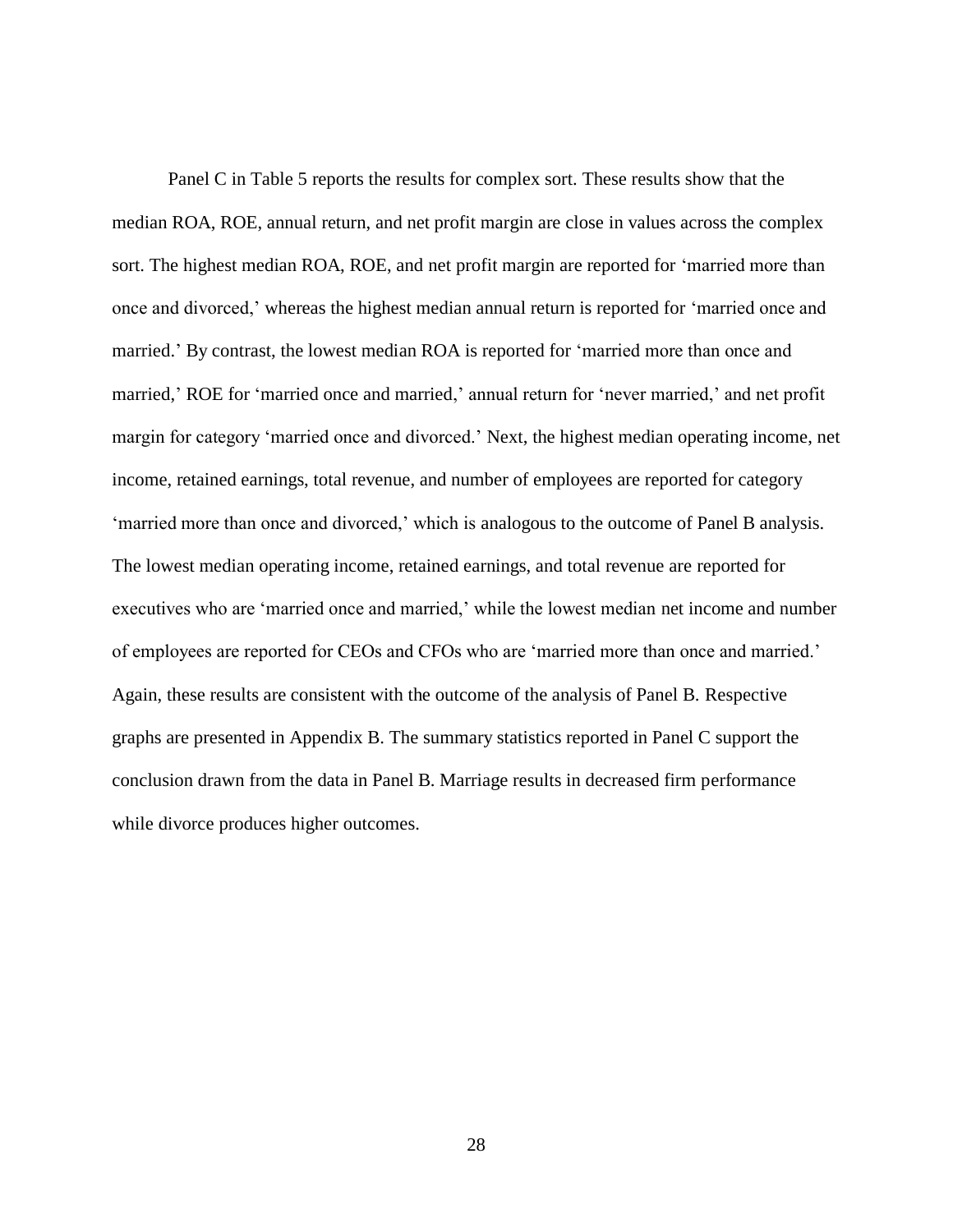Panel C in Table 5 reports the results for complex sort. These results show that the median ROA, ROE, annual return, and net profit margin are close in values across the complex sort. The highest median ROA, ROE, and net profit margin are reported for 'married more than once and divorced,' whereas the highest median annual return is reported for 'married once and married.' By contrast, the lowest median ROA is reported for 'married more than once and married,' ROE for 'married once and married,' annual return for 'never married,' and net profit margin for category 'married once and divorced.' Next, the highest median operating income, net income, retained earnings, total revenue, and number of employees are reported for category 'married more than once and divorced,' which is analogous to the outcome of Panel B analysis. The lowest median operating income, retained earnings, and total revenue are reported for executives who are 'married once and married,' while the lowest median net income and number of employees are reported for CEOs and CFOs who are 'married more than once and married.' Again, these results are consistent with the outcome of the analysis of Panel B. Respective graphs are presented in Appendix B. The summary statistics reported in Panel C support the conclusion drawn from the data in Panel B. Marriage results in decreased firm performance while divorce produces higher outcomes.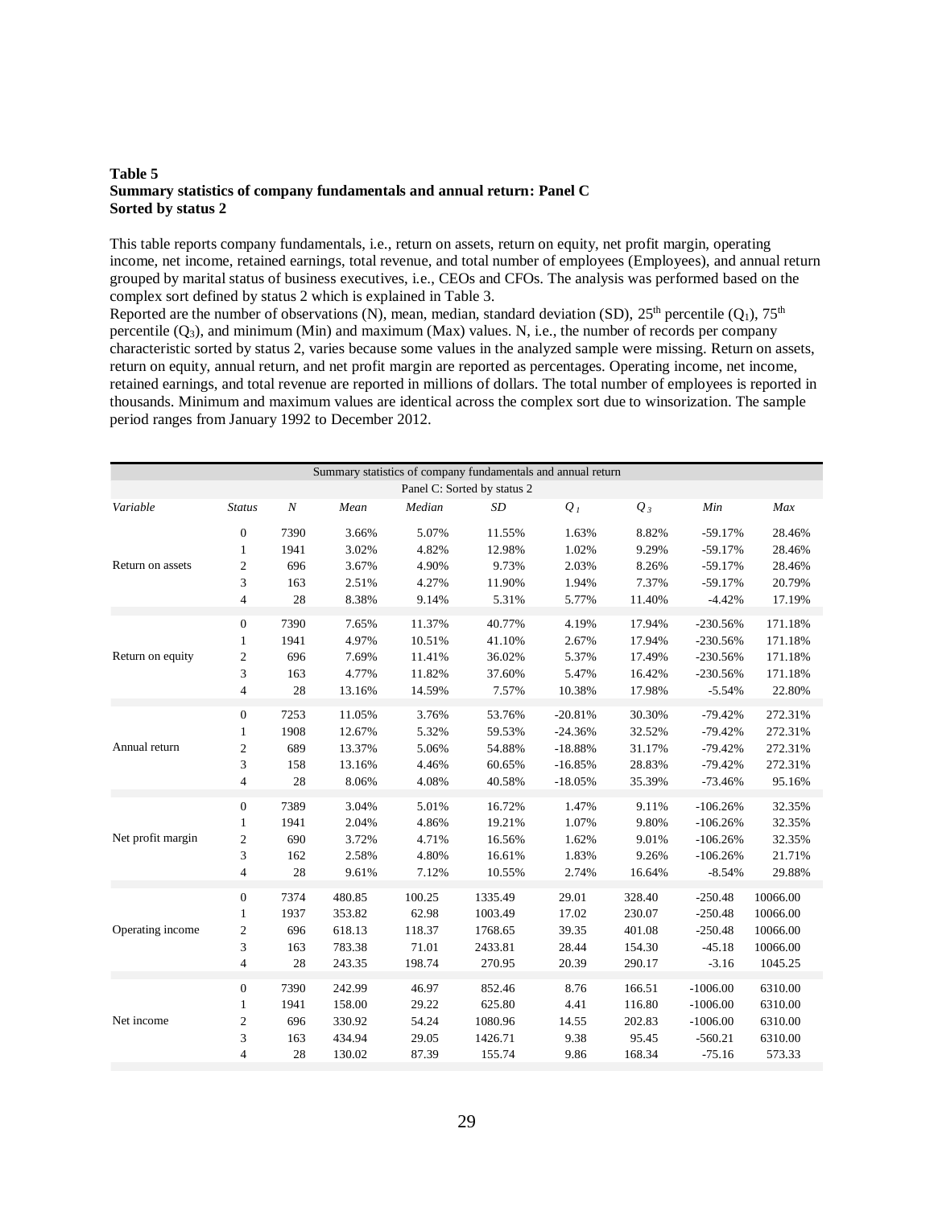**Table 5**
**Summary statistics of company fundamentals and annual return: Panel C**
**Sorted by status 2**

This table reports company fundamentals, i.e., return on assets, return on equity, net profit margin, operating income, net income, retained earnings, total revenue, and total number of employees (Employees), and annual return grouped by marital status of business executives, i.e., CEOs and CFOs. The analysis was performed based on the complex sort defined by status 2 which is explained in Table 3.
Reported are the number of observations (N), mean, median, standard deviation (SD), 25th percentile ($Q_1$), 75th percentile ($Q_3$), and minimum (Min) and maximum (Max) values. N, i.e., the number of records per company characteristic sorted by status 2, varies because some values in the analyzed sample were missing. Return on assets, return on equity, annual return, and net profit margin are reported as percentages. Operating income, net income, retained earnings, and total revenue are reported in millions of dollars. The total number of employees is reported in thousands. Minimum and maximum values are identical across the complex sort due to winsorization. The sample period ranges from January 1992 to December 2012.

| Summary statistics of company fundamentals and annual return | | | | | | | | | |
|---|---|---|---|---|---|---|---|---|---|
| Panel C: Sorted by status 2 | | | | | | | | | |
| *Variable* | *Status* | *N* | *Mean* | *Median* | *SD* | $Q_1$ | $Q_3$ | *Min* | *Max* |
| Return on assets | 0 | 7390 | 3.66% | 5.07% | 11.55% | 1.63% | 8.82% | -59.17% | 28.46% |
| | 1 | 1941 | 3.02% | 4.82% | 12.98% | 1.02% | 9.29% | -59.17% | 28.46% |
| | 2 | 696 | 3.67% | 4.90% | 9.73% | 2.03% | 8.26% | -59.17% | 28.46% |
| | 3 | 163 | 2.51% | 4.27% | 11.90% | 1.94% | 7.37% | -59.17% | 20.79% |
| | 4 | 28 | 8.38% | 9.14% | 5.31% | 5.77% | 11.40% | -4.42% | 17.19% |
| Return on equity | 0 | 7390 | 7.65% | 11.37% | 40.77% | 4.19% | 17.94% | -230.56% | 171.18% |
| | 1 | 1941 | 4.97% | 10.51% | 41.10% | 2.67% | 17.94% | -230.56% | 171.18% |
| | 2 | 696 | 7.69% | 11.41% | 36.02% | 5.37% | 17.49% | -230.56% | 171.18% |
| | 3 | 163 | 4.77% | 11.82% | 37.60% | 5.47% | 16.42% | -230.56% | 171.18% |
| | 4 | 28 | 13.16% | 14.59% | 7.57% | 10.38% | 17.98% | -5.54% | 22.80% |
| Annual return | 0 | 7253 | 11.05% | 3.76% | 53.76% | -20.81% | 30.30% | -79.42% | 272.31% |
| | 1 | 1908 | 12.67% | 5.32% | 59.53% | -24.36% | 32.52% | -79.42% | 272.31% |
| | 2 | 689 | 13.37% | 5.06% | 54.88% | -18.88% | 31.17% | -79.42% | 272.31% |
| | 3 | 158 | 13.16% | 4.46% | 60.65% | -16.85% | 28.83% | -79.42% | 272.31% |
| | 4 | 28 | 8.06% | 4.08% | 40.58% | -18.05% | 35.39% | -73.46% | 95.16% |
| Net profit margin | 0 | 7389 | 3.04% | 5.01% | 16.72% | 1.47% | 9.11% | -106.26% | 32.35% |
| | 1 | 1941 | 2.04% | 4.86% | 19.21% | 1.07% | 9.80% | -106.26% | 32.35% |
| | 2 | 690 | 3.72% | 4.71% | 16.56% | 1.62% | 9.01% | -106.26% | 32.35% |
| | 3 | 162 | 2.58% | 4.80% | 16.61% | 1.83% | 9.26% | -106.26% | 21.71% |
| | 4 | 28 | 9.61% | 7.12% | 10.55% | 2.74% | 16.64% | -8.54% | 29.88% |
| Operating income | 0 | 7374 | 480.85 | 100.25 | 1335.49 | 29.01 | 328.40 | -250.48 | 10066.00 |
| | 1 | 1937 | 353.82 | 62.98 | 1003.49 | 17.02 | 230.07 | -250.48 | 10066.00 |
| | 2 | 696 | 618.13 | 118.37 | 1768.65 | 39.35 | 401.08 | -250.48 | 10066.00 |
| | 3 | 163 | 783.38 | 71.01 | 2433.81 | 28.44 | 154.30 | -45.18 | 10066.00 |
| | 4 | 28 | 243.35 | 198.74 | 270.95 | 20.39 | 290.17 | -3.16 | 1045.25 |
| Net income | 0 | 7390 | 242.99 | 46.97 | 852.46 | 8.76 | 166.51 | -1006.00 | 6310.00 |
| | 1 | 1941 | 158.00 | 29.22 | 625.80 | 4.41 | 116.80 | -1006.00 | 6310.00 |
| | 2 | 696 | 330.92 | 54.24 | 1080.96 | 14.55 | 202.83 | -1006.00 | 6310.00 |
| | 3 | 163 | 434.94 | 29.05 | 1426.71 | 9.38 | 95.45 | -560.21 | 6310.00 |
| | 4 | 28 | 130.02 | 87.39 | 155.74 | 9.86 | 168.34 | -75.16 | 573.33 |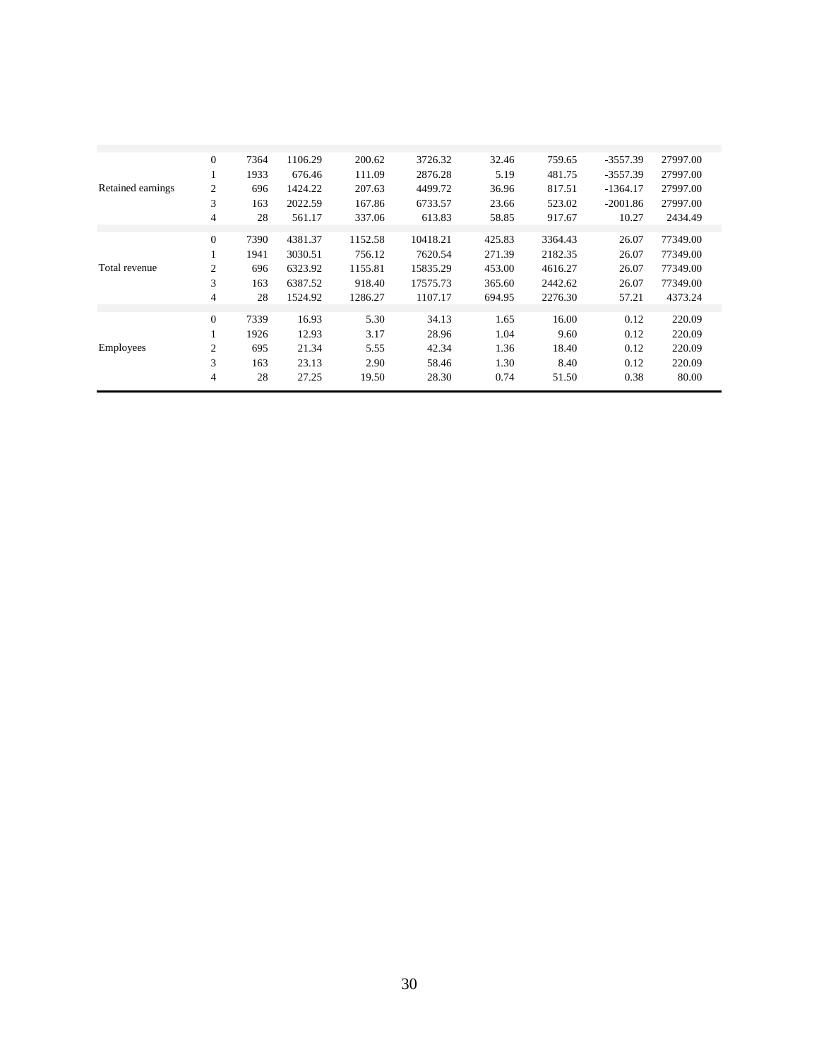| | | | | | | | | | |
|---|---|---|---|---|---|---|---|---|---|
| Retained earnings | 0 | 7364 | 1106.29 | 200.62 | 3726.32 | 32.46 | 759.65 | -3557.39 | 27997.00 |
| | 1 | 1933 | 676.46 | 111.09 | 2876.28 | 5.19 | 481.75 | -3557.39 | 27997.00 |
| | 2 | 696 | 1424.22 | 207.63 | 4499.72 | 36.96 | 817.51 | -1364.17 | 27997.00 |
| | 3 | 163 | 2022.59 | 167.86 | 6733.57 | 23.66 | 523.02 | -2001.86 | 27997.00 |
| | 4 | 28 | 561.17 | 337.06 | 613.83 | 58.85 | 917.67 | 10.27 | 2434.49 |
| Total revenue | 0 | 7390 | 4381.37 | 1152.58 | 10418.21 | 425.83 | 3364.43 | 26.07 | 77349.00 |
| | 1 | 1941 | 3030.51 | 756.12 | 7620.54 | 271.39 | 2182.35 | 26.07 | 77349.00 |
| | 2 | 696 | 6323.92 | 1155.81 | 15835.29 | 453.00 | 4616.27 | 26.07 | 77349.00 |
| | 3 | 163 | 6387.52 | 918.40 | 17575.73 | 365.60 | 2442.62 | 26.07 | 77349.00 |
| | 4 | 28 | 1524.92 | 1286.27 | 1107.17 | 694.95 | 2276.30 | 57.21 | 4373.24 |
| Employees | 0 | 7339 | 16.93 | 5.30 | 34.13 | 1.65 | 16.00 | 0.12 | 220.09 |
| | 1 | 1926 | 12.93 | 3.17 | 28.96 | 1.04 | 9.60 | 0.12 | 220.09 |
| | 2 | 695 | 21.34 | 5.55 | 42.34 | 1.36 | 18.40 | 0.12 | 220.09 |
| | 3 | 163 | 23.13 | 2.90 | 58.46 | 1.30 | 8.40 | 0.12 | 220.09 |
| | 4 | 28 | 27.25 | 19.50 | 28.30 | 0.74 | 51.50 | 0.38 | 80.00 |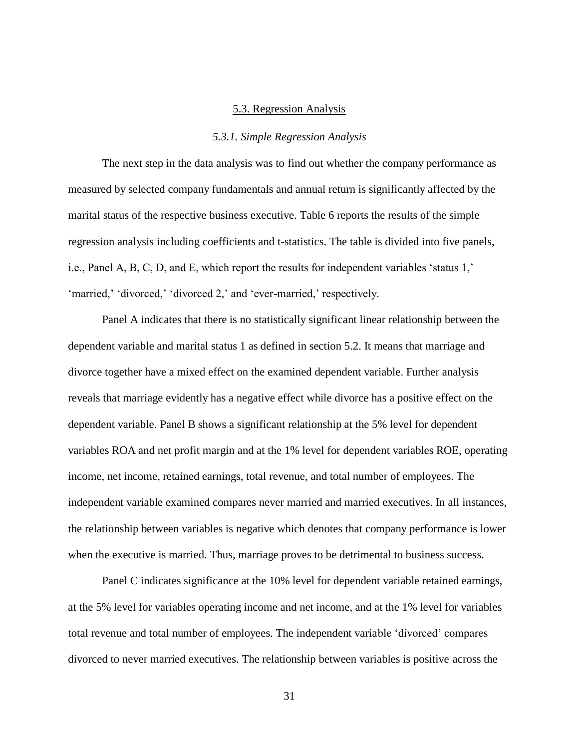## 5.3. Regression Analysis

### *5.3.1. Simple Regression Analysis*

The next step in the data analysis was to find out whether the company performance as measured by selected company fundamentals and annual return is significantly affected by the marital status of the respective business executive. Table 6 reports the results of the simple regression analysis including coefficients and t-statistics. The table is divided into five panels, i.e., Panel A, B, C, D, and E, which report the results for independent variables 'status 1,' 'married,' 'divorced,' 'divorced 2,' and 'ever-married,' respectively.

Panel A indicates that there is no statistically significant linear relationship between the dependent variable and marital status 1 as defined in section 5.2. It means that marriage and divorce together have a mixed effect on the examined dependent variable. Further analysis reveals that marriage evidently has a negative effect while divorce has a positive effect on the dependent variable. Panel B shows a significant relationship at the 5% level for dependent variables ROA and net profit margin and at the 1% level for dependent variables ROE, operating income, net income, retained earnings, total revenue, and total number of employees. The independent variable examined compares never married and married executives. In all instances, the relationship between variables is negative which denotes that company performance is lower when the executive is married. Thus, marriage proves to be detrimental to business success.

Panel C indicates significance at the 10% level for dependent variable retained earnings, at the 5% level for variables operating income and net income, and at the 1% level for variables total revenue and total number of employees. The independent variable 'divorced' compares divorced to never married executives. The relationship between variables is positive across the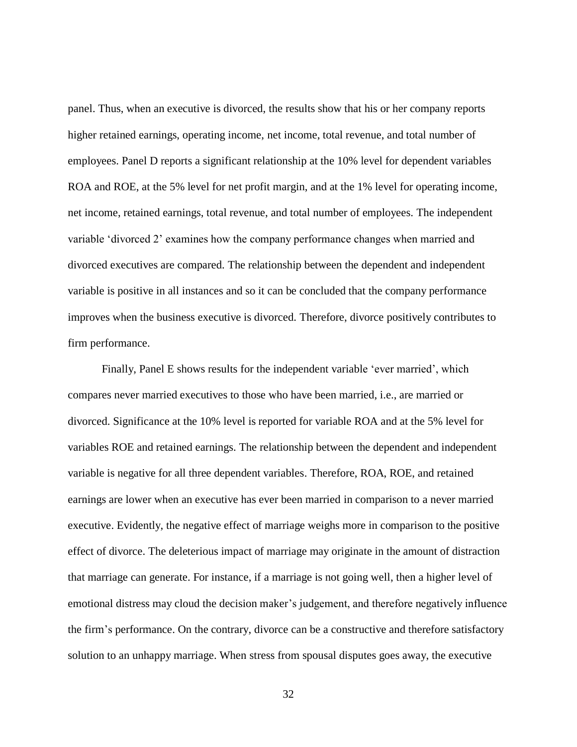panel. Thus, when an executive is divorced, the results show that his or her company reports higher retained earnings, operating income, net income, total revenue, and total number of employees. Panel D reports a significant relationship at the 10% level for dependent variables ROA and ROE, at the 5% level for net profit margin, and at the 1% level for operating income, net income, retained earnings, total revenue, and total number of employees. The independent variable 'divorced 2' examines how the company performance changes when married and divorced executives are compared. The relationship between the dependent and independent variable is positive in all instances and so it can be concluded that the company performance improves when the business executive is divorced. Therefore, divorce positively contributes to firm performance.

Finally, Panel E shows results for the independent variable 'ever married', which compares never married executives to those who have been married, i.e., are married or divorced. Significance at the 10% level is reported for variable ROA and at the 5% level for variables ROE and retained earnings. The relationship between the dependent and independent variable is negative for all three dependent variables. Therefore, ROA, ROE, and retained earnings are lower when an executive has ever been married in comparison to a never married executive. Evidently, the negative effect of marriage weighs more in comparison to the positive effect of divorce. The deleterious impact of marriage may originate in the amount of distraction that marriage can generate. For instance, if a marriage is not going well, then a higher level of emotional distress may cloud the decision maker's judgement, and therefore negatively influence the firm's performance. On the contrary, divorce can be a constructive and therefore satisfactory solution to an unhappy marriage. When stress from spousal disputes goes away, the executive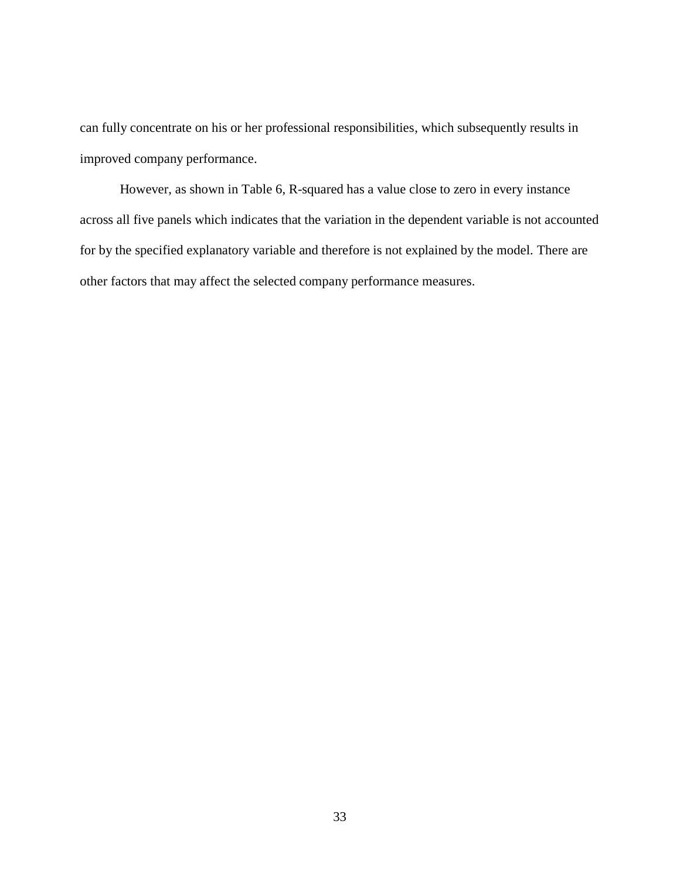can fully concentrate on his or her professional responsibilities, which subsequently results in improved company performance.

However, as shown in Table 6, R-squared has a value close to zero in every instance across all five panels which indicates that the variation in the dependent variable is not accounted for by the specified explanatory variable and therefore is not explained by the model. There are other factors that may affect the selected company performance measures.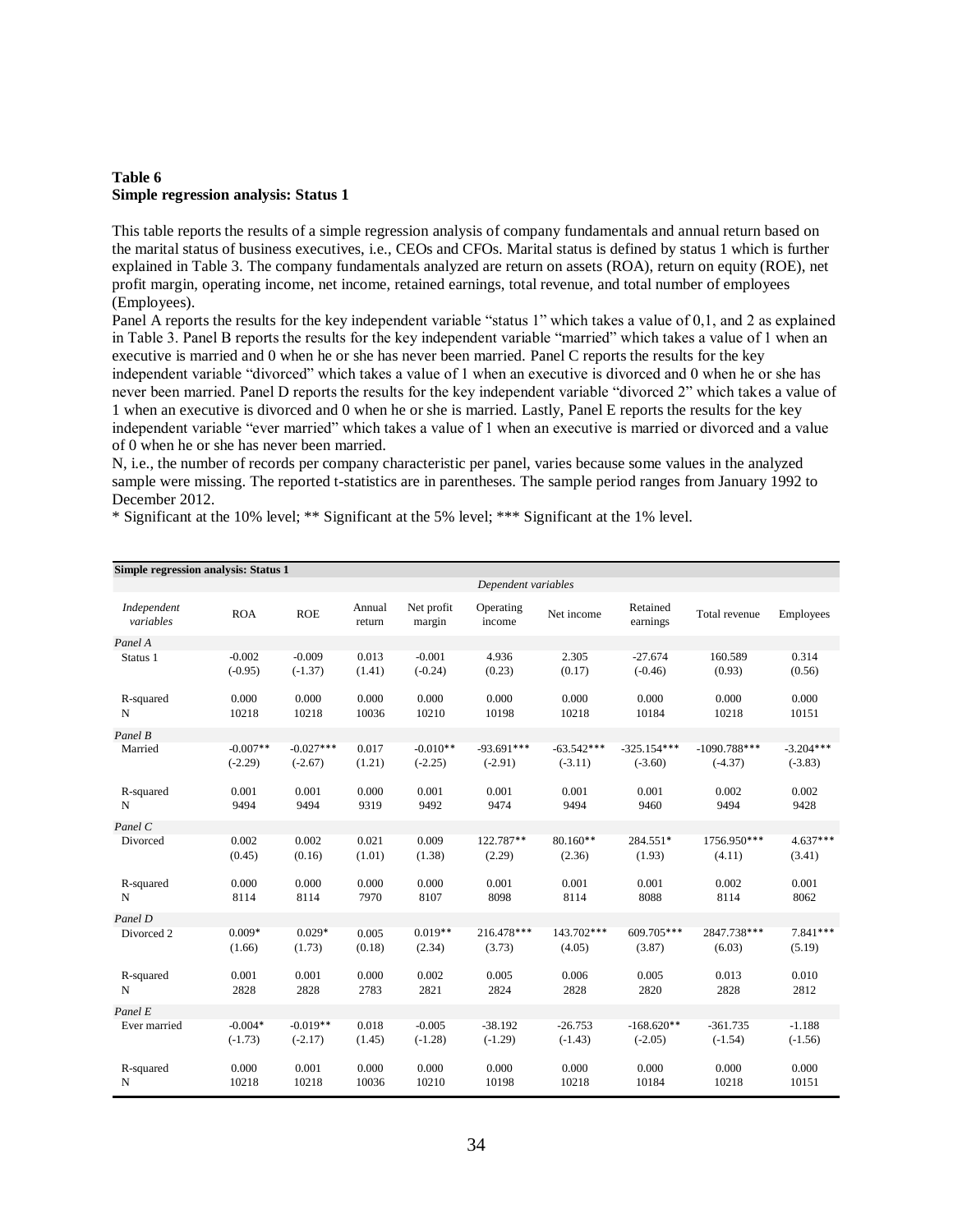**Table 6**
**Simple regression analysis: Status 1**

This table reports the results of a simple regression analysis of company fundamentals and annual return based on the marital status of business executives, i.e., CEOs and CFOs. Marital status is defined by status 1 which is further explained in Table 3. The company fundamentals analyzed are return on assets (ROA), return on equity (ROE), net profit margin, operating income, net income, retained earnings, total revenue, and total number of employees (Employees).

Panel A reports the results for the key independent variable "status 1" which takes a value of 0,1, and 2 as explained in Table 3. Panel B reports the results for the key independent variable "married" which takes a value of 1 when an executive is married and 0 when he or she has never been married. Panel C reports the results for the key independent variable "divorced" which takes a value of 1 when an executive is divorced and 0 when he or she has never been married. Panel D reports the results for the key independent variable "divorced 2" which takes a value of 1 when an executive is divorced and 0 when he or she is married. Lastly, Panel E reports the results for the key independent variable "ever married" which takes a value of 1 when an executive is married or divorced and a value of 0 when he or she has never been married.

N, i.e., the number of records per company characteristic per panel, varies because some values in the analyzed sample were missing. The reported t-statistics are in parentheses. The sample period ranges from January 1992 to December 2012.

* Significant at the 10% level; ** Significant at the 5% level; *** Significant at the 1% level.

**Simple regression analysis: Status 1**

| | *Dependent variables* | | | | | | | | |
|---|---|---|---|---|---|---|---|---|---|
| *Independent variables* | ROA | ROE | Annual return | Net profit margin | Operating income | Net income | Retained earnings | Total revenue | Employees |
| *Panel A* | | | | | | | | | |
| Status 1 | -0.002 | -0.009 | 0.013 | -0.001 | 4.936 | 2.305 | -27.674 | 160.589 | 0.314 |
| | (-0.95) | (-1.37) | (1.41) | (-0.24) | (0.23) | (0.17) | (-0.46) | (0.93) | (0.56) |
| R-squared | 0.000 | 0.000 | 0.000 | 0.000 | 0.000 | 0.000 | 0.000 | 0.000 | 0.000 |
| N | 10218 | 10218 | 10036 | 10210 | 10198 | 10218 | 10184 | 10218 | 10151 |
| *Panel B* | | | | | | | | | |
| Married | -0.007** | -0.027*** | 0.017 | -0.010** | -93.691*** | -63.542*** | -325.154*** | -1090.788*** | -3.204*** |
| | (-2.29) | (-2.67) | (1.21) | (-2.25) | (-2.91) | (-3.11) | (-3.60) | (-4.37) | (-3.83) |
| R-squared | 0.001 | 0.001 | 0.000 | 0.001 | 0.001 | 0.001 | 0.001 | 0.002 | 0.002 |
| N | 9494 | 9494 | 9319 | 9492 | 9474 | 9494 | 9460 | 9494 | 9428 |
| *Panel C* | | | | | | | | | |
| Divorced | 0.002 | 0.002 | 0.021 | 0.009 | 122.787** | 80.160** | 284.551* | 1756.950*** | 4.637*** |
| | (0.45) | (0.16) | (1.01) | (1.38) | (2.29) | (2.36) | (1.93) | (4.11) | (3.41) |
| R-squared | 0.000 | 0.000 | 0.000 | 0.000 | 0.001 | 0.001 | 0.001 | 0.002 | 0.001 |
| N | 8114 | 8114 | 7970 | 8107 | 8098 | 8114 | 8088 | 8114 | 8062 |
| *Panel D* | | | | | | | | | |
| Divorced 2 | 0.009* | 0.029* | 0.005 | 0.019** | 216.478*** | 143.702*** | 609.705*** | 2847.738*** | 7.841*** |
| | (1.66) | (1.73) | (0.18) | (2.34) | (3.73) | (4.05) | (3.87) | (6.03) | (5.19) |
| R-squared | 0.001 | 0.001 | 0.000 | 0.002 | 0.005 | 0.006 | 0.005 | 0.013 | 0.010 |
| N | 2828 | 2828 | 2783 | 2821 | 2824 | 2828 | 2820 | 2828 | 2812 |
| *Panel E* | | | | | | | | | |
| Ever married | -0.004* | -0.019** | 0.018 | -0.005 | -38.192 | -26.753 | -168.620** | -361.735 | -1.188 |
| | (-1.73) | (-2.17) | (1.45) | (-1.28) | (-1.29) | (-1.43) | (-2.05) | (-1.54) | (-1.56) |
| R-squared | 0.000 | 0.001 | 0.000 | 0.000 | 0.000 | 0.000 | 0.000 | 0.000 | 0.000 |
| N | 10218 | 10218 | 10036 | 10210 | 10198 | 10218 | 10184 | 10218 | 10151 |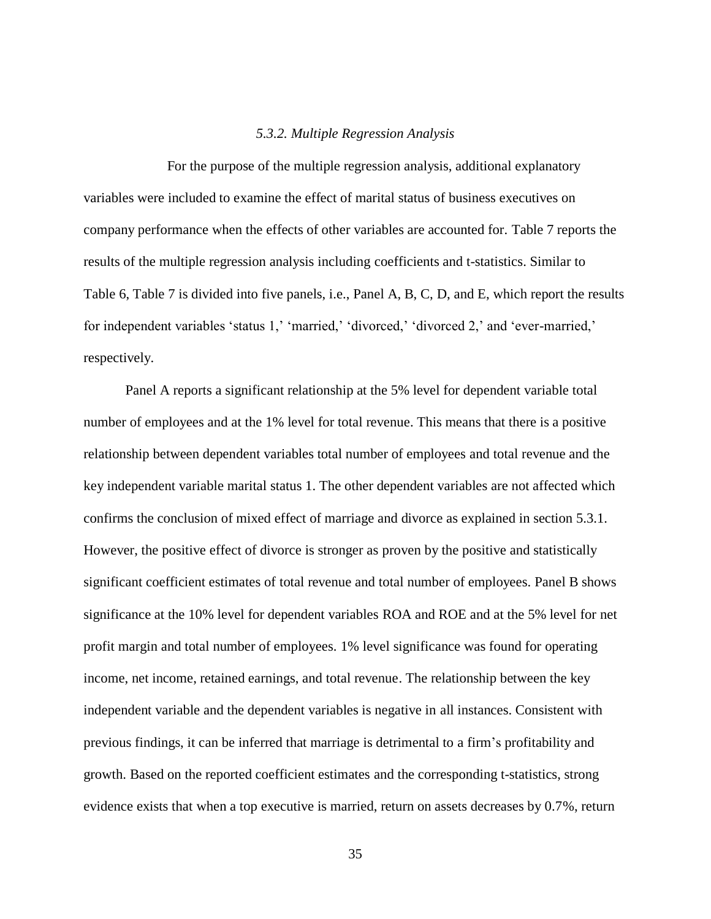### *5.3.2. Multiple Regression Analysis*

For the purpose of the multiple regression analysis, additional explanatory variables were included to examine the effect of marital status of business executives on company performance when the effects of other variables are accounted for. Table 7 reports the results of the multiple regression analysis including coefficients and t-statistics. Similar to Table 6, Table 7 is divided into five panels, i.e., Panel A, B, C, D, and E, which report the results for independent variables 'status 1,' 'married,' 'divorced,' 'divorced 2,' and 'ever-married,' respectively.

Panel A reports a significant relationship at the 5% level for dependent variable total number of employees and at the 1% level for total revenue. This means that there is a positive relationship between dependent variables total number of employees and total revenue and the key independent variable marital status 1. The other dependent variables are not affected which confirms the conclusion of mixed effect of marriage and divorce as explained in section 5.3.1. However, the positive effect of divorce is stronger as proven by the positive and statistically significant coefficient estimates of total revenue and total number of employees. Panel B shows significance at the 10% level for dependent variables ROA and ROE and at the 5% level for net profit margin and total number of employees. 1% level significance was found for operating income, net income, retained earnings, and total revenue. The relationship between the key independent variable and the dependent variables is negative in all instances. Consistent with previous findings, it can be inferred that marriage is detrimental to a firm's profitability and growth. Based on the reported coefficient estimates and the corresponding t-statistics, strong evidence exists that when a top executive is married, return on assets decreases by 0.7%, return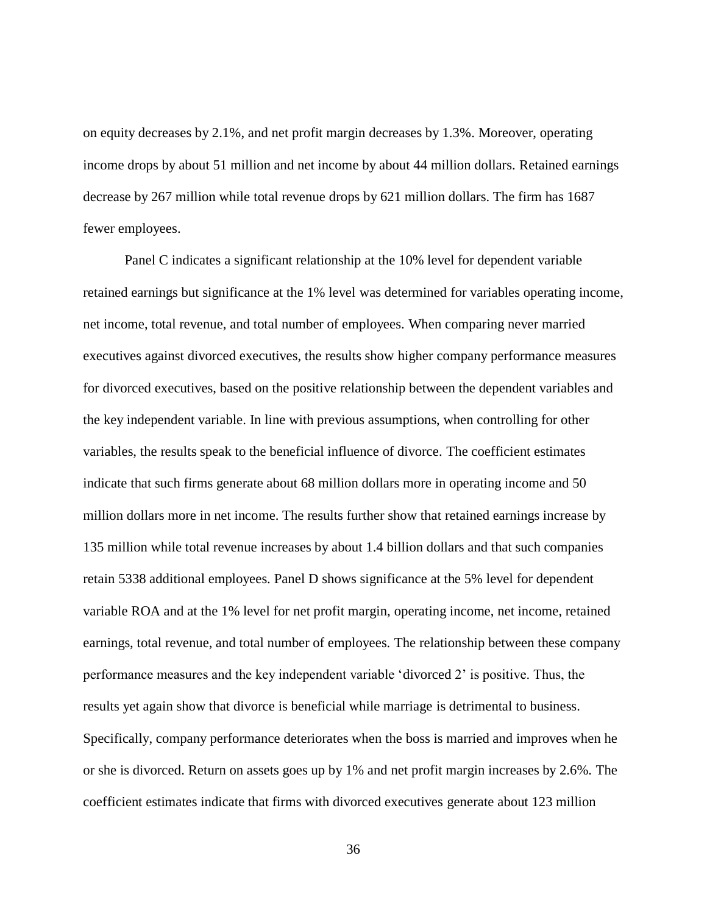on equity decreases by 2.1%, and net profit margin decreases by 1.3%. Moreover, operating income drops by about 51 million and net income by about 44 million dollars. Retained earnings decrease by 267 million while total revenue drops by 621 million dollars. The firm has 1687 fewer employees.

Panel C indicates a significant relationship at the 10% level for dependent variable retained earnings but significance at the 1% level was determined for variables operating income, net income, total revenue, and total number of employees. When comparing never married executives against divorced executives, the results show higher company performance measures for divorced executives, based on the positive relationship between the dependent variables and the key independent variable. In line with previous assumptions, when controlling for other variables, the results speak to the beneficial influence of divorce. The coefficient estimates indicate that such firms generate about 68 million dollars more in operating income and 50 million dollars more in net income. The results further show that retained earnings increase by 135 million while total revenue increases by about 1.4 billion dollars and that such companies retain 5338 additional employees. Panel D shows significance at the 5% level for dependent variable ROA and at the 1% level for net profit margin, operating income, net income, retained earnings, total revenue, and total number of employees. The relationship between these company performance measures and the key independent variable 'divorced 2' is positive. Thus, the results yet again show that divorce is beneficial while marriage is detrimental to business. Specifically, company performance deteriorates when the boss is married and improves when he or she is divorced. Return on assets goes up by 1% and net profit margin increases by 2.6%. The coefficient estimates indicate that firms with divorced executives generate about 123 million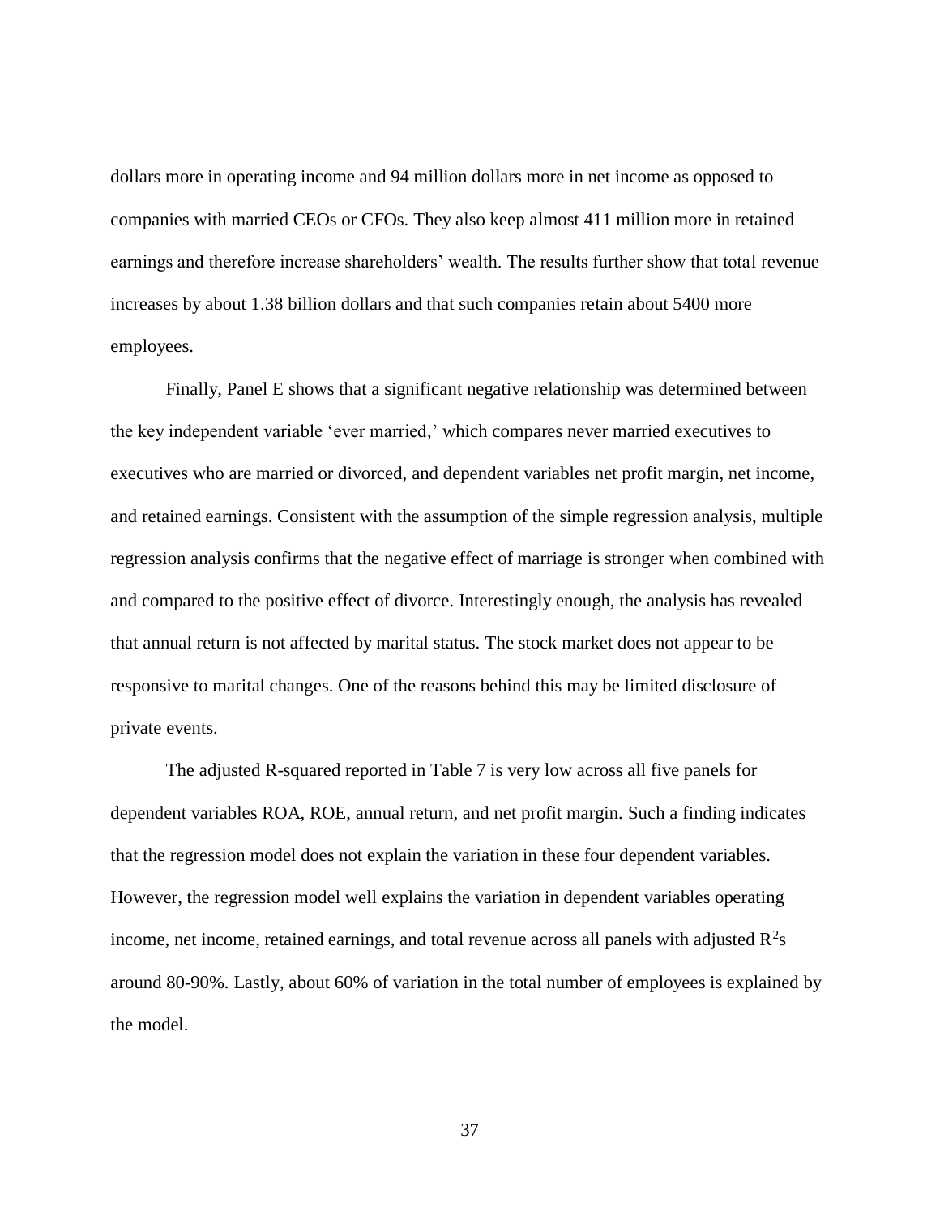dollars more in operating income and 94 million dollars more in net income as opposed to companies with married CEOs or CFOs. They also keep almost 411 million more in retained earnings and therefore increase shareholders' wealth. The results further show that total revenue increases by about 1.38 billion dollars and that such companies retain about 5400 more employees.

Finally, Panel E shows that a significant negative relationship was determined between the key independent variable 'ever married,' which compares never married executives to executives who are married or divorced, and dependent variables net profit margin, net income, and retained earnings. Consistent with the assumption of the simple regression analysis, multiple regression analysis confirms that the negative effect of marriage is stronger when combined with and compared to the positive effect of divorce. Interestingly enough, the analysis has revealed that annual return is not affected by marital status. The stock market does not appear to be responsive to marital changes. One of the reasons behind this may be limited disclosure of private events.

The adjusted R-squared reported in Table 7 is very low across all five panels for dependent variables ROA, ROE, annual return, and net profit margin. Such a finding indicates that the regression model does not explain the variation in these four dependent variables. However, the regression model well explains the variation in dependent variables operating income, net income, retained earnings, and total revenue across all panels with adjusted $R^2$s around 80-90%. Lastly, about 60% of variation in the total number of employees is explained by the model.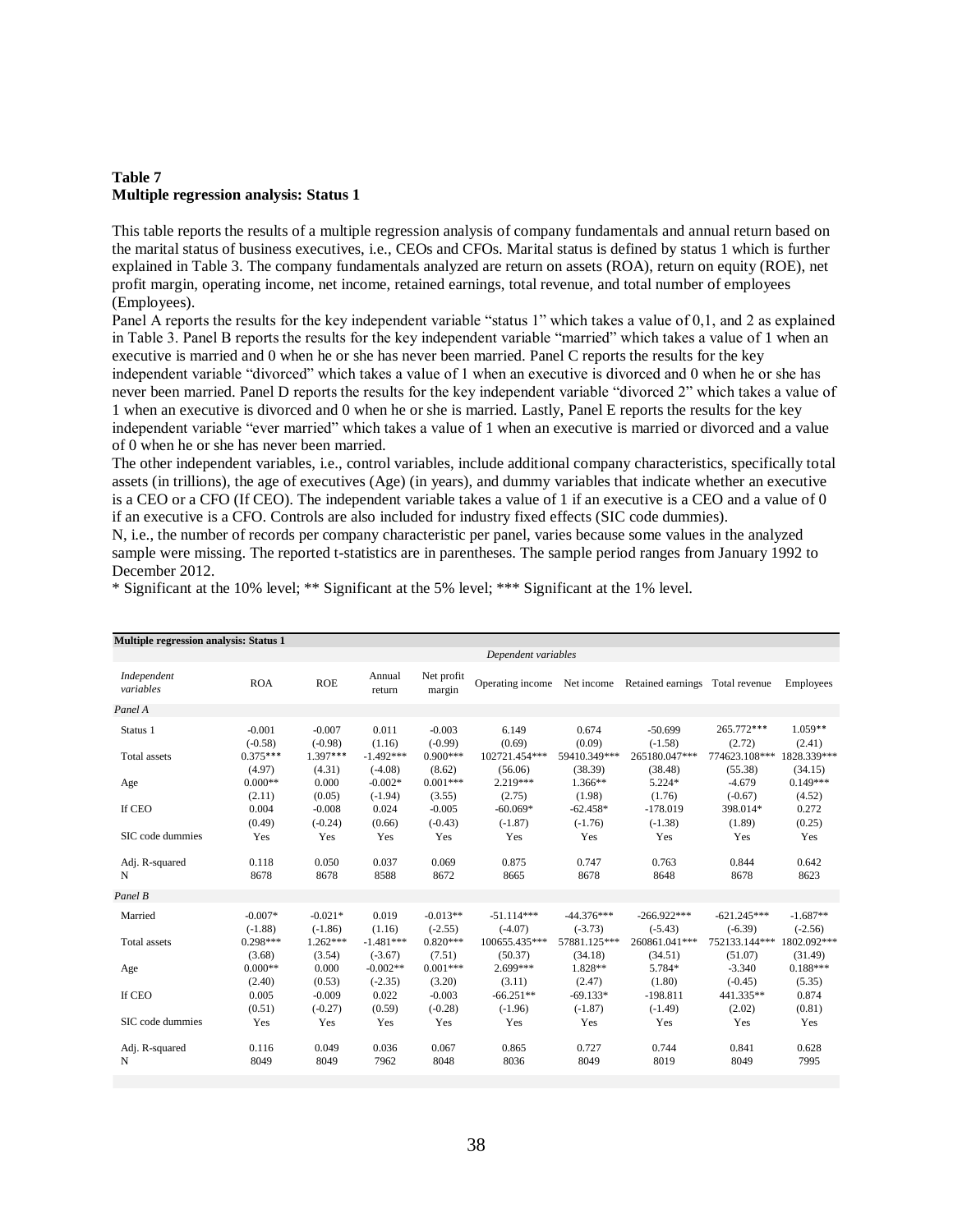**Table 7**
**Multiple regression analysis: Status 1**

This table reports the results of a multiple regression analysis of company fundamentals and annual return based on the marital status of business executives, i.e., CEOs and CFOs. Marital status is defined by status 1 which is further explained in Table 3. The company fundamentals analyzed are return on assets (ROA), return on equity (ROE), net profit margin, operating income, net income, retained earnings, total revenue, and total number of employees (Employees).

Panel A reports the results for the key independent variable "status 1" which takes a value of 0,1, and 2 as explained in Table 3. Panel B reports the results for the key independent variable "married" which takes a value of 1 when an executive is married and 0 when he or she has never been married. Panel C reports the results for the key independent variable "divorced" which takes a value of 1 when an executive is divorced and 0 when he or she has never been married. Panel D reports the results for the key independent variable "divorced 2" which takes a value of 1 when an executive is divorced and 0 when he or she is married. Lastly, Panel E reports the results for the key independent variable "ever married" which takes a value of 1 when an executive is married or divorced and a value of 0 when he or she has never been married.

The other independent variables, i.e., control variables, include additional company characteristics, specifically total assets (in trillions), the age of executives (Age) (in years), and dummy variables that indicate whether an executive is a CEO or a CFO (If CEO). The independent variable takes a value of 1 if an executive is a CEO and a value of 0 if an executive is a CFO. Controls are also included for industry fixed effects (SIC code dummies).

N, i.e., the number of records per company characteristic per panel, varies because some values in the analyzed sample were missing. The reported t-statistics are in parentheses. The sample period ranges from January 1992 to December 2012.

\* Significant at the 10% level; ** Significant at the 5% level; *** Significant at the 1% level.

**Multiple regression analysis: Status 1**

| | Dependent variables | | | | | | | | |
|---|---|---|---|---|---|---|---|---|---|
| *Independent variables* | ROA | ROE | Annual return | Net profit margin | Operating income | Net income | Retained earnings | Total revenue | Employees |
| *Panel A* | | | | | | | | | |
| Status 1 | -0.001 | -0.007 | 0.011 | -0.003 | 6.149 | 0.674 | -50.699 | 265.772*** | 1.059** |
| | (-0.58) | (-0.98) | (1.16) | (-0.99) | (0.69) | (0.09) | (-1.58) | (2.72) | (2.41) |
| Total assets | 0.375*** | 1.397*** | -1.492*** | 0.900*** | 102721.454*** | 59410.349*** | 265180.047*** | 774623.108*** | 1828.339*** |
| | (4.97) | (4.31) | (-4.08) | (8.62) | (56.06) | (38.39) | (38.48) | (55.38) | (34.15) |
| Age | 0.000** | 0.000 | -0.002* | 0.001*** | 2.219*** | 1.366** | 5.224* | -4.679 | 0.149*** |
| | (2.11) | (0.05) | (-1.94) | (3.55) | (2.75) | (1.98) | (1.76) | (-0.67) | (4.52) |
| If CEO | 0.004 | -0.008 | 0.024 | -0.005 | -60.069* | -62.458* | -178.019 | 398.014* | 0.272 |
| | (0.49) | (-0.24) | (0.66) | (-0.43) | (-1.87) | (-1.76) | (-1.38) | (1.89) | (0.25) |
| SIC code dummies | Yes | Yes | Yes | Yes | Yes | Yes | Yes | Yes | Yes |
| Adj. R-squared | 0.118 | 0.050 | 0.037 | 0.069 | 0.875 | 0.747 | 0.763 | 0.844 | 0.642 |
| N | 8678 | 8678 | 8588 | 8672 | 8665 | 8678 | 8648 | 8678 | 8623 |
| *Panel B* | | | | | | | | | |
| Married | -0.007* | -0.021* | 0.019 | -0.013** | -51.114*** | -44.376*** | -266.922*** | -621.245*** | -1.687** |
| | (-1.88) | (-1.86) | (1.16) | (-2.55) | (-4.07) | (-3.73) | (-5.43) | (-6.39) | (-2.56) |
| Total assets | 0.298*** | 1.262*** | -1.481*** | 0.820*** | 100655.435*** | 57881.125*** | 260861.041*** | 752133.144*** | 1802.092*** |
| | (3.68) | (3.54) | (-3.67) | (7.51) | (50.37) | (34.18) | (34.51) | (51.07) | (31.49) |
| Age | 0.000** | 0.000 | -0.002** | 0.001*** | 2.699*** | 1.828** | 5.784* | -3.340 | 0.188*** |
| | (2.40) | (0.53) | (-2.35) | (3.20) | (3.11) | (2.47) | (1.80) | (-0.45) | (5.35) |
| If CEO | 0.005 | -0.009 | 0.022 | -0.003 | -66.251** | -69.133* | -198.811 | 441.335** | 0.874 |
| | (0.51) | (-0.27) | (0.59) | (-0.28) | (-1.96) | (-1.87) | (-1.49) | (2.02) | (0.81) |
| SIC code dummies | Yes | Yes | Yes | Yes | Yes | Yes | Yes | Yes | Yes |
| Adj. R-squared | 0.116 | 0.049 | 0.036 | 0.067 | 0.865 | 0.727 | 0.744 | 0.841 | 0.628 |
| N | 8049 | 8049 | 7962 | 8048 | 8036 | 8049 | 8019 | 8049 | 7995 |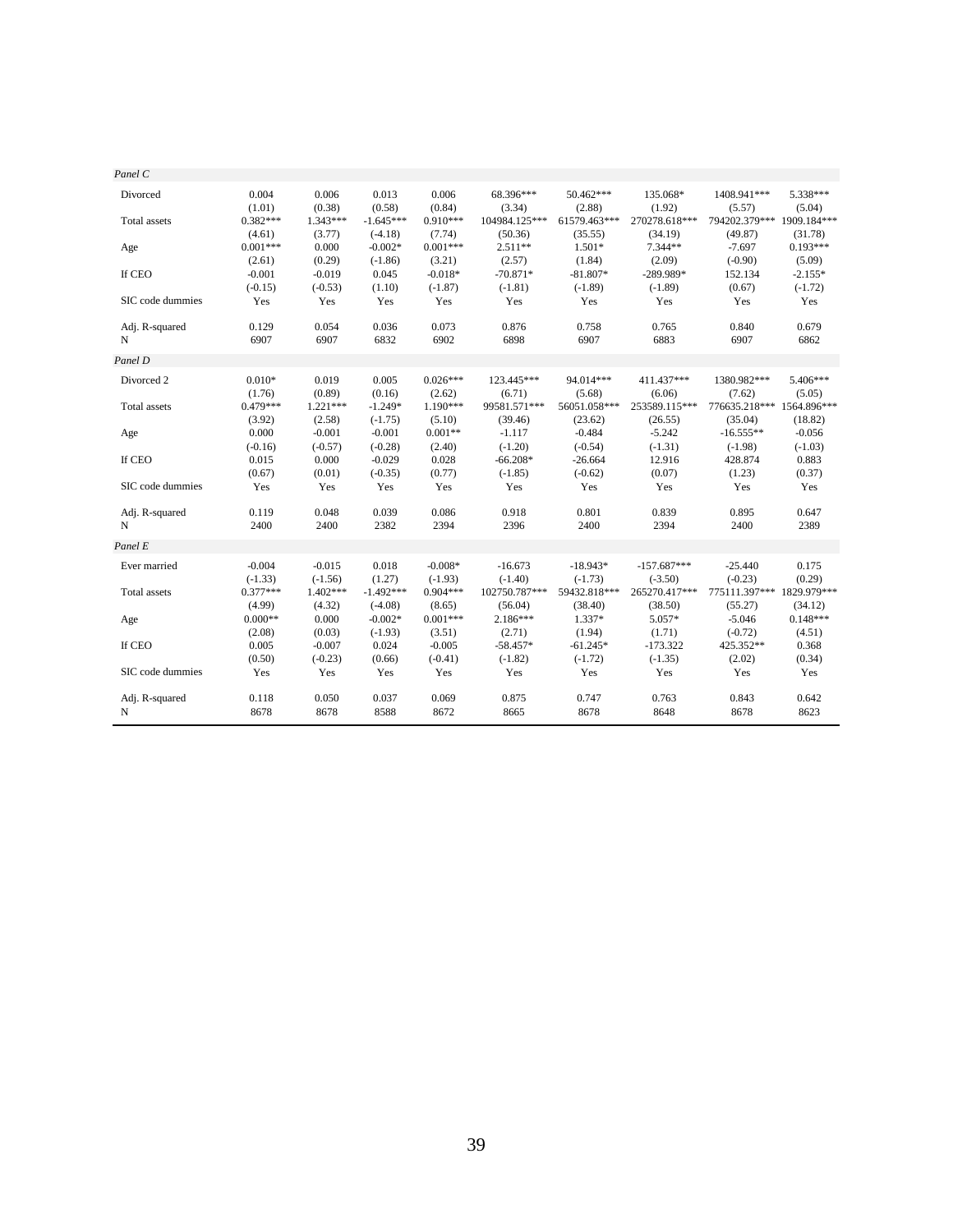| | | | | | | | | | |
|---|---|---|---|---|---|---|---|---|---|
| *Panel C* | | | | | | | | | |
| Divorced | 0.004 | 0.006 | 0.013 | 0.006 | 68.396*** | 50.462*** | 135.068* | 1408.941*** | 5.338*** |
| | (1.01) | (0.38) | (0.58) | (0.84) | (3.34) | (2.88) | (1.92) | (5.57) | (5.04) |
| Total assets | 0.382*** | 1.343*** | -1.645*** | 0.910*** | 104984.125*** | 61579.463*** | 270278.618*** | 794202.379*** | 1909.184*** |
| | (4.61) | (3.77) | (-4.18) | (7.74) | (50.36) | (35.55) | (34.19) | (49.87) | (31.78) |
| Age | 0.001*** | 0.000 | -0.002* | 0.001*** | 2.511** | 1.501* | 7.344** | -7.697 | 0.193*** |
| | (2.61) | (0.29) | (-1.86) | (3.21) | (2.57) | (1.84) | (2.09) | (-0.90) | (5.09) |
| If CEO | -0.001 | -0.019 | 0.045 | -0.018* | -70.871* | -81.807* | -289.989* | 152.134 | -2.155* |
| | (-0.15) | (-0.53) | (1.10) | (-1.87) | (-1.81) | (-1.89) | (-1.89) | (0.67) | (-1.72) |
| SIC code dummies | Yes | Yes | Yes | Yes | Yes | Yes | Yes | Yes | Yes |
| Adj. R-squared | 0.129 | 0.054 | 0.036 | 0.073 | 0.876 | 0.758 | 0.765 | 0.840 | 0.679 |
| N | 6907 | 6907 | 6832 | 6902 | 6898 | 6907 | 6883 | 6907 | 6862 |
| *Panel D* | | | | | | | | | |
| Divorced 2 | 0.010* | 0.019 | 0.005 | 0.026*** | 123.445*** | 94.014*** | 411.437*** | 1380.982*** | 5.406*** |
| | (1.76) | (0.89) | (0.16) | (2.62) | (6.71) | (5.68) | (6.06) | (7.62) | (5.05) |
| Total assets | 0.479*** | 1.221*** | -1.249* | 1.190*** | 99581.571*** | 56051.058*** | 253589.115*** | 776635.218*** | 1564.896*** |
| | (3.92) | (2.58) | (-1.75) | (5.10) | (39.46) | (23.62) | (26.55) | (35.04) | (18.82) |
| Age | 0.000 | -0.001 | -0.001 | 0.001** | -1.117 | -0.484 | -5.242 | -16.555** | -0.056 |
| | (-0.16) | (-0.57) | (-0.28) | (2.40) | (-1.20) | (-0.54) | (-1.31) | (-1.98) | (-1.03) |
| If CEO | 0.015 | 0.000 | -0.029 | 0.028 | -66.208* | -26.664 | 12.916 | 428.874 | 0.883 |
| | (0.67) | (0.01) | (-0.35) | (0.77) | (-1.85) | (-0.62) | (0.07) | (1.23) | (0.37) |
| SIC code dummies | Yes | Yes | Yes | Yes | Yes | Yes | Yes | Yes | Yes |
| Adj. R-squared | 0.119 | 0.048 | 0.039 | 0.086 | 0.918 | 0.801 | 0.839 | 0.895 | 0.647 |
| N | 2400 | 2400 | 2382 | 2394 | 2396 | 2400 | 2394 | 2400 | 2389 |
| *Panel E* | | | | | | | | | |
| Ever married | -0.004 | -0.015 | 0.018 | -0.008* | -16.673 | -18.943* | -157.687*** | -25.440 | 0.175 |
| | (-1.33) | (-1.56) | (1.27) | (-1.93) | (-1.40) | (-1.73) | (-3.50) | (-0.23) | (0.29) |
| Total assets | 0.377*** | 1.402*** | -1.492*** | 0.904*** | 102750.787*** | 59432.818*** | 265270.417*** | 775111.397*** | 1829.979*** |
| | (4.99) | (4.32) | (-4.08) | (8.65) | (56.04) | (38.40) | (38.50) | (55.27) | (34.12) |
| Age | 0.000** | 0.000 | -0.002* | 0.001*** | 2.186*** | 1.337* | 5.057* | -5.046 | 0.148*** |
| | (2.08) | (0.03) | (-1.93) | (3.51) | (2.71) | (1.94) | (1.71) | (-0.72) | (4.51) |
| If CEO | 0.005 | -0.007 | 0.024 | -0.005 | -58.457* | -61.245* | -173.322 | 425.352** | 0.368 |
| | (0.50) | (-0.23) | (0.66) | (-0.41) | (-1.82) | (-1.72) | (-1.35) | (2.02) | (0.34) |
| SIC code dummies | Yes | Yes | Yes | Yes | Yes | Yes | Yes | Yes | Yes |
| Adj. R-squared | 0.118 | 0.050 | 0.037 | 0.069 | 0.875 | 0.747 | 0.763 | 0.843 | 0.642 |
| N | 8678 | 8678 | 8588 | 8672 | 8665 | 8678 | 8648 | 8678 | 8623 |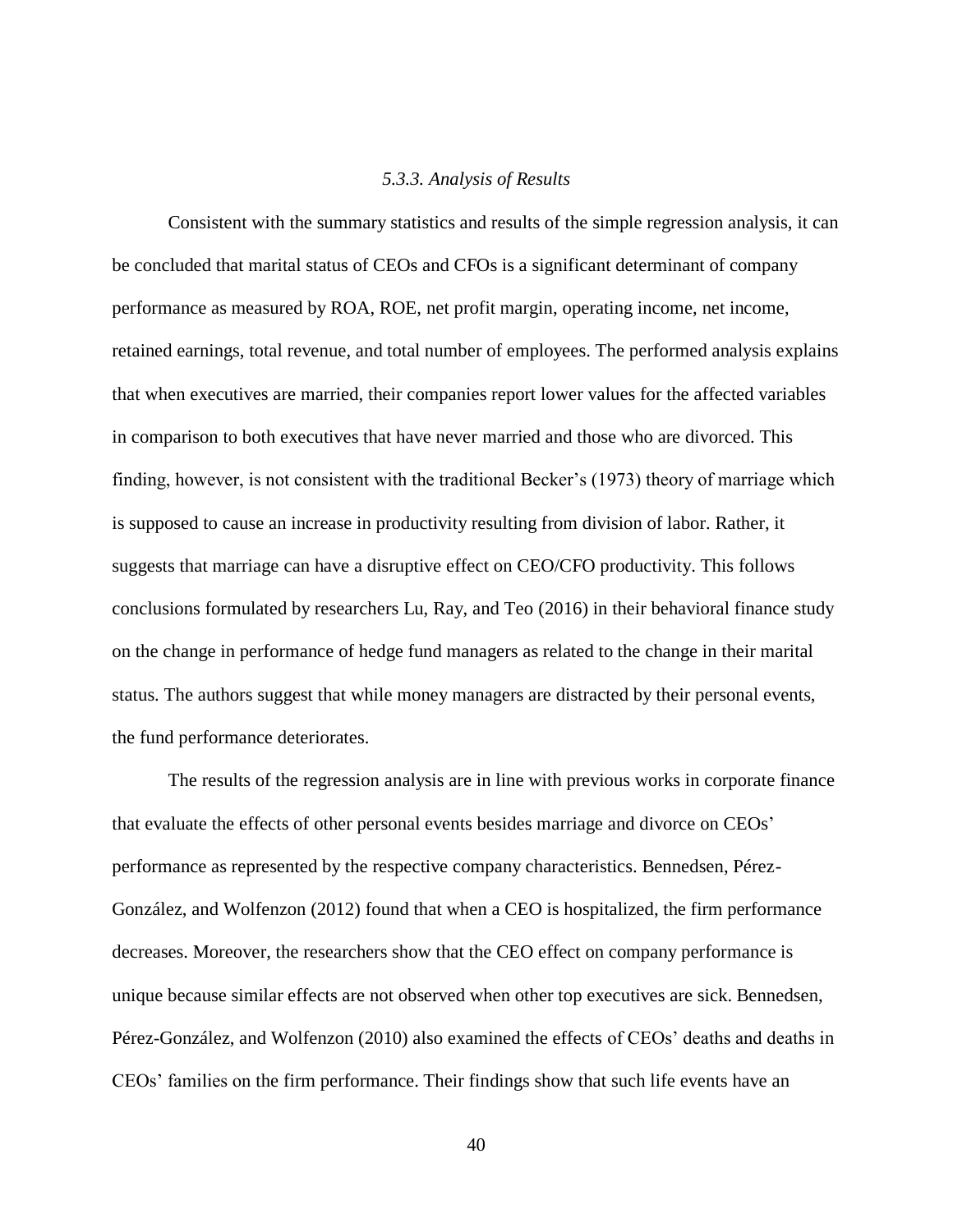### *5.3.3. Analysis of Results*

Consistent with the summary statistics and results of the simple regression analysis, it can be concluded that marital status of CEOs and CFOs is a significant determinant of company performance as measured by ROA, ROE, net profit margin, operating income, net income, retained earnings, total revenue, and total number of employees. The performed analysis explains that when executives are married, their companies report lower values for the affected variables in comparison to both executives that have never married and those who are divorced. This finding, however, is not consistent with the traditional Becker's (1973) theory of marriage which is supposed to cause an increase in productivity resulting from division of labor. Rather, it suggests that marriage can have a disruptive effect on CEO/CFO productivity. This follows conclusions formulated by researchers Lu, Ray, and Teo (2016) in their behavioral finance study on the change in performance of hedge fund managers as related to the change in their marital status. The authors suggest that while money managers are distracted by their personal events, the fund performance deteriorates.

The results of the regression analysis are in line with previous works in corporate finance that evaluate the effects of other personal events besides marriage and divorce on CEOs' performance as represented by the respective company characteristics. Bennedsen, Pérez-González, and Wolfenzon (2012) found that when a CEO is hospitalized, the firm performance decreases. Moreover, the researchers show that the CEO effect on company performance is unique because similar effects are not observed when other top executives are sick. Bennedsen, Pérez-González, and Wolfenzon (2010) also examined the effects of CEOs' deaths and deaths in CEOs' families on the firm performance. Their findings show that such life events have an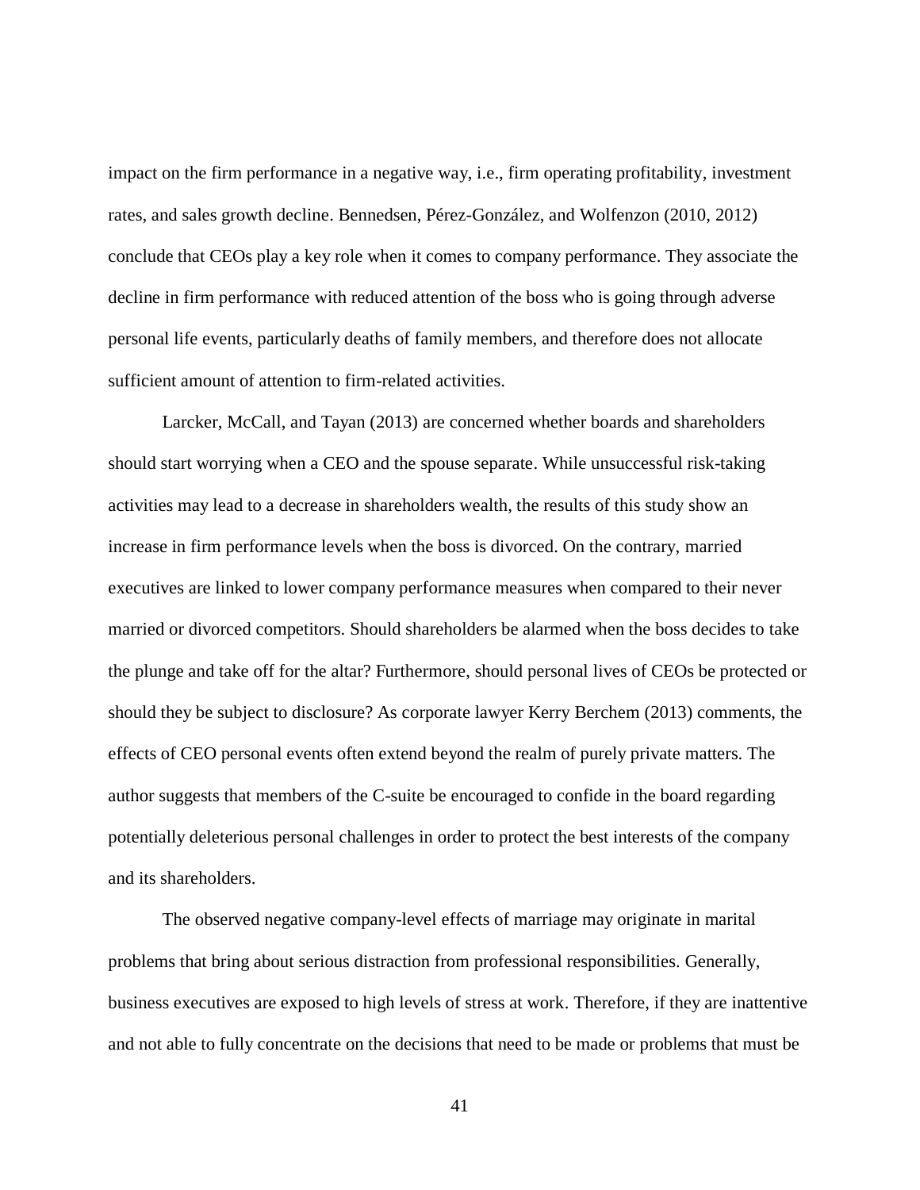impact on the firm performance in a negative way, i.e., firm operating profitability, investment rates, and sales growth decline. Bennedsen, Pérez-González, and Wolfenzon (2010, 2012) conclude that CEOs play a key role when it comes to company performance. They associate the decline in firm performance with reduced attention of the boss who is going through adverse personal life events, particularly deaths of family members, and therefore does not allocate sufficient amount of attention to firm-related activities.

Larcker, McCall, and Tayan (2013) are concerned whether boards and shareholders should start worrying when a CEO and the spouse separate. While unsuccessful risk-taking activities may lead to a decrease in shareholders wealth, the results of this study show an increase in firm performance levels when the boss is divorced. On the contrary, married executives are linked to lower company performance measures when compared to their never married or divorced competitors. Should shareholders be alarmed when the boss decides to take the plunge and take off for the altar? Furthermore, should personal lives of CEOs be protected or should they be subject to disclosure? As corporate lawyer Kerry Berchem (2013) comments, the effects of CEO personal events often extend beyond the realm of purely private matters. The author suggests that members of the C-suite be encouraged to confide in the board regarding potentially deleterious personal challenges in order to protect the best interests of the company and its shareholders.

The observed negative company-level effects of marriage may originate in marital problems that bring about serious distraction from professional responsibilities. Generally, business executives are exposed to high levels of stress at work. Therefore, if they are inattentive and not able to fully concentrate on the decisions that need to be made or problems that must be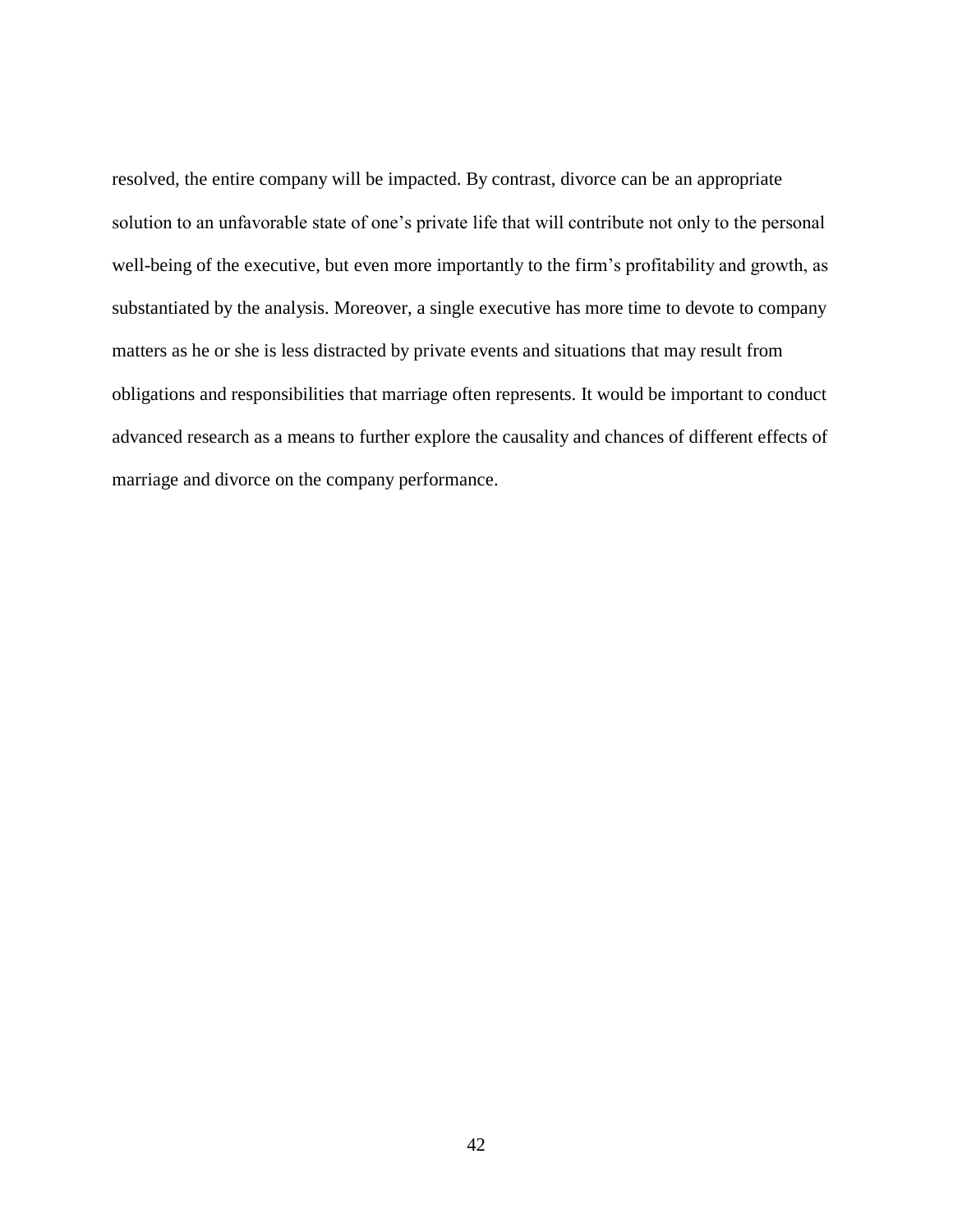resolved, the entire company will be impacted. By contrast, divorce can be an appropriate solution to an unfavorable state of one's private life that will contribute not only to the personal well-being of the executive, but even more importantly to the firm's profitability and growth, as substantiated by the analysis. Moreover, a single executive has more time to devote to company matters as he or she is less distracted by private events and situations that may result from obligations and responsibilities that marriage often represents. It would be important to conduct advanced research as a means to further explore the causality and chances of different effects of marriage and divorce on the company performance.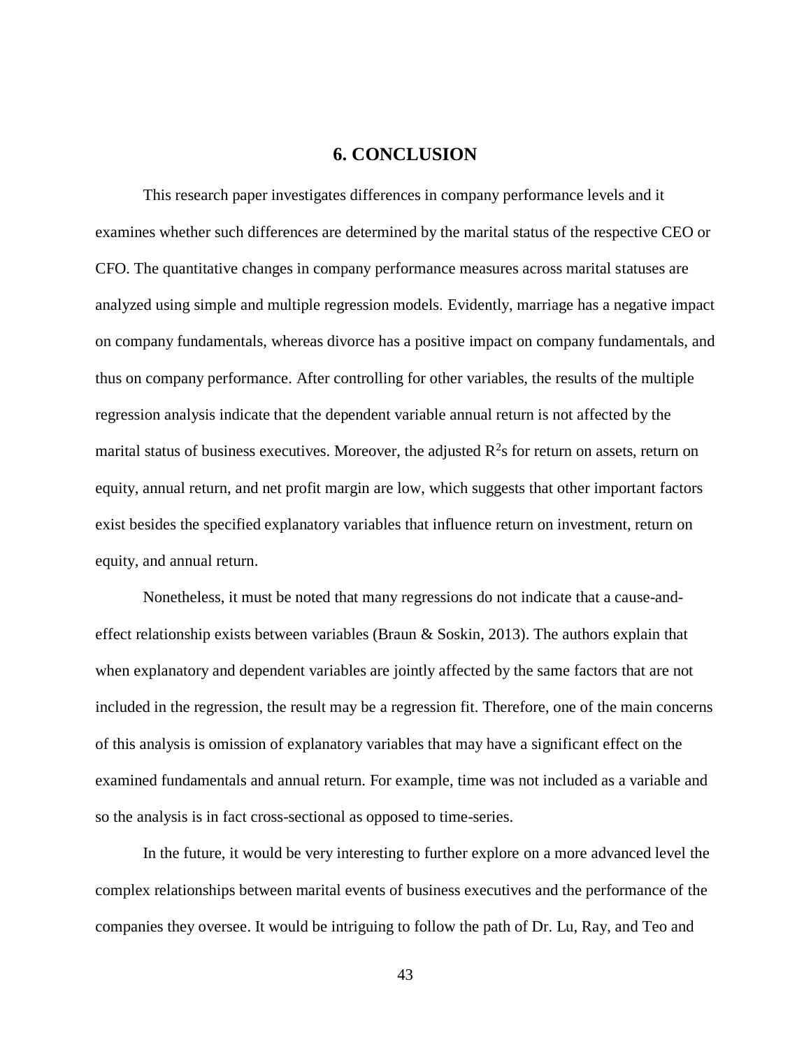# 6. CONCLUSION

This research paper investigates differences in company performance levels and it examines whether such differences are determined by the marital status of the respective CEO or CFO. The quantitative changes in company performance measures across marital statuses are analyzed using simple and multiple regression models. Evidently, marriage has a negative impact on company fundamentals, whereas divorce has a positive impact on company fundamentals, and thus on company performance. After controlling for other variables, the results of the multiple regression analysis indicate that the dependent variable annual return is not affected by the marital status of business executives. Moreover, the adjusted $R^2$s for return on assets, return on equity, annual return, and net profit margin are low, which suggests that other important factors exist besides the specified explanatory variables that influence return on investment, return on equity, and annual return.

Nonetheless, it must be noted that many regressions do not indicate that a cause-and-effect relationship exists between variables (Braun & Soskin, 2013). The authors explain that when explanatory and dependent variables are jointly affected by the same factors that are not included in the regression, the result may be a regression fit. Therefore, one of the main concerns of this analysis is omission of explanatory variables that may have a significant effect on the examined fundamentals and annual return. For example, time was not included as a variable and so the analysis is in fact cross-sectional as opposed to time-series.

In the future, it would be very interesting to further explore on a more advanced level the complex relationships between marital events of business executives and the performance of the companies they oversee. It would be intriguing to follow the path of Dr. Lu, Ray, and Teo and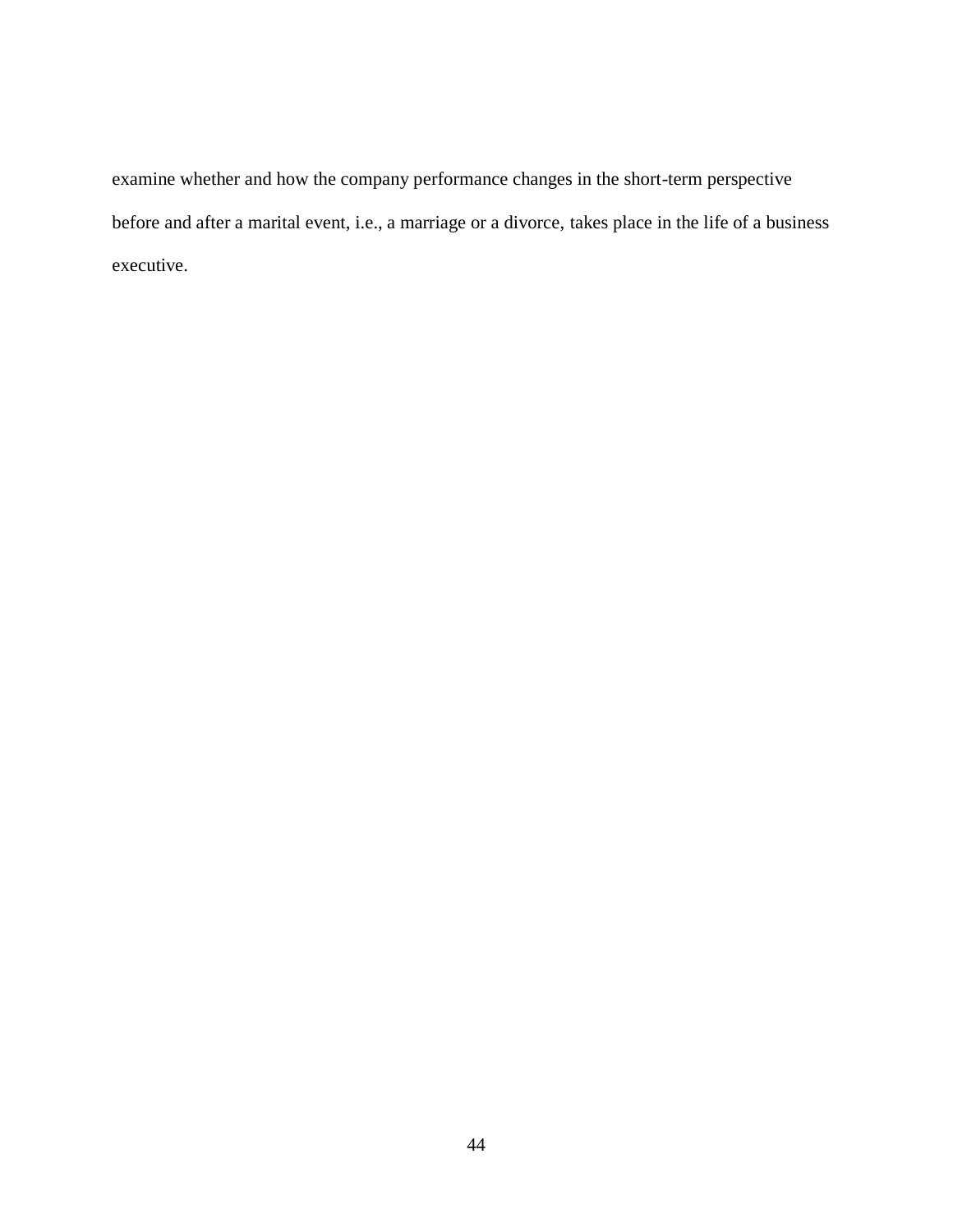examine whether and how the company performance changes in the short-term perspective before and after a marital event, i.e., a marriage or a divorce, takes place in the life of a business executive.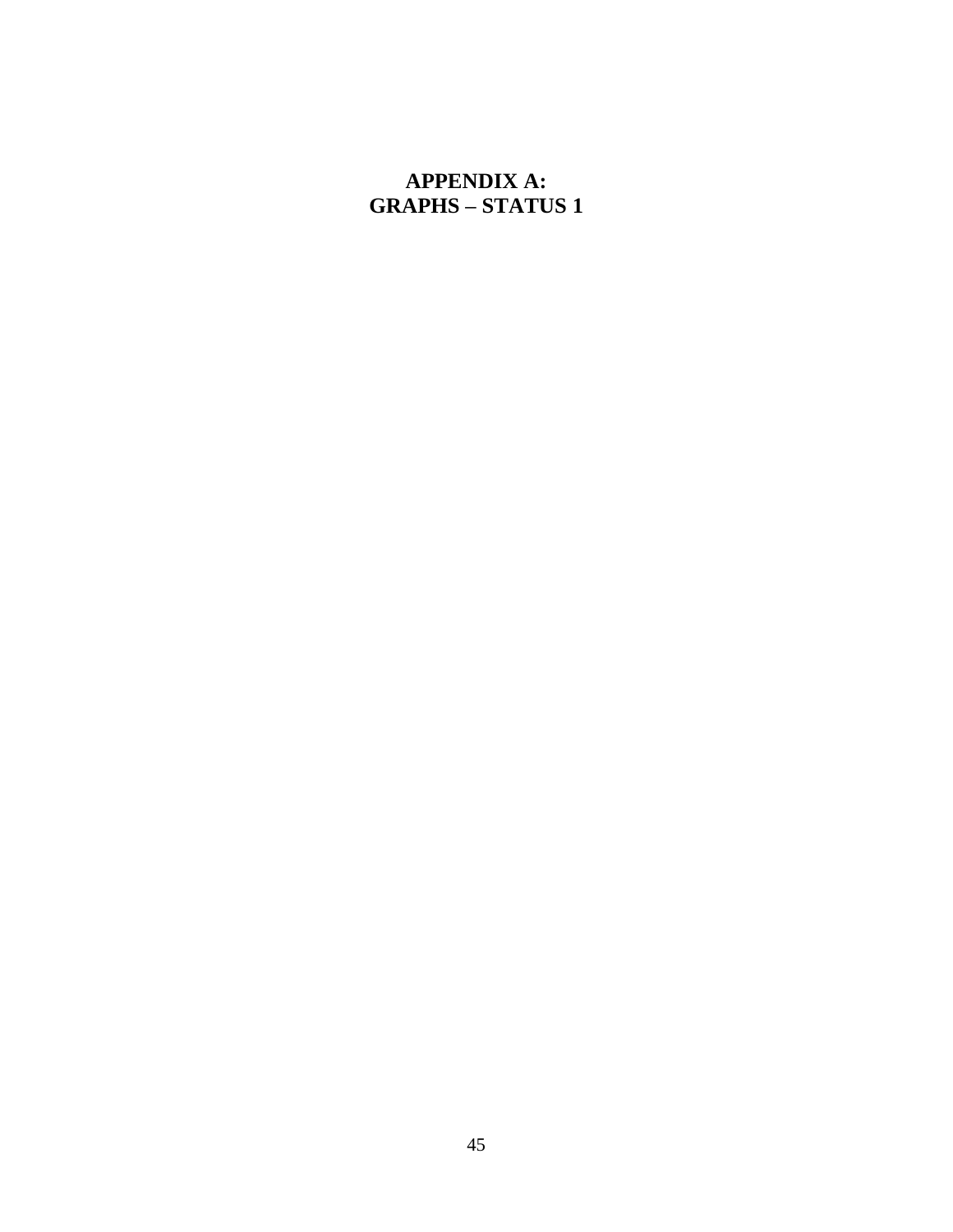# APPENDIX A:
# GRAPHS – STATUS 1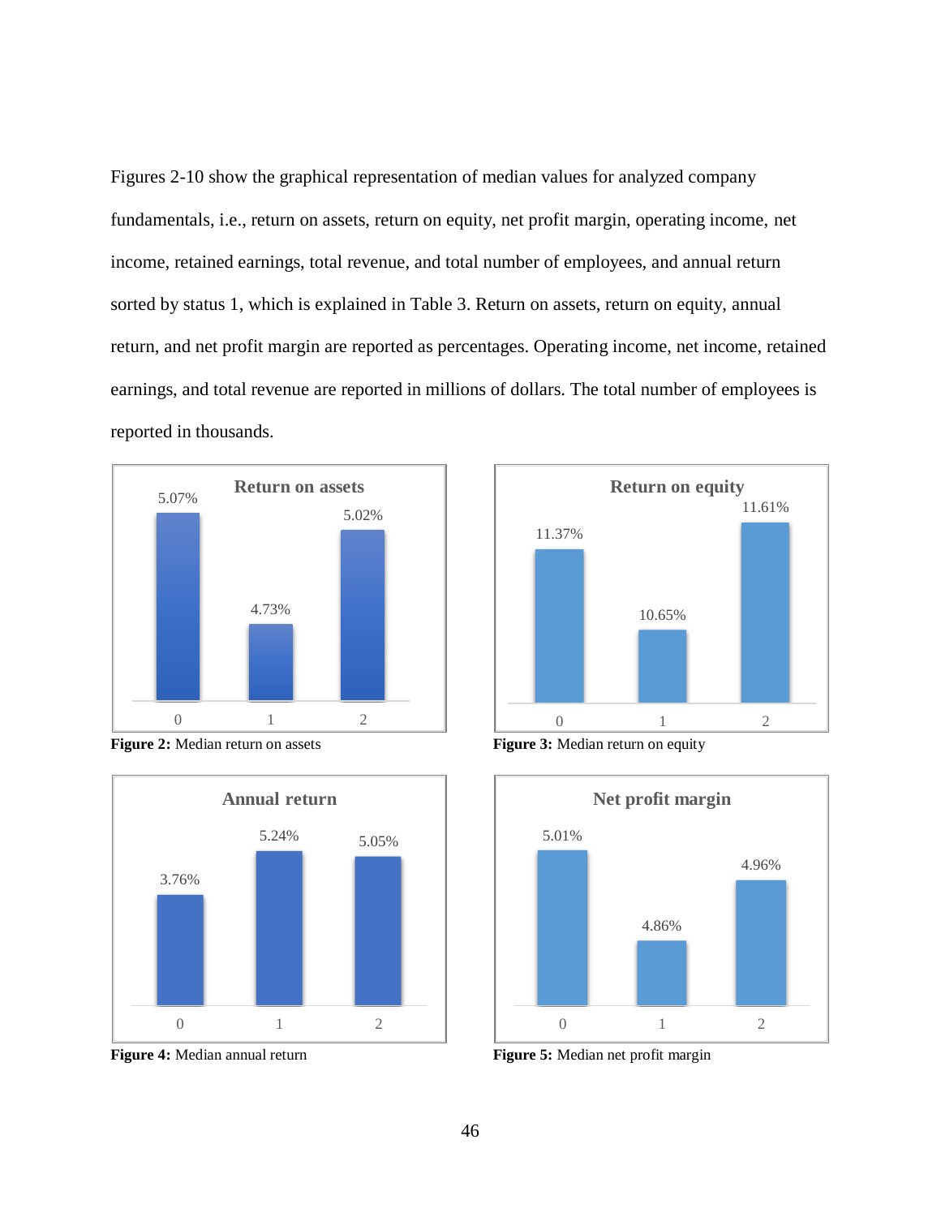Figures 2-10 show the graphical representation of median values for analyzed company fundamentals, i.e., return on assets, return on equity, net profit margin, operating income, net income, retained earnings, total revenue, and total number of employees, and annual return sorted by status 1, which is explained in Table 3. Return on assets, return on equity, annual return, and net profit margin are reported as percentages. Operating income, net income, retained earnings, and total revenue are reported in millions of dollars. The total number of employees is reported in thousands.

**Return on assets**

| Status 1 | Median |
| --- | --- |
| 0 | 5.07% |
| 1 | 4.73% |
| 2 | 5.02% |

**Figure 2:** Median return on assets

**Return on equity**

| Status 1 | Median |
| --- | --- |
| 0 | 11.37% |
| 1 | 10.65% |
| 2 | 11.61% |

**Figure 3:** Median return on equity

**Annual return**

| Status 1 | Median |
| --- | --- |
| 0 | 3.76% |
| 1 | 5.24% |
| 2 | 5.05% |

**Figure 4:** Median annual return

**Net profit margin**

| Status 1 | Median |
| --- | --- |
| 0 | 5.01% |
| 1 | 4.86% |
| 2 | 4.96% |

**Figure 5:** Median net profit margin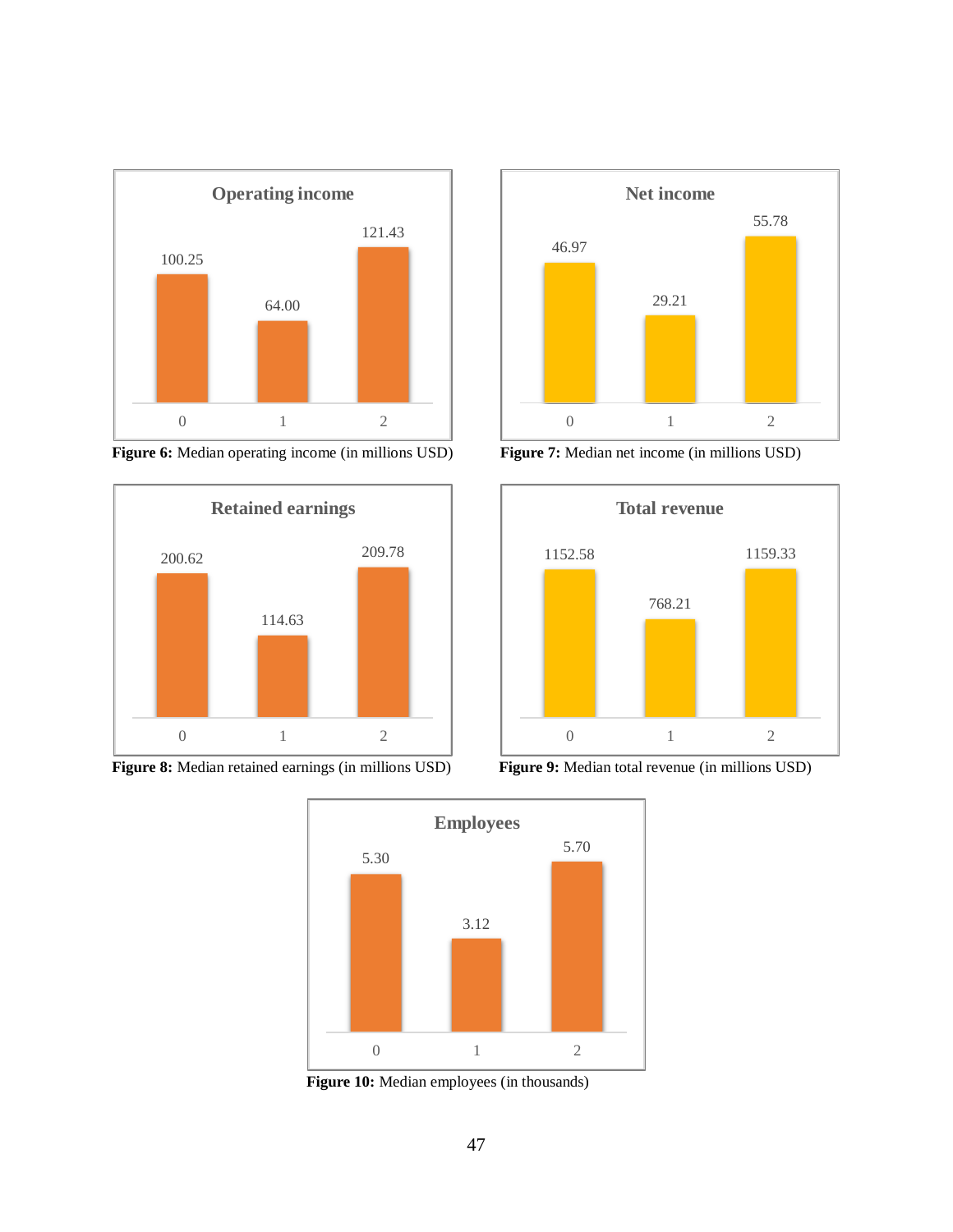**Operating income**

| 0 | 1 | 2 |
| --- | --- | --- |
| 100.25 | 64.00 | 121.43 |

**Figure 6:** Median operating income (in millions USD)

**Net income**

| 0 | 1 | 2 |
| --- | --- | --- |
| 46.97 | 29.21 | 55.78 |

**Figure 7:** Median net income (in millions USD)

**Retained earnings**

| 0 | 1 | 2 |
| --- | --- | --- |
| 200.62 | 114.63 | 209.78 |

**Figure 8:** Median retained earnings (in millions USD)

**Total revenue**

| 0 | 1 | 2 |
| --- | --- | --- |
| 1152.58 | 768.21 | 1159.33 |

**Figure 9:** Median total revenue (in millions USD)

**Employees**

| 0 | 1 | 2 |
| --- | --- | --- |
| 5.30 | 3.12 | 5.70 |

**Figure 10:** Median employees (in thousands)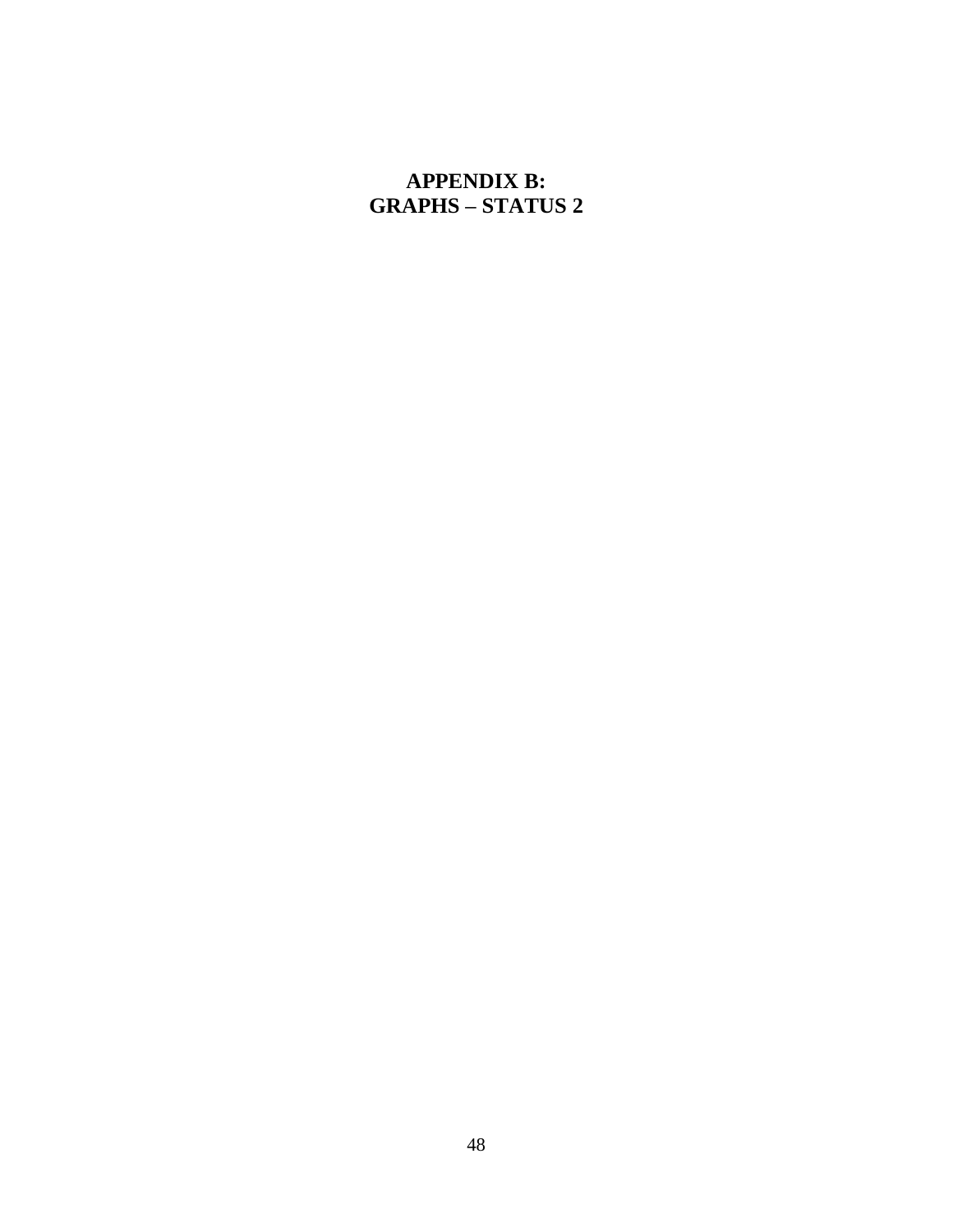# APPENDIX B:
# GRAPHS – STATUS 2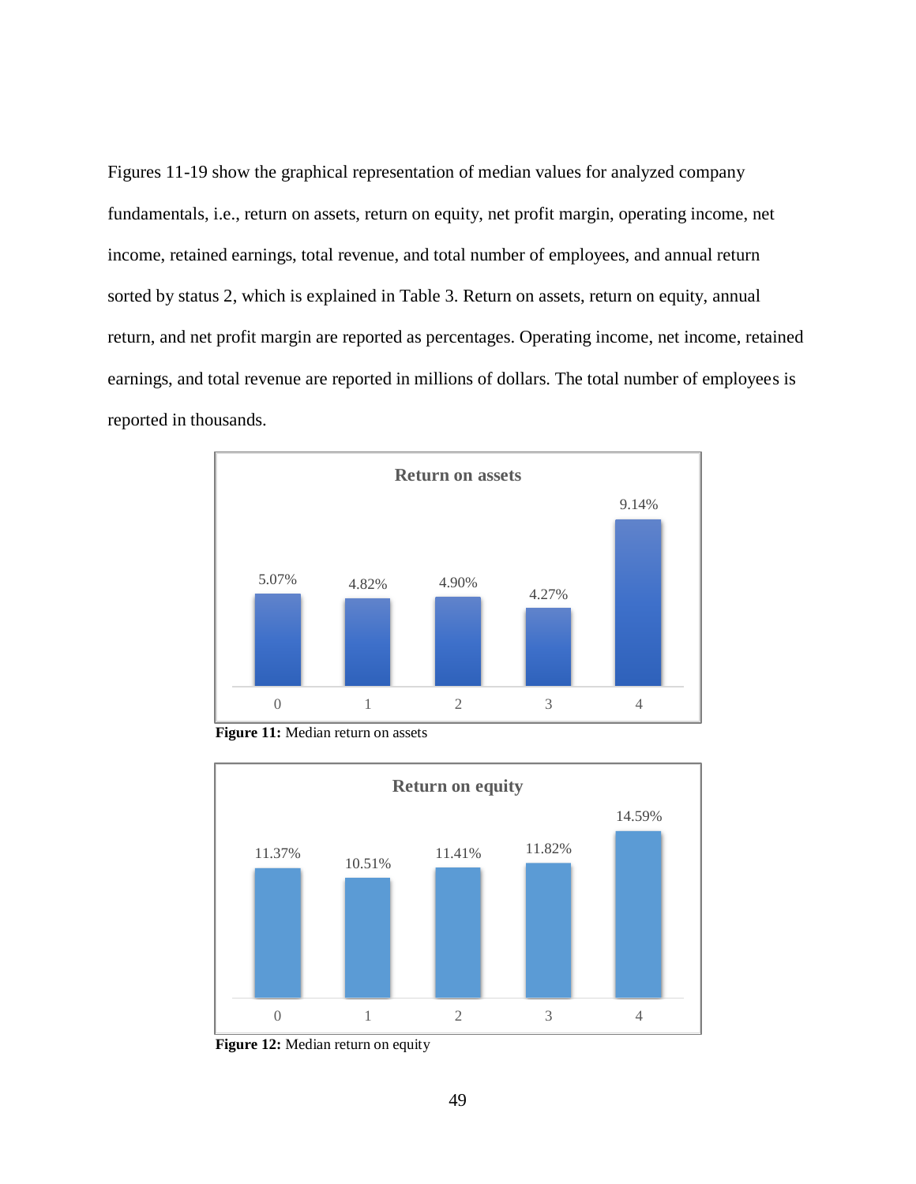Figures 11-19 show the graphical representation of median values for analyzed company fundamentals, i.e., return on assets, return on equity, net profit margin, operating income, net income, retained earnings, total revenue, and total number of employees, and annual return sorted by status 2, which is explained in Table 3. Return on assets, return on equity, annual return, and net profit margin are reported as percentages. Operating income, net income, retained earnings, and total revenue are reported in millions of dollars. The total number of employees is reported in thousands.

**Return on assets**

| Status | 0 | 1 | 2 | 3 | 4 |
|---|---|---|---|---|---|
| Return on assets | 5.07% | 4.82% | 4.90% | 4.27% | 9.14% |

**Figure 11:** Median return on assets

**Return on equity**

| Status | 0 | 1 | 2 | 3 | 4 |
|---|---|---|---|---|---|
| Return on equity | 11.37% | 10.51% | 11.41% | 11.82% | 14.59% |

**Figure 12:** Median return on equity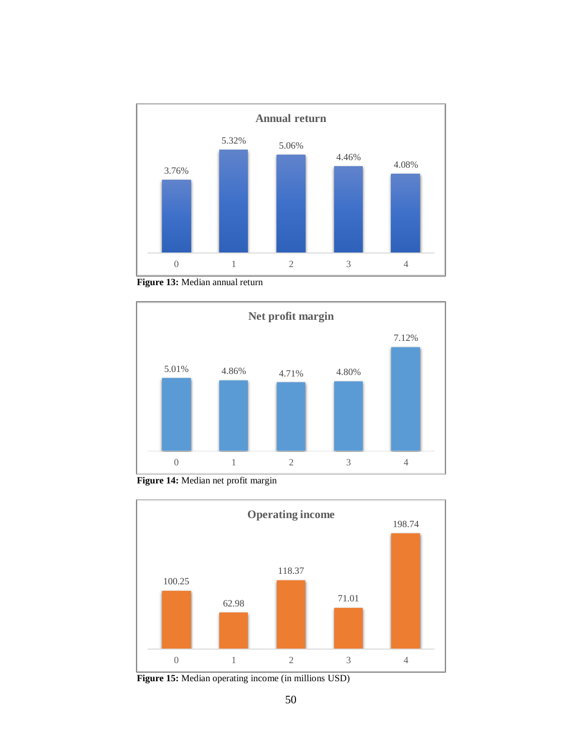**Annual return**

| 0 | 1 | 2 | 3 | 4 |
|---|---|---|---|---|
| 3.76% | 5.32% | 5.06% | 4.46% | 4.08% |

**Figure 13:** Median annual return

**Net profit margin**

| 0 | 1 | 2 | 3 | 4 |
|---|---|---|---|---|
| 5.01% | 4.86% | 4.71% | 4.80% | 7.12% |

**Figure 14:** Median net profit margin

**Operating income**

| 0 | 1 | 2 | 3 | 4 |
|---|---|---|---|---|
| 100.25 | 62.98 | 118.37 | 71.01 | 198.74 |

**Figure 15:** Median operating income (in millions USD)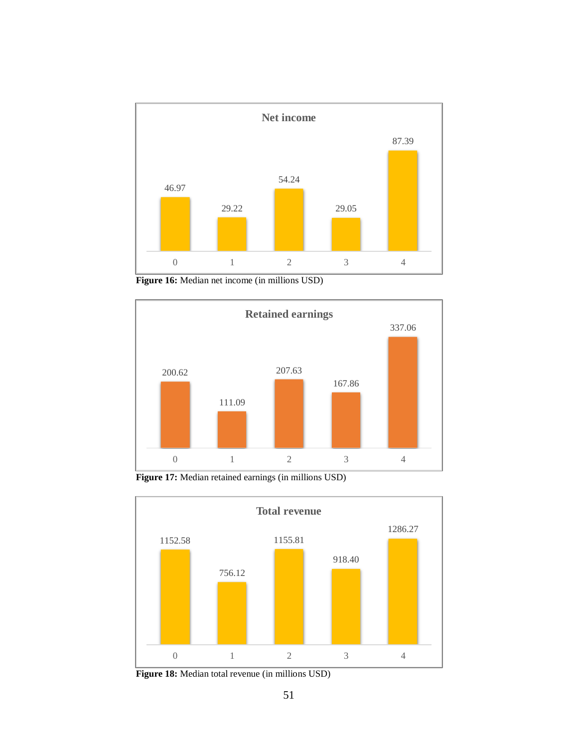Figure 16: **Figure 16:** Median net income (in millions USD)

**Figure 17:** Median retained earnings (in millions USD)

**Figure 18:** Median total revenue (in millions USD)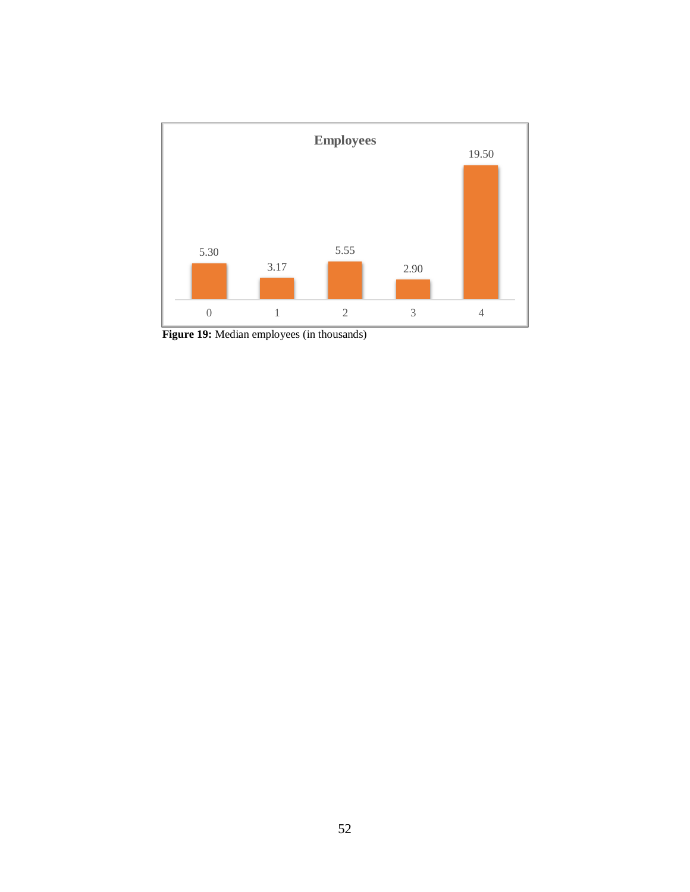**Employees**

| Cluster | 0 | 1 | 2 | 3 | 4 |
|---|---|---|---|---|---|
| Median employees | 5.30 | 3.17 | 5.55 | 2.90 | 19.50 |

**Figure 19:** Median employees (in thousands)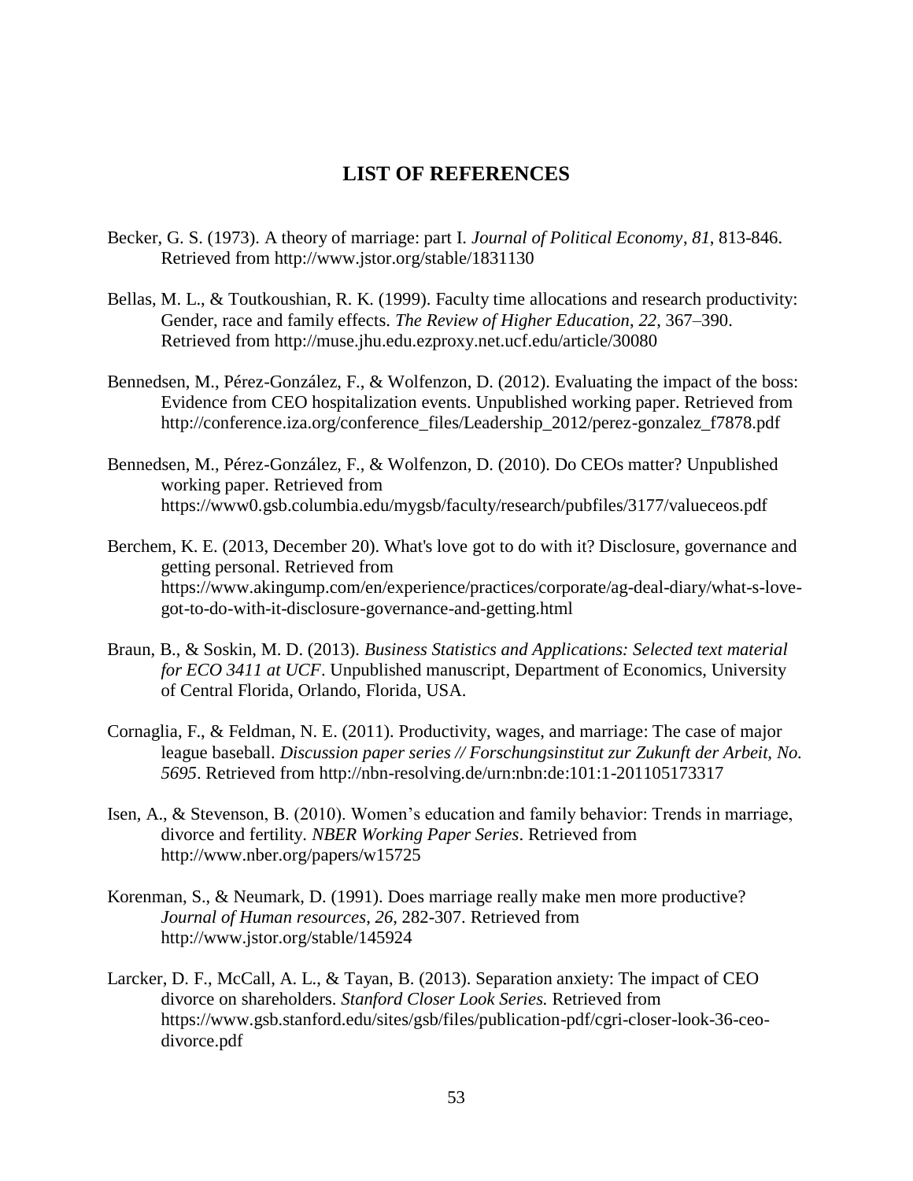# LIST OF REFERENCES

Becker, G. S. (1973). A theory of marriage: part I. *Journal of Political Economy*, *81*, 813-846. Retrieved from http://www.jstor.org/stable/1831130

Bellas, M. L., & Toutkoushian, R. K. (1999). Faculty time allocations and research productivity: Gender, race and family effects. *The Review of Higher Education*, *22*, 367–390. Retrieved from http://muse.jhu.edu.ezproxy.net.ucf.edu/article/30080

Bennedsen, M., Pérez-González, F., & Wolfenzon, D. (2012). Evaluating the impact of the boss: Evidence from CEO hospitalization events. Unpublished working paper. Retrieved from http://conference.iza.org/conference_files/Leadership_2012/perez-gonzalez_f7878.pdf

Bennedsen, M., Pérez-González, F., & Wolfenzon, D. (2010). Do CEOs matter? Unpublished working paper. Retrieved from https://www0.gsb.columbia.edu/mygsb/faculty/research/pubfiles/3177/valueceos.pdf

Berchem, K. E. (2013, December 20). What's love got to do with it? Disclosure, governance and getting personal. Retrieved from https://www.akingump.com/en/experience/practices/corporate/ag-deal-diary/what-s-love-got-to-do-with-it-disclosure-governance-and-getting.html

Braun, B., & Soskin, M. D. (2013). *Business Statistics and Applications: Selected text material for ECO 3411 at UCF*. Unpublished manuscript, Department of Economics, University of Central Florida, Orlando, Florida, USA.

Cornaglia, F., & Feldman, N. E. (2011). Productivity, wages, and marriage: The case of major league baseball. *Discussion paper series // Forschungsinstitut zur Zukunft der Arbeit, No. 5695*. Retrieved from http://nbn-resolving.de/urn:nbn:de:101:1-201105173317

Isen, A., & Stevenson, B. (2010). Women's education and family behavior: Trends in marriage, divorce and fertility. *NBER Working Paper Series*. Retrieved from http://www.nber.org/papers/w15725

Korenman, S., & Neumark, D. (1991). Does marriage really make men more productive? *Journal of Human resources*, *26*, 282-307. Retrieved from http://www.jstor.org/stable/145924

Larcker, D. F., McCall, A. L., & Tayan, B. (2013). Separation anxiety: The impact of CEO divorce on shareholders. *Stanford Closer Look Series.* Retrieved from https://www.gsb.stanford.edu/sites/gsb/files/publication-pdf/cgri-closer-look-36-ceo-divorce.pdf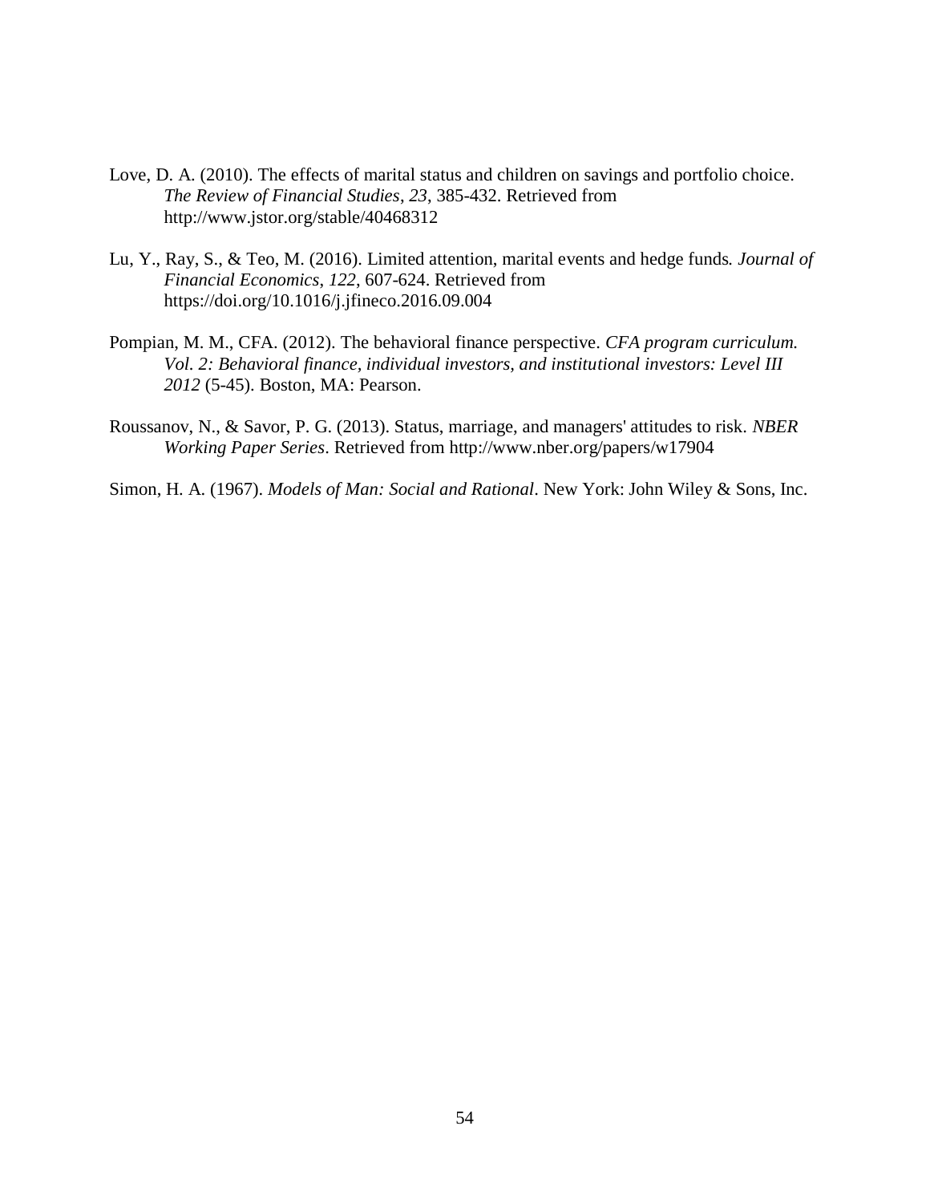Love, D. A. (2010). The effects of marital status and children on savings and portfolio choice. *The Review of Financial Studies*, *23*, 385-432. Retrieved from http://www.jstor.org/stable/40468312

Lu, Y., Ray, S., & Teo, M. (2016). Limited attention, marital events and hedge funds*. Journal of Financial Economics*, *122*, 607-624. Retrieved from https://doi.org/10.1016/j.jfineco.2016.09.004

Pompian, M. M., CFA. (2012). The behavioral finance perspective. *CFA program curriculum. Vol. 2: Behavioral finance, individual investors, and institutional investors: Level III 2012* (5-45). Boston, MA: Pearson.

Roussanov, N., & Savor, P. G. (2013). Status, marriage, and managers' attitudes to risk. *NBER Working Paper Series*. Retrieved from http://www.nber.org/papers/w17904

Simon, H. A. (1967). *Models of Man: Social and Rational*. New York: John Wiley & Sons, Inc.